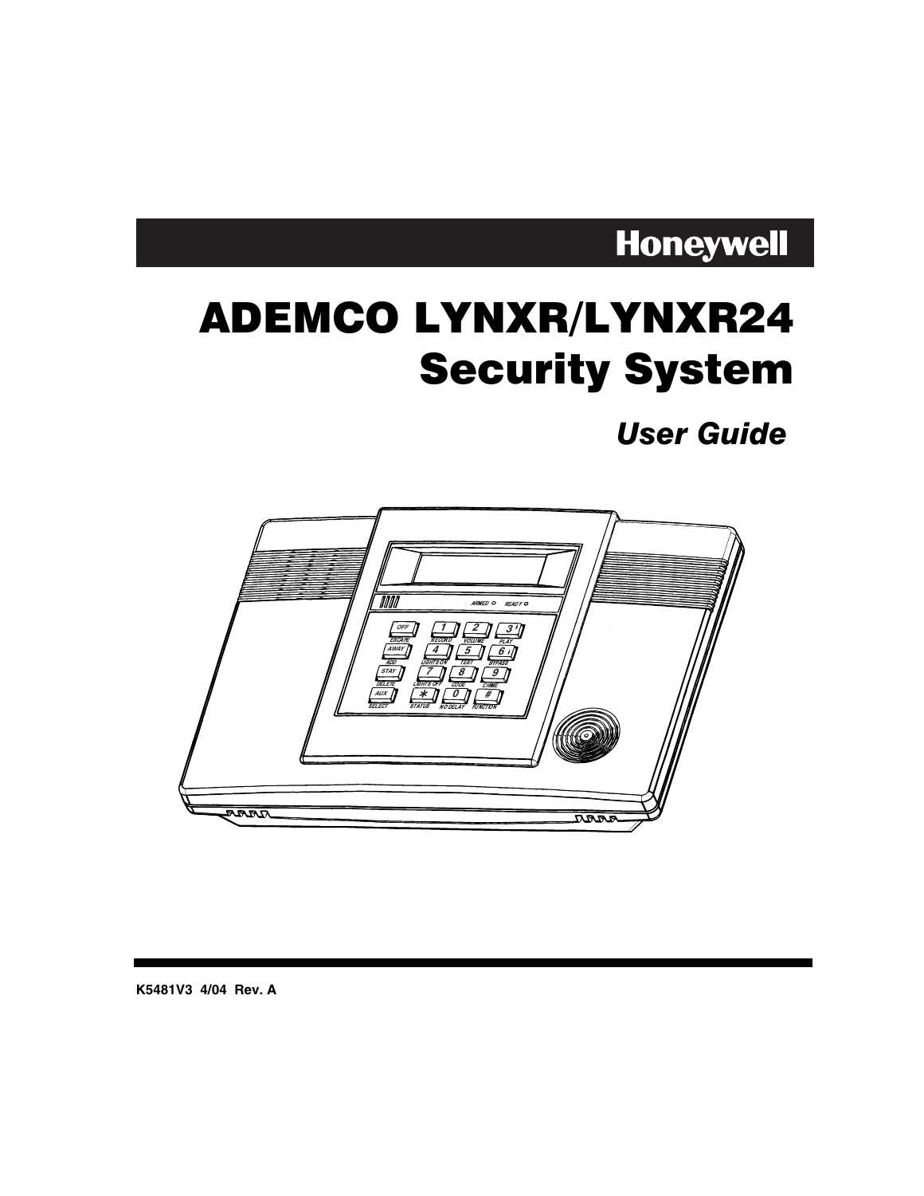**Honeywell**

# ADEMCO LYNXR/LYNXR24 Security System

## *User Guide*

**K5481V3 4/04 Rev. A**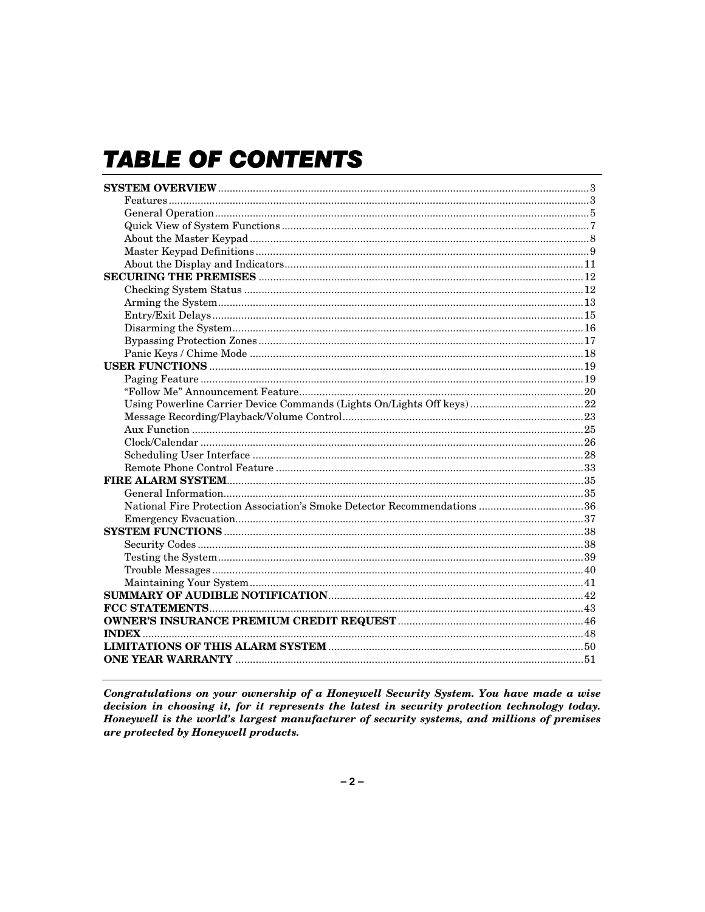# TABLE OF CONTENTS

**SYSTEM OVERVIEW** .......... 3
- Features .......... 3
- General Operation .......... 5
- Quick View of System Functions .......... 7
- About the Master Keypad .......... 8
- Master Keypad Definitions .......... 9
- About the Display and Indicators .......... 11

**SECURING THE PREMISES** .......... 12
- Checking System Status .......... 12
- Arming the System .......... 13
- Entry/Exit Delays .......... 15
- Disarming the System .......... 16
- Bypassing Protection Zones .......... 17
- Panic Keys / Chime Mode .......... 18

**USER FUNCTIONS** .......... 19
- Paging Feature .......... 19
- "Follow Me" Announcement Feature .......... 20
- Using Powerline Carrier Device Commands (Lights On/Lights Off keys) .......... 22
- Message Recording/Playback/Volume Control .......... 23
- Aux Function .......... 25
- Clock/Calendar .......... 26
- Scheduling User Interface .......... 28
- Remote Phone Control Feature .......... 33

**FIRE ALARM SYSTEM** .......... 35
- General Information .......... 35
- National Fire Protection Association's Smoke Detector Recommendations .......... 36
- Emergency Evacuation .......... 37

**SYSTEM FUNCTIONS** .......... 38
- Security Codes .......... 38
- Testing the System .......... 39
- Trouble Messages .......... 40
- Maintaining Your System .......... 41

**SUMMARY OF AUDIBLE NOTIFICATION** .......... 42

**FCC STATEMENTS** .......... 43

**OWNER'S INSURANCE PREMIUM CREDIT REQUEST** .......... 46

**INDEX** .......... 48

**LIMITATIONS OF THIS ALARM SYSTEM** .......... 50

**ONE YEAR WARRANTY** .......... 51

---

***Congratulations on your ownership of a Honeywell Security System. You have made a wise decision in choosing it, for it represents the latest in security protection technology today. Honeywell is the world's largest manufacturer of security systems, and millions of premises are protected by Honeywell products.***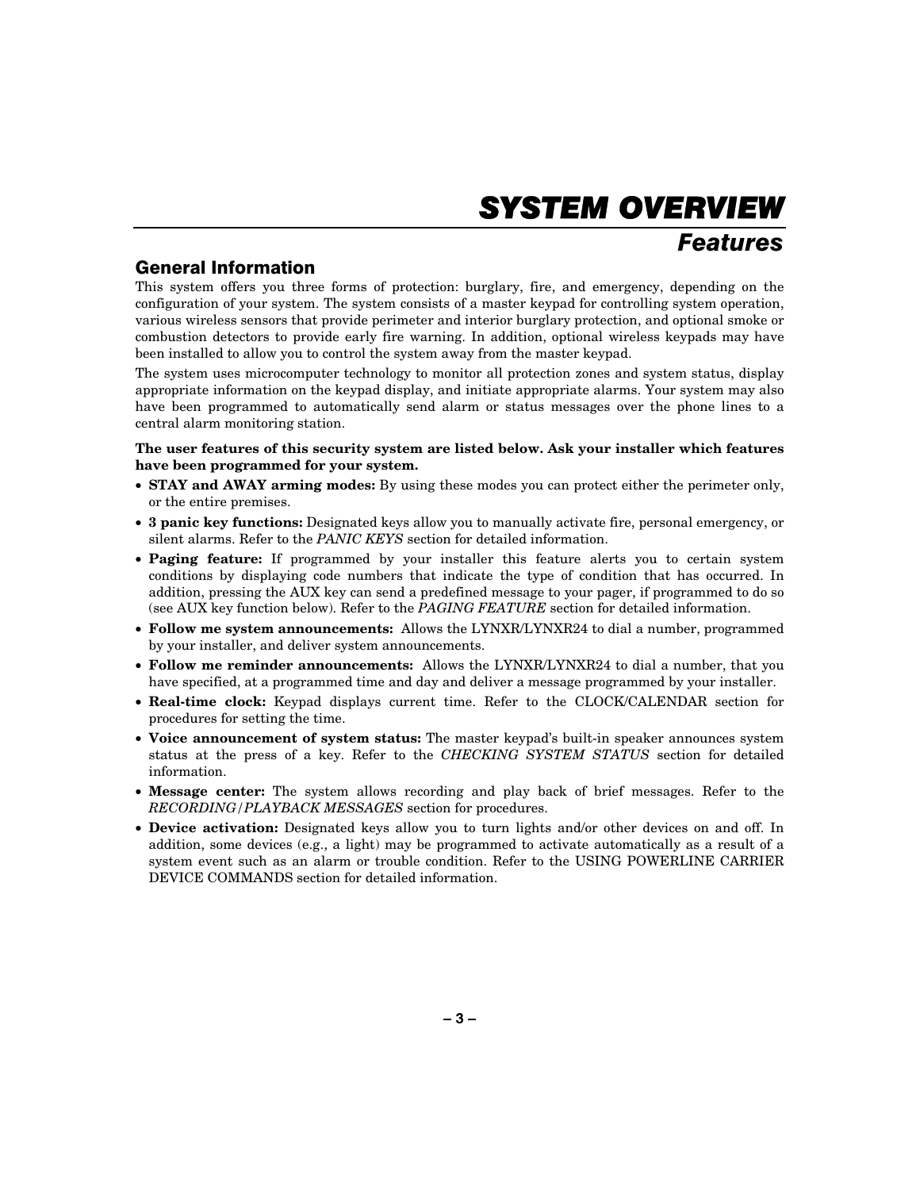# SYSTEM OVERVIEW

## Features

### General Information

This system offers you three forms of protection: burglary, fire, and emergency, depending on the configuration of your system. The system consists of a master keypad for controlling system operation, various wireless sensors that provide perimeter and interior burglary protection, and optional smoke or combustion detectors to provide early fire warning. In addition, optional wireless keypads may have been installed to allow you to control the system away from the master keypad.

The system uses microcomputer technology to monitor all protection zones and system status, display appropriate information on the keypad display, and initiate appropriate alarms. Your system may also have been programmed to automatically send alarm or status messages over the phone lines to a central alarm monitoring station.

**The user features of this security system are listed below. Ask your installer which features have been programmed for your system.**

- **STAY and AWAY arming modes:** By using these modes you can protect either the perimeter only, or the entire premises.
- **3 panic key functions:** Designated keys allow you to manually activate fire, personal emergency, or silent alarms. Refer to the *PANIC KEYS* section for detailed information.
- **Paging feature:** If programmed by your installer this feature alerts you to certain system conditions by displaying code numbers that indicate the type of condition that has occurred. In addition, pressing the AUX key can send a predefined message to your pager, if programmed to do so (see AUX key function below). Refer to the *PAGING FEATURE* section for detailed information.
- **Follow me system announcements:** Allows the LYNXR/LYNXR24 to dial a number, programmed by your installer, and deliver system announcements.
- **Follow me reminder announcements:** Allows the LYNXR/LYNXR24 to dial a number, that you have specified, at a programmed time and day and deliver a message programmed by your installer.
- **Real-time clock:** Keypad displays current time. Refer to the CLOCK/CALENDAR section for procedures for setting the time.
- **Voice announcement of system status:** The master keypad's built-in speaker announces system status at the press of a key. Refer to the *CHECKING SYSTEM STATUS* section for detailed information.
- **Message center:** The system allows recording and play back of brief messages. Refer to the *RECORDING/PLAYBACK MESSAGES* section for procedures.
- **Device activation:** Designated keys allow you to turn lights and/or other devices on and off. In addition, some devices (e.g., a light) may be programmed to activate automatically as a result of a system event such as an alarm or trouble condition. Refer to the USING POWERLINE CARRIER DEVICE COMMANDS section for detailed information.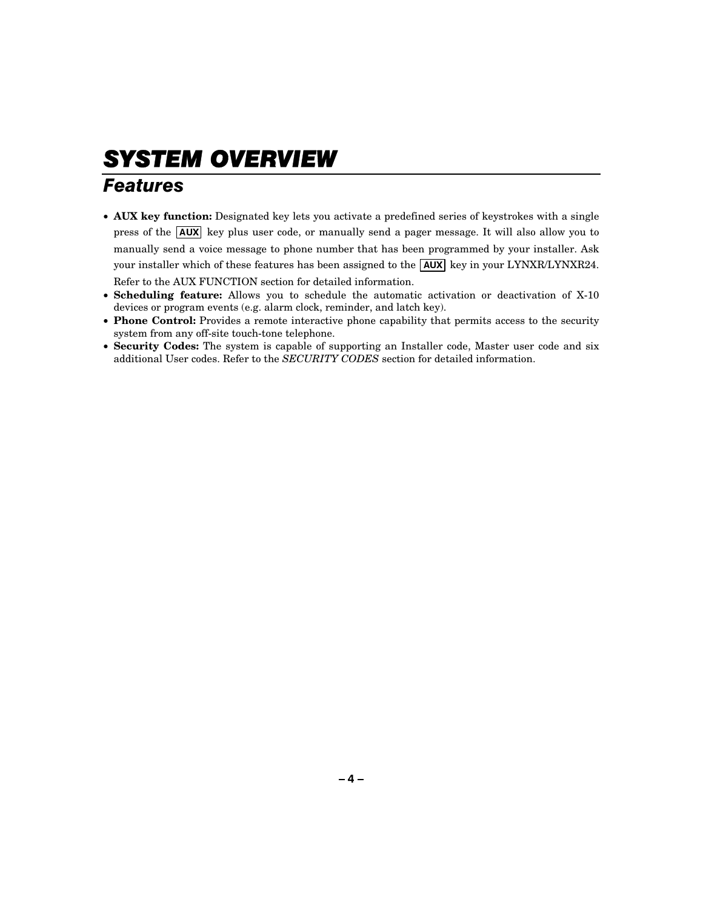# SYSTEM OVERVIEW

## Features

- **AUX key function:** Designated key lets you activate a predefined series of keystrokes with a single press of the AUX key plus user code, or manually send a pager message. It will also allow you to manually send a voice message to phone number that has been programmed by your installer. Ask your installer which of these features has been assigned to the AUX key in your LYNXR/LYNXR24. Refer to the AUX FUNCTION section for detailed information.
- **Scheduling feature:** Allows you to schedule the automatic activation or deactivation of X-10 devices or program events (e.g. alarm clock, reminder, and latch key).
- **Phone Control:** Provides a remote interactive phone capability that permits access to the security system from any off-site touch-tone telephone.
- **Security Codes:** The system is capable of supporting an Installer code, Master user code and six additional User codes. Refer to the *SECURITY CODES* section for detailed information.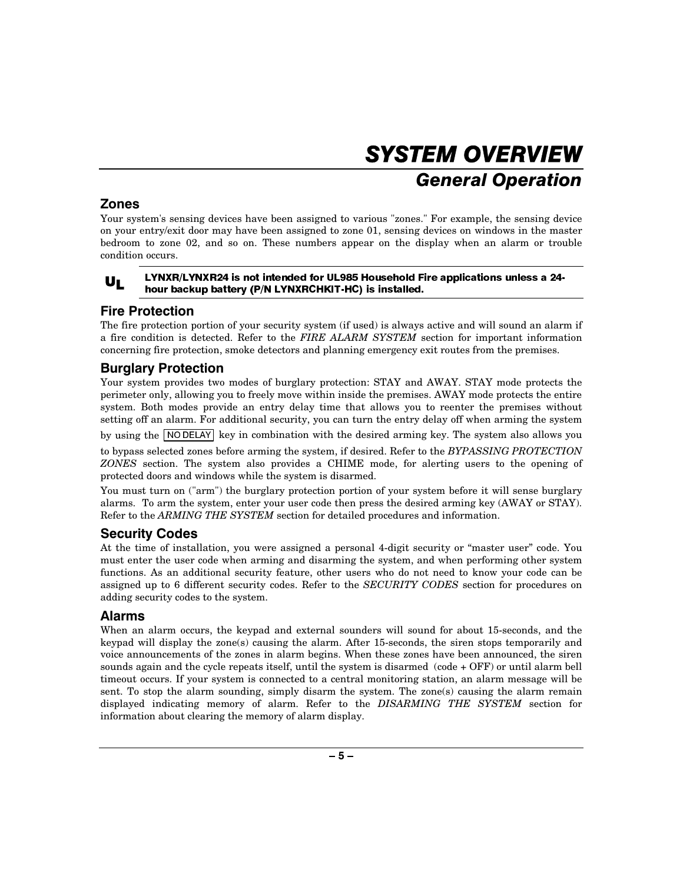# SYSTEM OVERVIEW

## General Operation

### Zones

Your system's sensing devices have been assigned to various "zones." For example, the sensing device on your entry/exit door may have been assigned to zone 01, sensing devices on windows in the master bedroom to zone 02, and so on. These numbers appear on the display when an alarm or trouble condition occurs.

**UL** **LYNXR/LYNXR24 is not intended for UL985 Household Fire applications unless a 24-hour backup battery (P/N LYNXRCHKIT-HC) is installed.**

### Fire Protection

The fire protection portion of your security system (if used) is always active and will sound an alarm if a fire condition is detected. Refer to the *FIRE ALARM SYSTEM* section for important information concerning fire protection, smoke detectors and planning emergency exit routes from the premises.

### Burglary Protection

Your system provides two modes of burglary protection: STAY and AWAY. STAY mode protects the perimeter only, allowing you to freely move within inside the premises. AWAY mode protects the entire system. Both modes provide an entry delay time that allows you to reenter the premises without setting off an alarm. For additional security, you can turn the entry delay off when arming the system by using the NO DELAY key in combination with the desired arming key. The system also allows you to bypass selected zones before arming the system, if desired. Refer to the *BYPASSING PROTECTION ZONES* section. The system also provides a CHIME mode, for alerting users to the opening of protected doors and windows while the system is disarmed.

You must turn on ("arm") the burglary protection portion of your system before it will sense burglary alarms. To arm the system, enter your user code then press the desired arming key (AWAY or STAY). Refer to the *ARMING THE SYSTEM* section for detailed procedures and information.

### Security Codes

At the time of installation, you were assigned a personal 4-digit security or "master user" code. You must enter the user code when arming and disarming the system, and when performing other system functions. As an additional security feature, other users who do not need to know your code can be assigned up to 6 different security codes. Refer to the *SECURITY CODES* section for procedures on adding security codes to the system.

### Alarms

When an alarm occurs, the keypad and external sounders will sound for about 15-seconds, and the keypad will display the zone(s) causing the alarm. After 15-seconds, the siren stops temporarily and voice announcements of the zones in alarm begins. When these zones have been announced, the siren sounds again and the cycle repeats itself, until the system is disarmed (code + OFF) or until alarm bell timeout occurs. If your system is connected to a central monitoring station, an alarm message will be sent. To stop the alarm sounding, simply disarm the system. The zone(s) causing the alarm remain displayed indicating memory of alarm. Refer to the *DISARMING THE SYSTEM* section for information about clearing the memory of alarm display.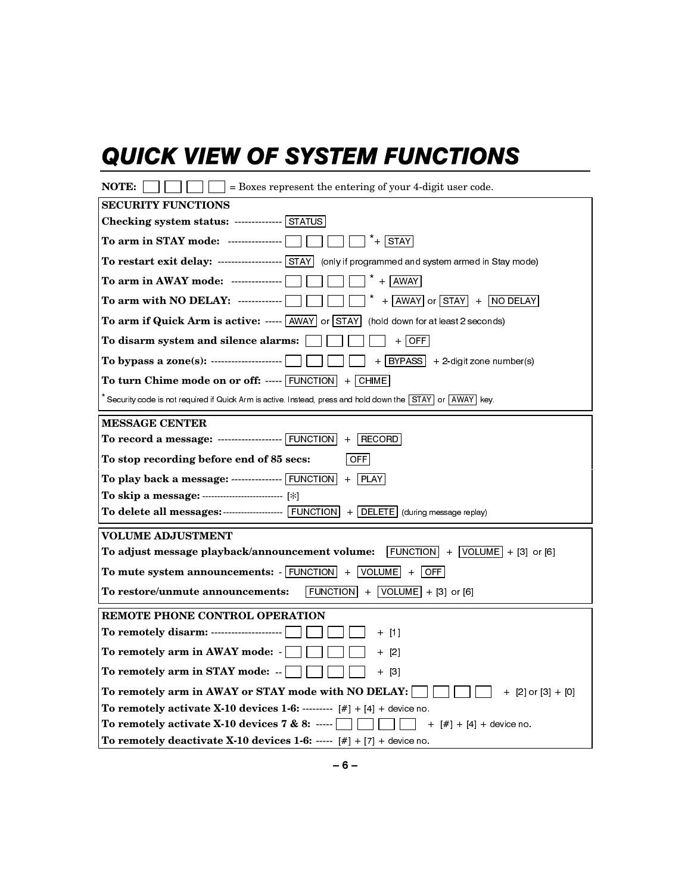# QUICK VIEW OF SYSTEM FUNCTIONS

**NOTE:** [ ] [ ] [ ] [ ] = Boxes represent the entering of your 4-digit user code.

| SECURITY FUNCTIONS | |
|---|---|
| **Checking system status:** | [STATUS] |
| **To arm in STAY mode:** | [ ] [ ] [ ] [ ] * + [STAY] |
| **To restart exit delay:** | [STAY] (only if programmed and system armed in Stay mode) |
| **To arm in AWAY mode:** | [ ] [ ] [ ] [ ] * + [AWAY] |
| **To arm with NO DELAY:** | [ ] [ ] [ ] [ ] * + [AWAY] or [STAY] + [NO DELAY] |
| **To arm if Quick Arm is active:** | [AWAY] or [STAY] (hold down for at least 2 seconds) |
| **To disarm system and silence alarms:** | [ ] [ ] [ ] [ ] + [OFF] |
| **To bypass a zone(s):** | [ ] [ ] [ ] [ ] + [BYPASS] + 2-digit zone number(s) |
| **To turn Chime mode on or off:** | [FUNCTION] + [CHIME] |

* Security code is not required if Quick Arm is active. Instead, press and hold down the [STAY] or [AWAY] key.

| MESSAGE CENTER | |
|---|---|
| **To record a message:** | [FUNCTION] + [RECORD] |
| **To stop recording before end of 85 secs:** | [OFF] |
| **To play back a message:** | [FUNCTION] + [PLAY] |
| **To skip a message:** | [*] |
| **To delete all messages:** | [FUNCTION] + [DELETE] (during message replay) |

| VOLUME ADJUSTMENT | |
|---|---|
| **To adjust message playback/announcement volume:** | [FUNCTION] + [VOLUME] + [3] or [6] |
| **To mute system announcements:** | [FUNCTION] + [VOLUME] + [OFF] |
| **To restore/unmute announcements:** | [FUNCTION] + [VOLUME] + [3] or [6] |

| REMOTE PHONE CONTROL OPERATION | |
|---|---|
| **To remotely disarm:** | [ ] [ ] [ ] [ ] + [1] |
| **To remotely arm in AWAY mode:** | [ ] [ ] [ ] [ ] + [2] |
| **To remotely arm in STAY mode:** | [ ] [ ] [ ] [ ] + [3] |
| **To remotely arm in AWAY or STAY mode with NO DELAY:** | [ ] [ ] [ ] [ ] + [2] or [3] + [0] |
| **To remotely activate X-10 devices 1-6:** | [#] + [4] + device no. |
| **To remotely activate X-10 devices 7 & 8:** | [ ] [ ] [ ] [ ] + [#] + [4] + device no. |
| **To remotely deactivate X-10 devices 1-6:** | [#] + [7] + device no. |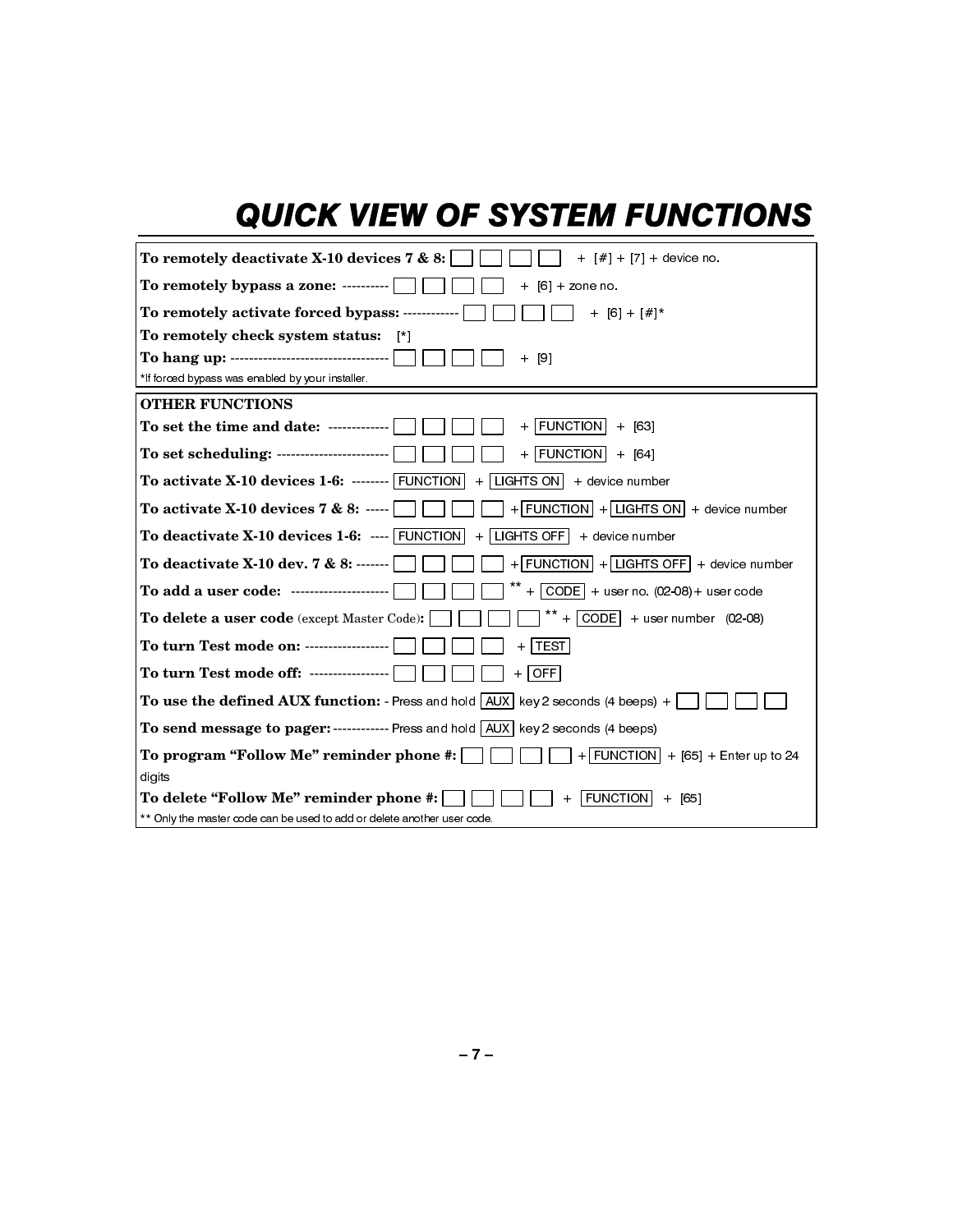# QUICK VIEW OF SYSTEM FUNCTIONS

**To remotely deactivate X-10 devices 7 & 8:** [ ] [ ] [ ] [ ] + [#] + [7] + device no.

**To remotely bypass a zone:** ---------- [ ] [ ] [ ] [ ] + [6] + zone no.

**To remotely activate forced bypass:** ------------ [ ] [ ] [ ] [ ] + [6] + [#]*

**To remotely check system status:** [*]

**To hang up:** ---------------------------------- [ ] [ ] [ ] [ ] + [9]

*If forced bypass was enabled by your installer.

**OTHER FUNCTIONS**

**To set the time and date:** ------------- [ ] [ ] [ ] [ ] + FUNCTION + [63]

**To set scheduling:** ------------------------ [ ] [ ] [ ] [ ] + FUNCTION + [64]

**To activate X-10 devices 1-6:** -------- FUNCTION + LIGHTS ON + device number

**To activate X-10 devices 7 & 8:** ----- [ ] [ ] [ ] [ ] + FUNCTION + LIGHTS ON + device number

**To deactivate X-10 devices 1-6:** ---- FUNCTION + LIGHTS OFF + device number

**To deactivate X-10 dev. 7 & 8:** ------- [ ] [ ] [ ] [ ] + FUNCTION + LIGHTS OFF + device number

**To add a user code:** --------------------- [ ] [ ] [ ] [ ] ** + CODE + user no. (02-08)+ user code

**To delete a user code** (except Master Code)**:** [ ] [ ] [ ] [ ] ** + CODE + user number (02-08)

**To turn Test mode on:** ------------------ [ ] [ ] [ ] [ ] + TEST

**To turn Test mode off:** ----------------- [ ] [ ] [ ] [ ] + OFF

**To use the defined AUX function:** - Press and hold AUX key 2 seconds (4 beeps) + [ ] [ ] [ ] [ ]

**To send message to pager:** ------------ Press and hold AUX key 2 seconds (4 beeps)

**To program "Follow Me" reminder phone #:** [ ] [ ] [ ] [ ] + FUNCTION + [65] + Enter up to 24 digits

**To delete "Follow Me" reminder phone #:** [ ] [ ] [ ] [ ] + FUNCTION + [65]

** Only the master code can be used to add or delete another user code.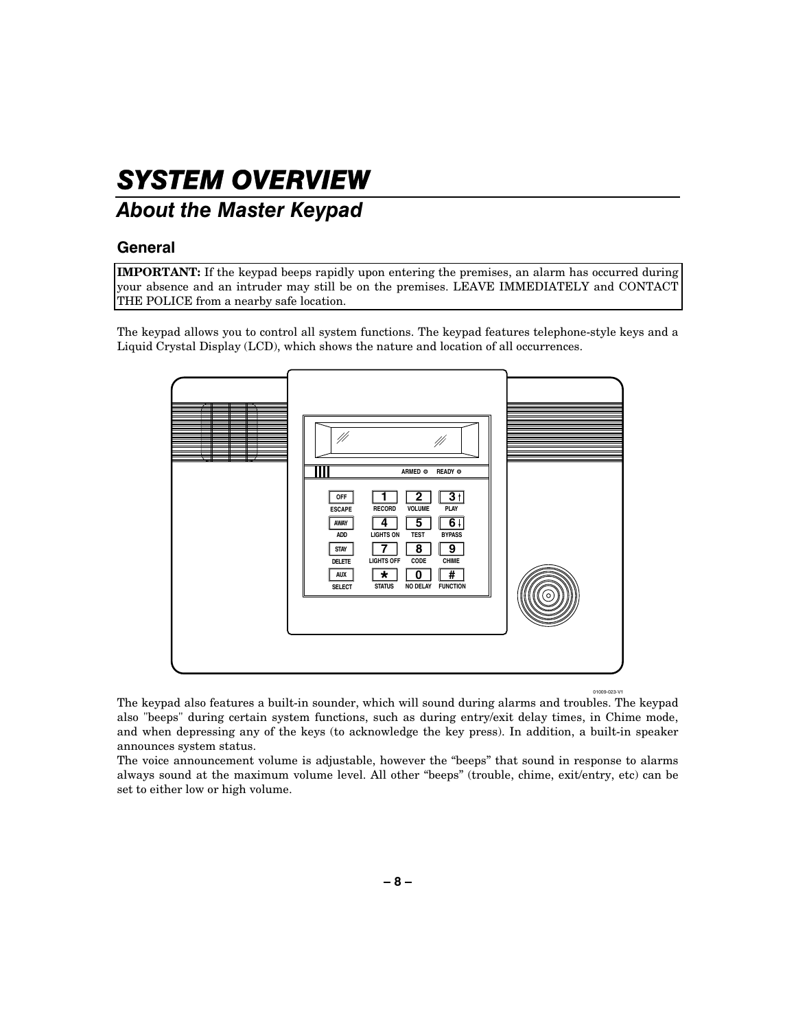# SYSTEM OVERVIEW

## About the Master Keypad

### General

**IMPORTANT:** If the keypad beeps rapidly upon entering the premises, an alarm has occurred during your absence and an intruder may still be on the premises. LEAVE IMMEDIATELY and CONTACT THE POLICE from a nearby safe location.

The keypad allows you to control all system functions. The keypad features telephone-style keys and a Liquid Crystal Display (LCD), which shows the nature and location of all occurrences.

The keypad also features a built-in sounder, which will sound during alarms and troubles. The keypad also "beeps" during certain system functions, such as during entry/exit delay times, in Chime mode, and when depressing any of the keys (to acknowledge the key press). In addition, a built-in speaker announces system status.

The voice announcement volume is adjustable, however the “beeps” that sound in response to alarms always sound at the maximum volume level. All other “beeps” (trouble, chime, exit/entry, etc) can be set to either low or high volume.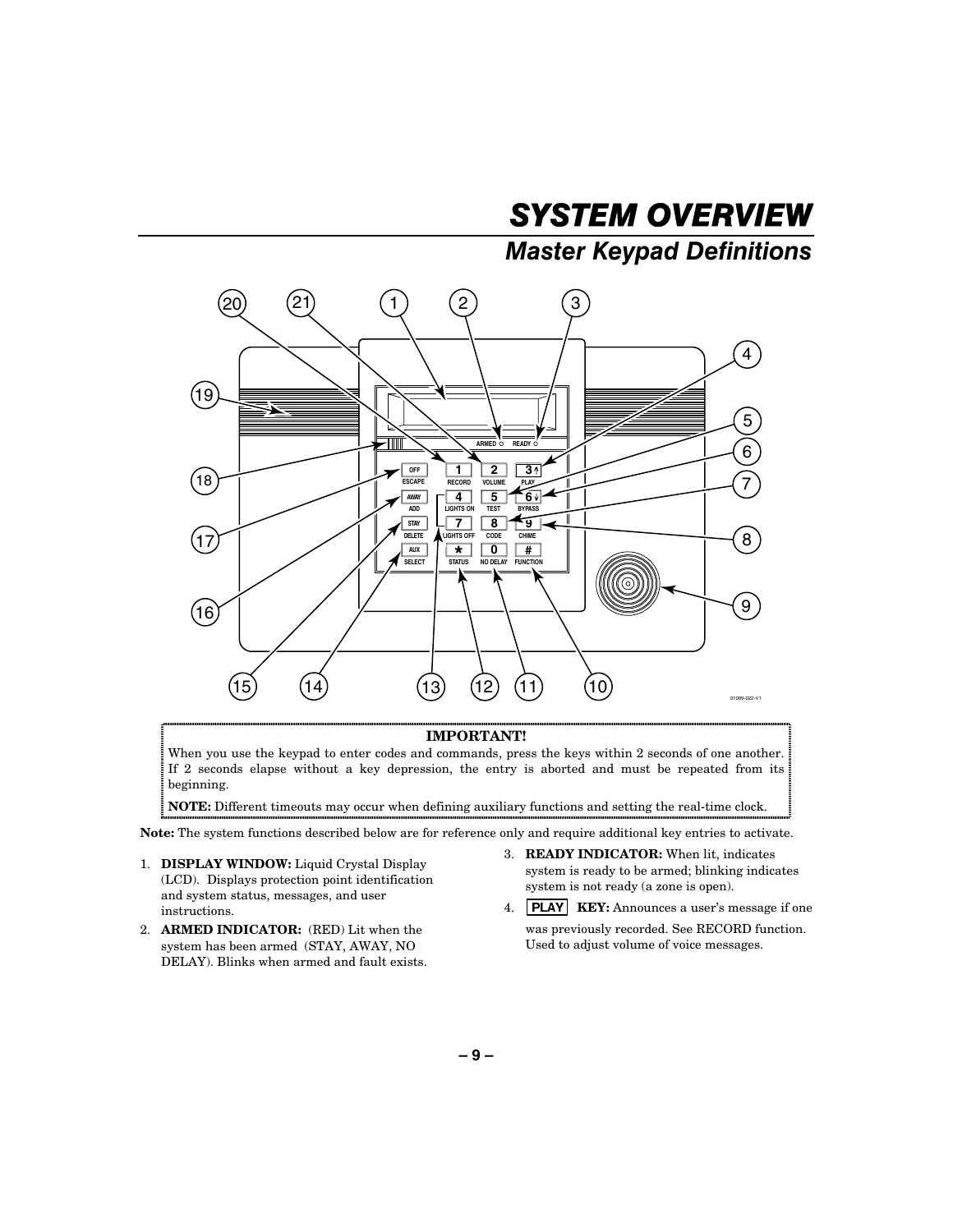# SYSTEM OVERVIEW

## Master Keypad Definitions

**IMPORTANT!**

When you use the keypad to enter codes and commands, press the keys within 2 seconds of one another. If 2 seconds elapse without a key depression, the entry is aborted and must be repeated from its beginning.

**NOTE:** Different timeouts may occur when defining auxiliary functions and setting the real-time clock.

**Note:** The system functions described below are for reference only and require additional key entries to activate.

1. **DISPLAY WINDOW:** Liquid Crystal Display (LCD). Displays protection point identification and system status, messages, and user instructions.
2. **ARMED INDICATOR:** (RED) Lit when the system has been armed (STAY, AWAY, NO DELAY). Blinks when armed and fault exists.
3. **READY INDICATOR:** When lit, indicates system is ready to be armed; blinking indicates system is not ready (a zone is open).
4. **PLAY KEY:** Announces a user's message if one was previously recorded. See RECORD function. Used to adjust volume of voice messages.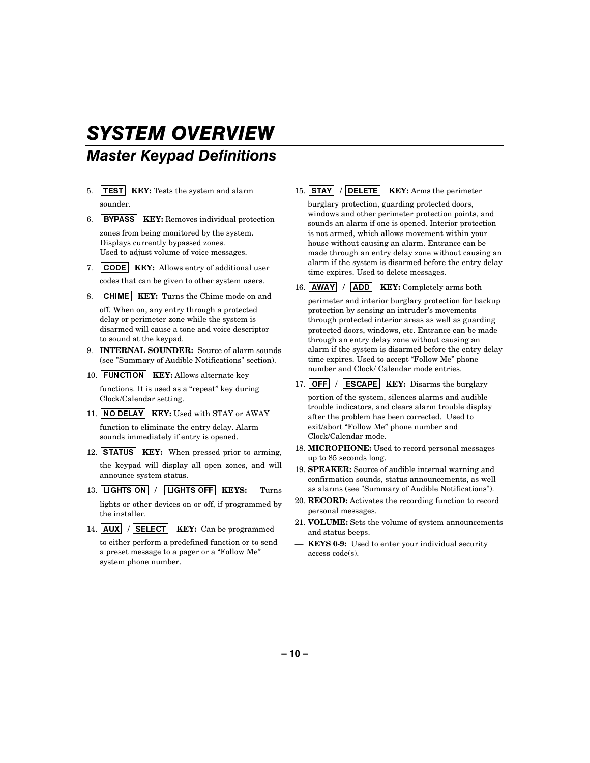# SYSTEM OVERVIEW

## Master Keypad Definitions

5. **TEST KEY:** Tests the system and alarm sounder.

6. **BYPASS KEY:** Removes individual protection zones from being monitored by the system. Displays currently bypassed zones. Used to adjust volume of voice messages.

7. **CODE KEY:** Allows entry of additional user codes that can be given to other system users.

8. **CHIME KEY:** Turns the Chime mode on and off. When on, any entry through a protected delay or perimeter zone while the system is disarmed will cause a tone and voice descriptor to sound at the keypad.

9. **INTERNAL SOUNDER:** Source of alarm sounds (see "Summary of Audible Notifications" section).

10. **FUNCTION KEY:** Allows alternate key functions. It is used as a "repeat" key during Clock/Calendar setting.

11. **NO DELAY KEY:** Used with STAY or AWAY function to eliminate the entry delay. Alarm sounds immediately if entry is opened.

12. **STATUS KEY:** When pressed prior to arming, the keypad will display all open zones, and will announce system status.

13. **LIGHTS ON / LIGHTS OFF KEYS:** Turns lights or other devices on or off, if programmed by the installer.

14. **AUX / SELECT KEY:** Can be programmed to either perform a predefined function or to send a preset message to a pager or a "Follow Me" system phone number.

15. **STAY / DELETE KEY:** Arms the perimeter burglary protection, guarding protected doors, windows and other perimeter protection points, and sounds an alarm if one is opened. Interior protection is not armed, which allows movement within your house without causing an alarm. Entrance can be made through an entry delay zone without causing an alarm if the system is disarmed before the entry delay time expires. Used to delete messages.

16. **AWAY / ADD KEY:** Completely arms both perimeter and interior burglary protection for backup protection by sensing an intruder's movements through protected interior areas as well as guarding protected doors, windows, etc. Entrance can be made through an entry delay zone without causing an alarm if the system is disarmed before the entry delay time expires. Used to accept "Follow Me" phone number and Clock/ Calendar mode entries.

17. **OFF / ESCAPE KEY:** Disarms the burglary portion of the system, silences alarms and audible trouble indicators, and clears alarm trouble display after the problem has been corrected. Used to exit/abort "Follow Me" phone number and Clock/Calendar mode.

18. **MICROPHONE:** Used to record personal messages up to 85 seconds long.

19. **SPEAKER:** Source of audible internal warning and confirmation sounds, status announcements, as well as alarms (see "Summary of Audible Notifications").

20. **RECORD:** Activates the recording function to record personal messages.

21. **VOLUME:** Sets the volume of system announcements and status beeps.

— **KEYS 0-9:** Used to enter your individual security access code(s).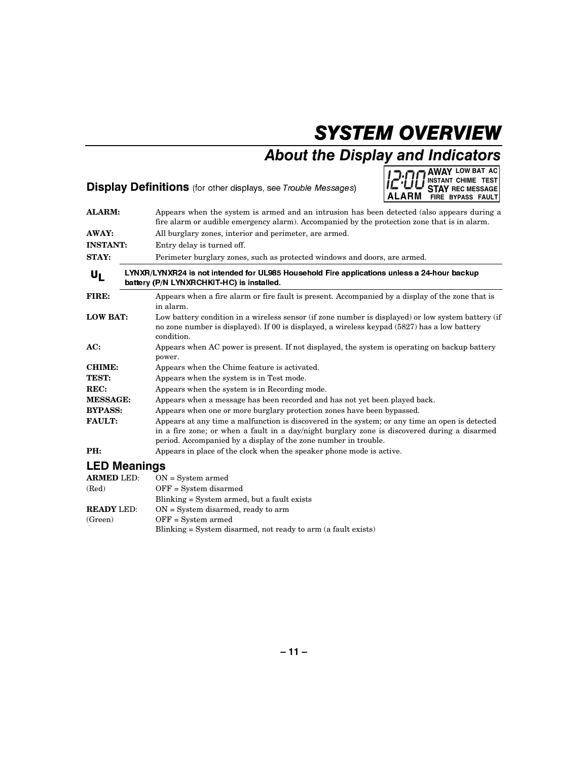# SYSTEM OVERVIEW

## About the Display and Indicators

### Display Definitions (for other displays, see *Trouble Messages*)

12:00 AWAY LOW BAT AC INSTANT CHIME TEST STAY REC MESSAGE ALARM FIRE BYPASS FAULT

**ALARM:** Appears when the system is armed and an intrusion has been detected (also appears during a fire alarm or audible emergency alarm). Accompanied by the protection zone that is in alarm.

**AWAY:** All burglary zones, interior and perimeter, are armed.

**INSTANT:** Entry delay is turned off.

**STAY:** Perimeter burglary zones, such as protected windows and doors, are armed.

**UL** **LYNXR/LYNXR24 is not intended for UL985 Household Fire applications unless a 24-hour backup battery (P/N LYNXRCHKIT-HC) is installed.**

**FIRE:** Appears when a fire alarm or fire fault is present. Accompanied by a display of the zone that is in alarm.

**LOW BAT:** Low battery condition in a wireless sensor (if zone number is displayed) or low system battery (if no zone number is displayed). If 00 is displayed, a wireless keypad (5827) has a low battery condition.

**AC:** Appears when AC power is present. If not displayed, the system is operating on backup battery power.

**CHIME:** Appears when the Chime feature is activated.

**TEST:** Appears when the system is in Test mode.

**REC:** Appears when the system is in Recording mode.

**MESSAGE:** Appears when a message has been recorded and has not yet been played back.

**BYPASS:** Appears when one or more burglary protection zones have been bypassed.

**FAULT:** Appears at any time a malfunction is discovered in the system; or any time an open is detected in a fire zone; or when a fault in a day/night burglary zone is discovered during a disarmed period. Accompanied by a display of the zone number in trouble.

**PH:** Appears in place of the clock when the speaker phone mode is active.

### LED Meanings

**ARMED** LED: (Red)
- ON = System armed
- OFF = System disarmed
- Blinking = System armed, but a fault exists

**READY** LED: (Green)
- ON = System disarmed, ready to arm
- OFF = System armed
- Blinking = System disarmed, not ready to arm (a fault exists)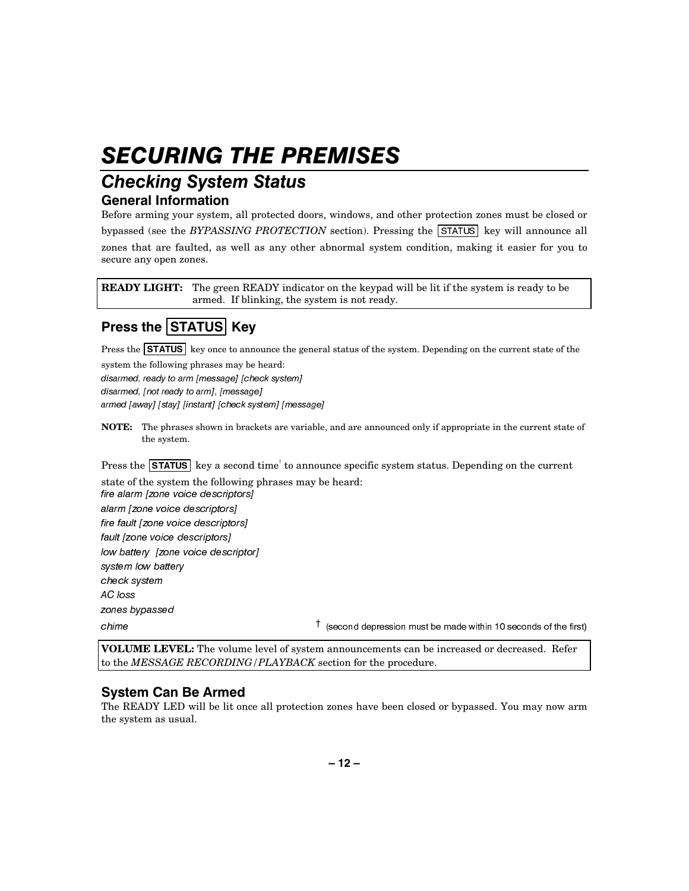# SECURING THE PREMISES

## Checking System Status

### General Information

Before arming your system, all protected doors, windows, and other protection zones must be closed or bypassed (see the *BYPASSING PROTECTION* section). Pressing the STATUS key will announce all zones that are faulted, as well as any other abnormal system condition, making it easier for you to secure any open zones.

| **READY LIGHT:** | The green READY indicator on the keypad will be lit if the system is ready to be armed. If blinking, the system is not ready. |
|---|---|

### Press the STATUS Key

Press the **STATUS** key once to announce the general status of the system. Depending on the current state of the system the following phrases may be heard:

*disarmed, ready to arm [message] [check system]*
*disarmed, [not ready to arm], [message]*
*armed [away] [stay] [instant] [check system] [message]*

**NOTE:** The phrases shown in brackets are variable, and are announced only if appropriate in the current state of the system.

Press the **STATUS** key a second time† to announce specific system status. Depending on the current state of the system the following phrases may be heard:

*fire alarm [zone voice descriptors]*
*alarm [zone voice descriptors]*
*fire fault [zone voice descriptors]*
*fault [zone voice descriptors]*
*low battery [zone voice descriptor]*
*system low battery*
*check system*
*AC loss*
*zones bypassed*
*chime*

† (second depression must be made within 10 seconds of the first)

| **VOLUME LEVEL:** The volume level of system announcements can be increased or decreased. Refer to the *MESSAGE RECORDING/PLAYBACK* section for the procedure. |
|---|

### System Can Be Armed

The READY LED will be lit once all protection zones have been closed or bypassed. You may now arm the system as usual.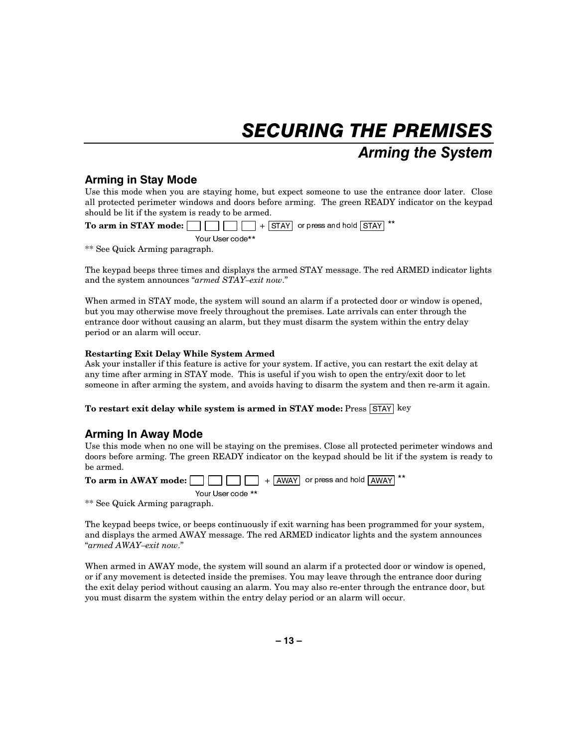# SECURING THE PREMISES

## Arming the System

### Arming in Stay Mode

Use this mode when you are staying home, but expect someone to use the entrance door later. Close all protected perimeter windows and doors before arming. The green READY indicator on the keypad should be lit if the system is ready to be armed.

**To arm in STAY mode:** [ ] [ ] [ ] [ ] + [STAY] or press and hold [STAY] **

Your User code**

** See Quick Arming paragraph.

The keypad beeps three times and displays the armed STAY message. The red ARMED indicator lights and the system announces "*armed STAY–exit now*."

When armed in STAY mode, the system will sound an alarm if a protected door or window is opened, but you may otherwise move freely throughout the premises. Late arrivals can enter through the entrance door without causing an alarm, but they must disarm the system within the entry delay period or an alarm will occur.

**Restarting Exit Delay While System Armed**

Ask your installer if this feature is active for your system. If active, you can restart the exit delay at any time after arming in STAY mode. This is useful if you wish to open the entry/exit door to let someone in after arming the system, and avoids having to disarm the system and then re-arm it again.

**To restart exit delay while system is armed in STAY mode:** Press [STAY] key

### Arming In Away Mode

Use this mode when no one will be staying on the premises. Close all protected perimeter windows and doors before arming. The green READY indicator on the keypad should be lit if the system is ready to be armed.

**To arm in AWAY mode:** [ ] [ ] [ ] [ ] + [AWAY] or press and hold [AWAY] **

Your User code **

** See Quick Arming paragraph.

The keypad beeps twice, or beeps continuously if exit warning has been programmed for your system, and displays the armed AWAY message. The red ARMED indicator lights and the system announces "*armed AWAY–exit now*."

When armed in AWAY mode, the system will sound an alarm if a protected door or window is opened, or if any movement is detected inside the premises. You may leave through the entrance door during the exit delay period without causing an alarm. You may also re-enter through the entrance door, but you must disarm the system within the entry delay period or an alarm will occur.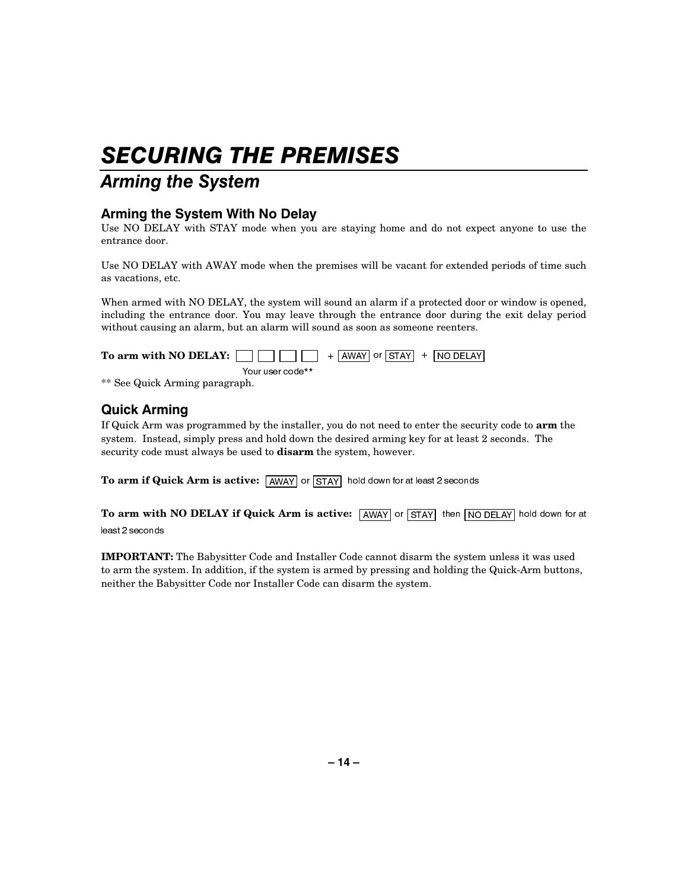# SECURING THE PREMISES

## Arming the System

### Arming the System With No Delay

Use NO DELAY with STAY mode when you are staying home and do not expect anyone to use the entrance door.

Use NO DELAY with AWAY mode when the premises will be vacant for extended periods of time such as vacations, etc.

When armed with NO DELAY, the system will sound an alarm if a protected door or window is opened, including the entrance door. You may leave through the entrance door during the exit delay period without causing an alarm, but an alarm will sound as soon as someone reenters.

**To arm with NO DELAY:** [ ] [ ] [ ] [ ] + [AWAY] or [STAY] + [NO DELAY]

Your user code**

** See Quick Arming paragraph.

### Quick Arming

If Quick Arm was programmed by the installer, you do not need to enter the security code to **arm** the system. Instead, simply press and hold down the desired arming key for at least 2 seconds. The security code must always be used to **disarm** the system, however.

**To arm if Quick Arm is active:** [AWAY] or [STAY] hold down for at least 2 seconds

**To arm with NO DELAY if Quick Arm is active:** [AWAY] or [STAY] then [NO DELAY] hold down for at least 2 seconds

**IMPORTANT:** The Babysitter Code and Installer Code cannot disarm the system unless it was used to arm the system. In addition, if the system is armed by pressing and holding the Quick-Arm buttons, neither the Babysitter Code nor Installer Code can disarm the system.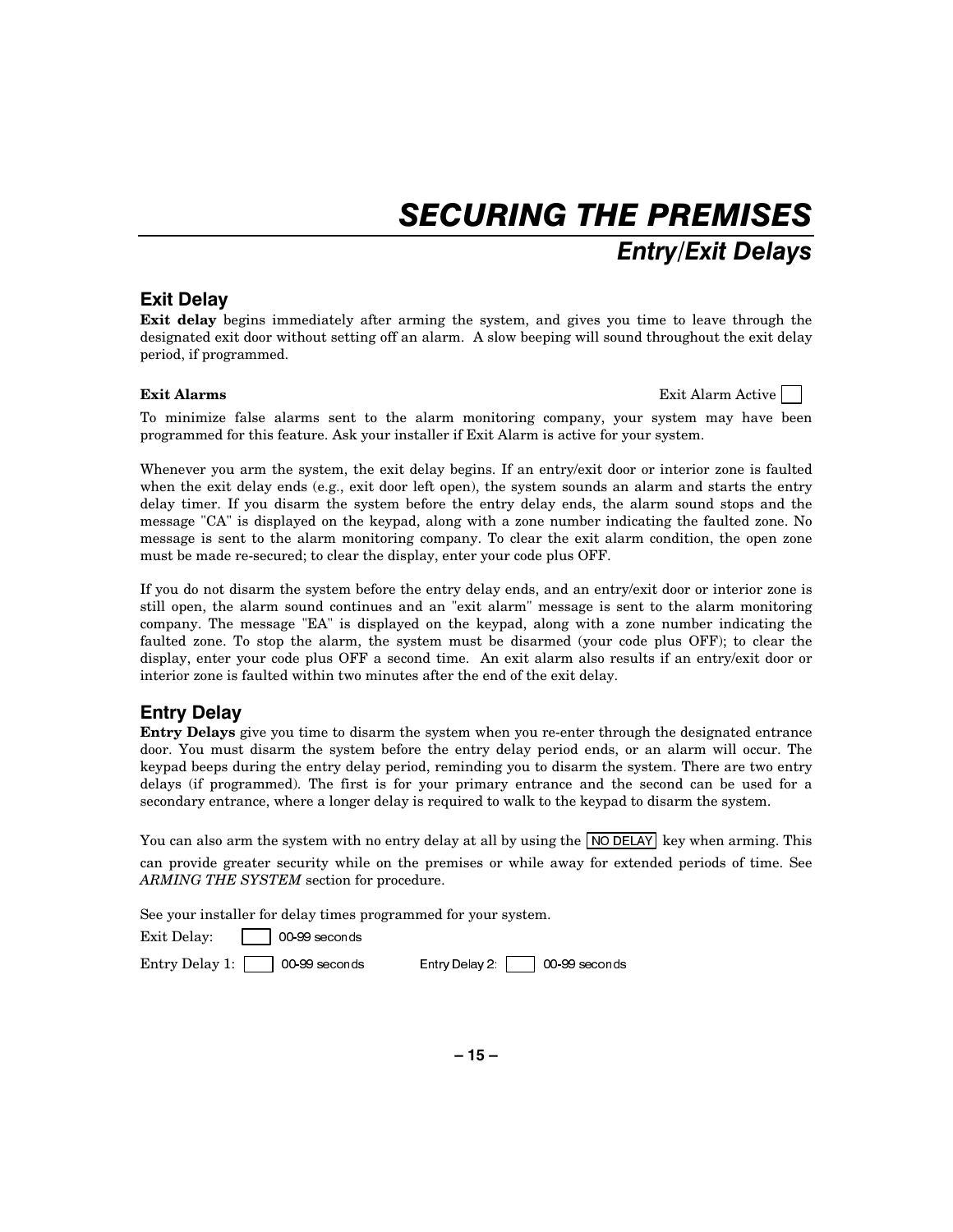# SECURING THE PREMISES

## Entry/Exit Delays

### Exit Delay

**Exit delay** begins immediately after arming the system, and gives you time to leave through the designated exit door without setting off an alarm. A slow beeping will sound throughout the exit delay period, if programmed.

**Exit Alarms** Exit Alarm Active [ ]

To minimize false alarms sent to the alarm monitoring company, your system may have been programmed for this feature. Ask your installer if Exit Alarm is active for your system.

Whenever you arm the system, the exit delay begins. If an entry/exit door or interior zone is faulted when the exit delay ends (e.g., exit door left open), the system sounds an alarm and starts the entry delay timer. If you disarm the system before the entry delay ends, the alarm sound stops and the message "CA" is displayed on the keypad, along with a zone number indicating the faulted zone. No message is sent to the alarm monitoring company. To clear the exit alarm condition, the open zone must be made re-secured; to clear the display, enter your code plus OFF.

If you do not disarm the system before the entry delay ends, and an entry/exit door or interior zone is still open, the alarm sound continues and an "exit alarm" message is sent to the alarm monitoring company. The message "EA" is displayed on the keypad, along with a zone number indicating the faulted zone. To stop the alarm, the system must be disarmed (your code plus OFF); to clear the display, enter your code plus OFF a second time. An exit alarm also results if an entry/exit door or interior zone is faulted within two minutes after the end of the exit delay.

### Entry Delay

**Entry Delays** give you time to disarm the system when you re-enter through the designated entrance door. You must disarm the system before the entry delay period ends, or an alarm will occur. The keypad beeps during the entry delay period, reminding you to disarm the system. There are two entry delays (if programmed). The first is for your primary entrance and the second can be used for a secondary entrance, where a longer delay is required to walk to the keypad to disarm the system.

You can also arm the system with no entry delay at all by using the [NO DELAY] key when arming. This can provide greater security while on the premises or while away for extended periods of time. See *ARMING THE SYSTEM* section for procedure.

See your installer for delay times programmed for your system.

Exit Delay: [ ] 00-99 seconds

Entry Delay 1: [ ] 00-99 seconds Entry Delay 2: [ ] 00-99 seconds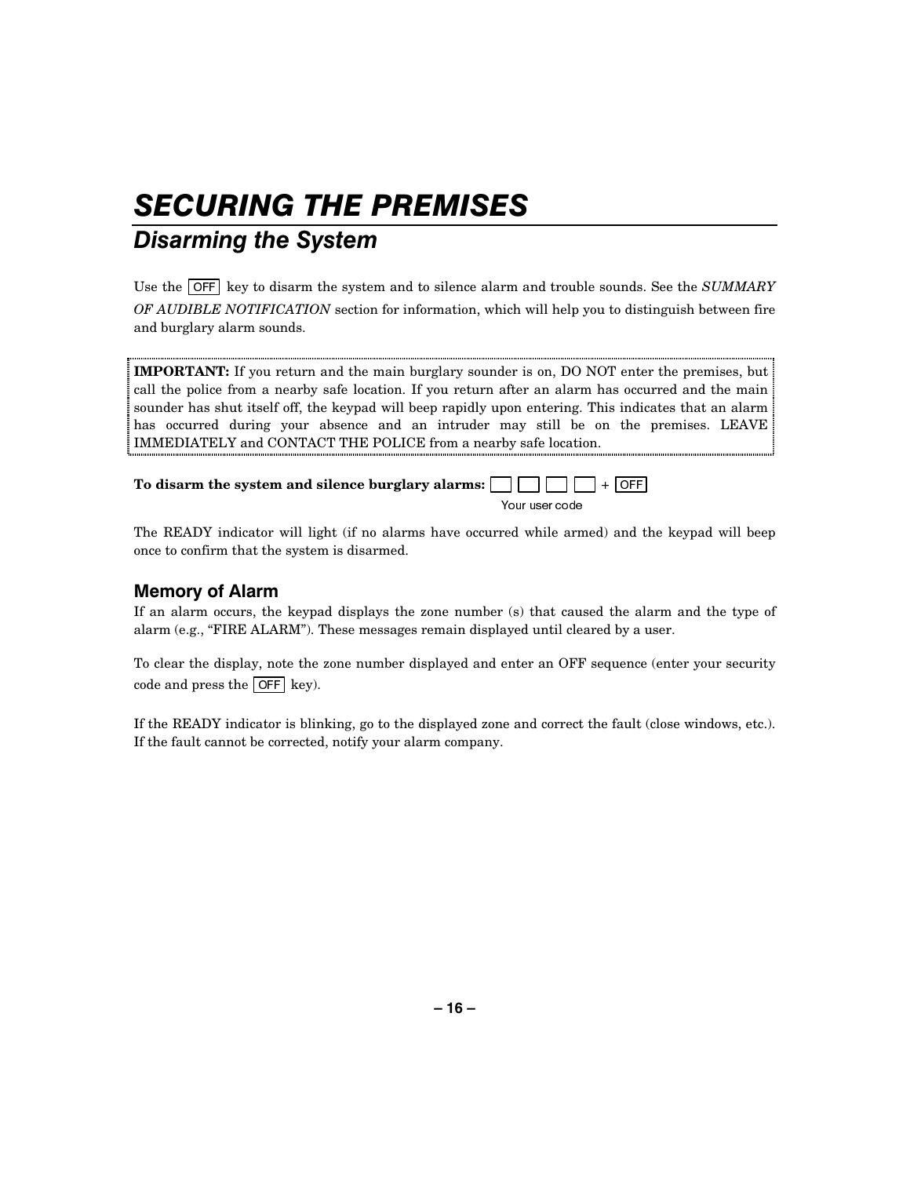# SECURING THE PREMISES

## Disarming the System

Use the [OFF] key to disarm the system and to silence alarm and trouble sounds. See the *SUMMARY OF AUDIBLE NOTIFICATION* section for information, which will help you to distinguish between fire and burglary alarm sounds.

**IMPORTANT:** If you return and the main burglary sounder is on, DO NOT enter the premises, but call the police from a nearby safe location. If you return after an alarm has occurred and the main sounder has shut itself off, the keypad will beep rapidly upon entering. This indicates that an alarm has occurred during your absence and an intruder may still be on the premises. LEAVE IMMEDIATELY and CONTACT THE POLICE from a nearby safe location.

**To disarm the system and silence burglary alarms:** [ ] [ ] [ ] [ ] + [OFF]
Your user code

The READY indicator will light (if no alarms have occurred while armed) and the keypad will beep once to confirm that the system is disarmed.

### Memory of Alarm

If an alarm occurs, the keypad displays the zone number (s) that caused the alarm and the type of alarm (e.g., "FIRE ALARM"). These messages remain displayed until cleared by a user.

To clear the display, note the zone number displayed and enter an OFF sequence (enter your security code and press the [OFF] key).

If the READY indicator is blinking, go to the displayed zone and correct the fault (close windows, etc.). If the fault cannot be corrected, notify your alarm company.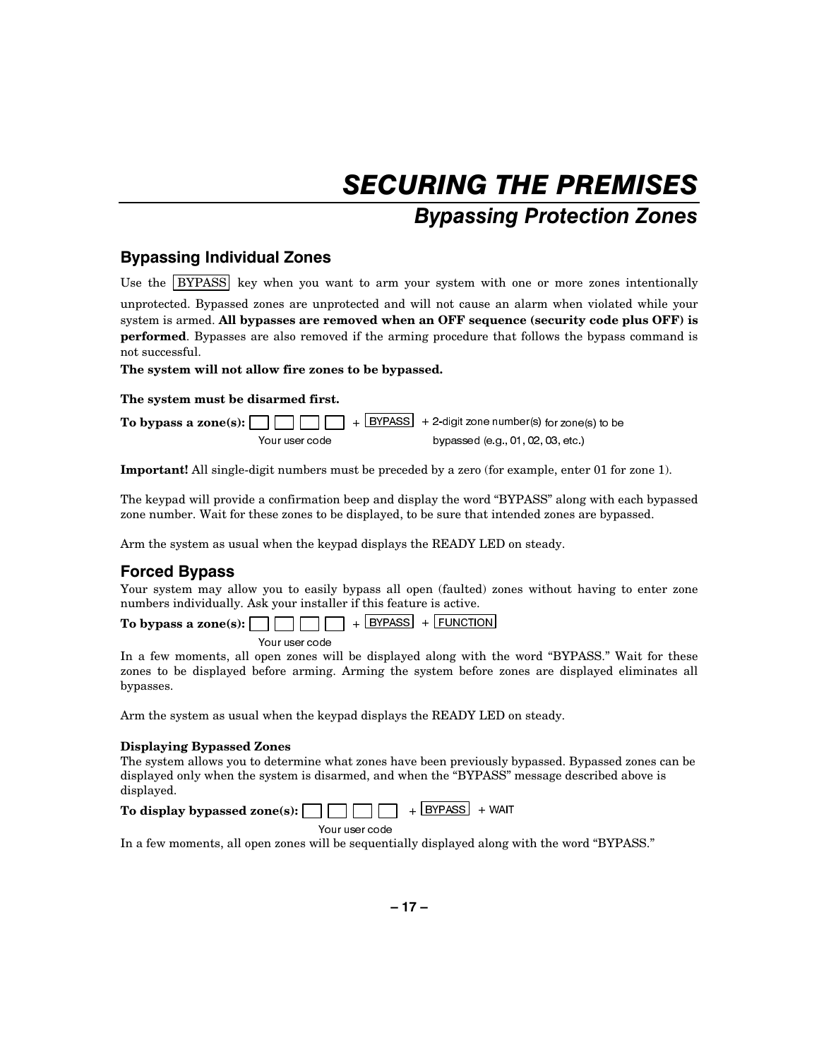# SECURING THE PREMISES

## Bypassing Protection Zones

### Bypassing Individual Zones

Use the [BYPASS] key when you want to arm your system with one or more zones intentionally unprotected. Bypassed zones are unprotected and will not cause an alarm when violated while your system is armed. **All bypasses are removed when an OFF sequence (security code plus OFF) is performed**. Bypasses are also removed if the arming procedure that follows the bypass command is not successful.

**The system will not allow fire zones to be bypassed.**

**The system must be disarmed first.**

**To bypass a zone(s):** [ ] [ ] [ ] [ ] (Your user code) + [BYPASS] + 2-digit zone number(s) for zone(s) to be bypassed (e.g., 01, 02, 03, etc.)

**Important!** All single-digit numbers must be preceded by a zero (for example, enter 01 for zone 1).

The keypad will provide a confirmation beep and display the word "BYPASS" along with each bypassed zone number. Wait for these zones to be displayed, to be sure that intended zones are bypassed.

Arm the system as usual when the keypad displays the READY LED on steady.

### Forced Bypass

Your system may allow you to easily bypass all open (faulted) zones without having to enter zone numbers individually. Ask your installer if this feature is active.

**To bypass a zone(s):** [ ] [ ] [ ] [ ] (Your user code) + [BYPASS] + [FUNCTION]

In a few moments, all open zones will be displayed along with the word "BYPASS." Wait for these zones to be displayed before arming. Arming the system before zones are displayed eliminates all bypasses.

Arm the system as usual when the keypad displays the READY LED on steady.

**Displaying Bypassed Zones**

The system allows you to determine what zones have been previously bypassed. Bypassed zones can be displayed only when the system is disarmed, and when the "BYPASS" message described above is displayed.

**To display bypassed zone(s):** [ ] [ ] [ ] [ ] (Your user code) + [BYPASS] + WAIT

In a few moments, all open zones will be sequentially displayed along with the word "BYPASS."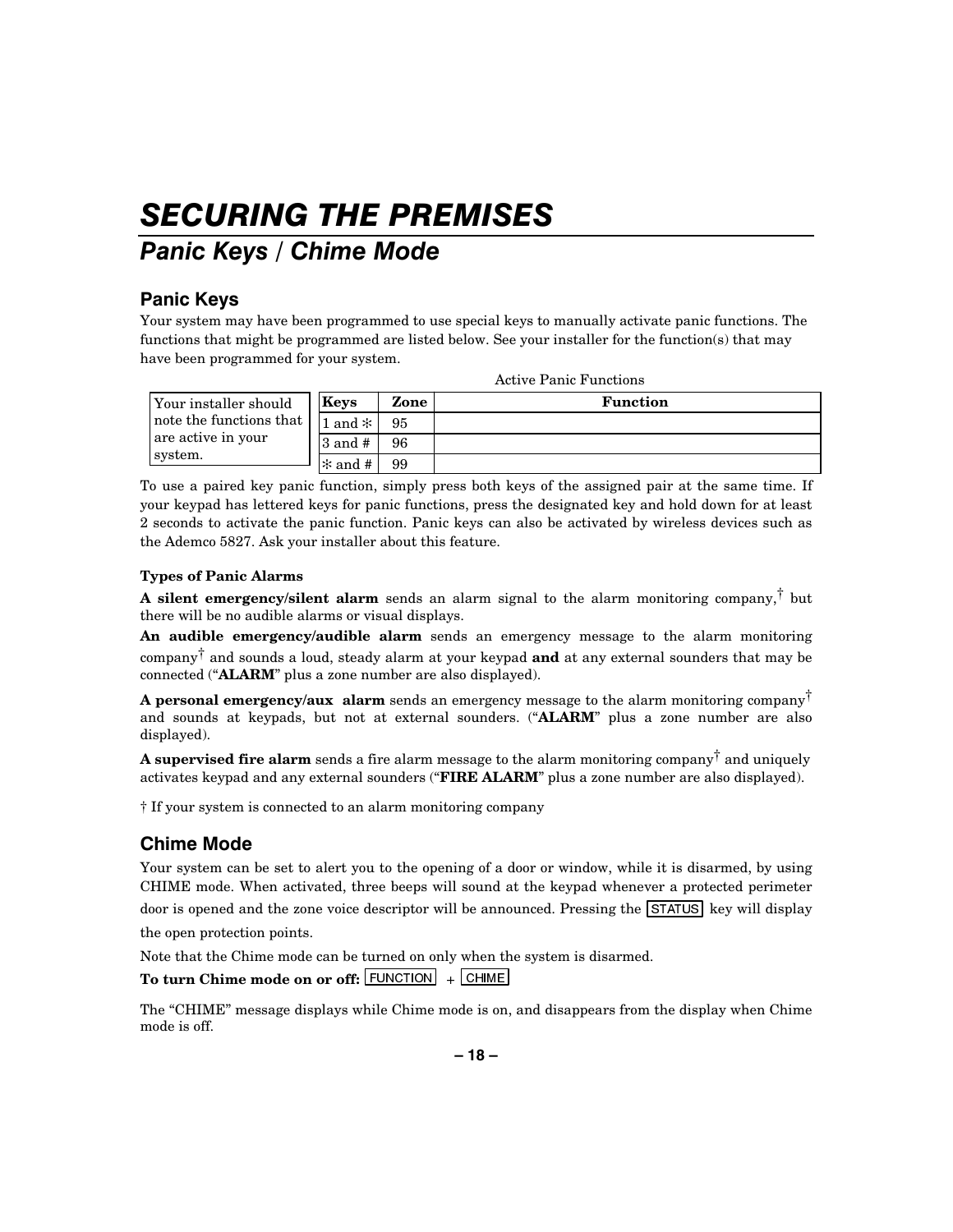# SECURING THE PREMISES

## Panic Keys / Chime Mode

### Panic Keys

Your system may have been programmed to use special keys to manually activate panic functions. The functions that might be programmed are listed below. See your installer for the function(s) that may have been programmed for your system.

Your installer should note the functions that are active in your system.

Active Panic Functions

| Keys | Zone | Function |
|---|---|---|
| 1 and ✻ | 95 | |
| 3 and # | 96 | |
| ✻ and # | 99 | |

To use a paired key panic function, simply press both keys of the assigned pair at the same time. If your keypad has lettered keys for panic functions, press the designated key and hold down for at least 2 seconds to activate the panic function. Panic keys can also be activated by wireless devices such as the Ademco 5827. Ask your installer about this feature.

**Types of Panic Alarms**

**A silent emergency/silent alarm** sends an alarm signal to the alarm monitoring company,† but there will be no audible alarms or visual displays.

**An audible emergency/audible alarm** sends an emergency message to the alarm monitoring company† and sounds a loud, steady alarm at your keypad **and** at any external sounders that may be connected ("**ALARM**" plus a zone number are also displayed).

**A personal emergency/aux alarm** sends an emergency message to the alarm monitoring company† and sounds at keypads, but not at external sounders. ("**ALARM**" plus a zone number are also displayed).

**A supervised fire alarm** sends a fire alarm message to the alarm monitoring company† and uniquely activates keypad and any external sounders ("**FIRE ALARM**" plus a zone number are also displayed).

† If your system is connected to an alarm monitoring company

### Chime Mode

Your system can be set to alert you to the opening of a door or window, while it is disarmed, by using CHIME mode. When activated, three beeps will sound at the keypad whenever a protected perimeter door is opened and the zone voice descriptor will be announced. Pressing the [STATUS] key will display the open protection points.

Note that the Chime mode can be turned on only when the system is disarmed.

**To turn Chime mode on or off:** [FUNCTION] + [CHIME]

The "CHIME" message displays while Chime mode is on, and disappears from the display when Chime mode is off.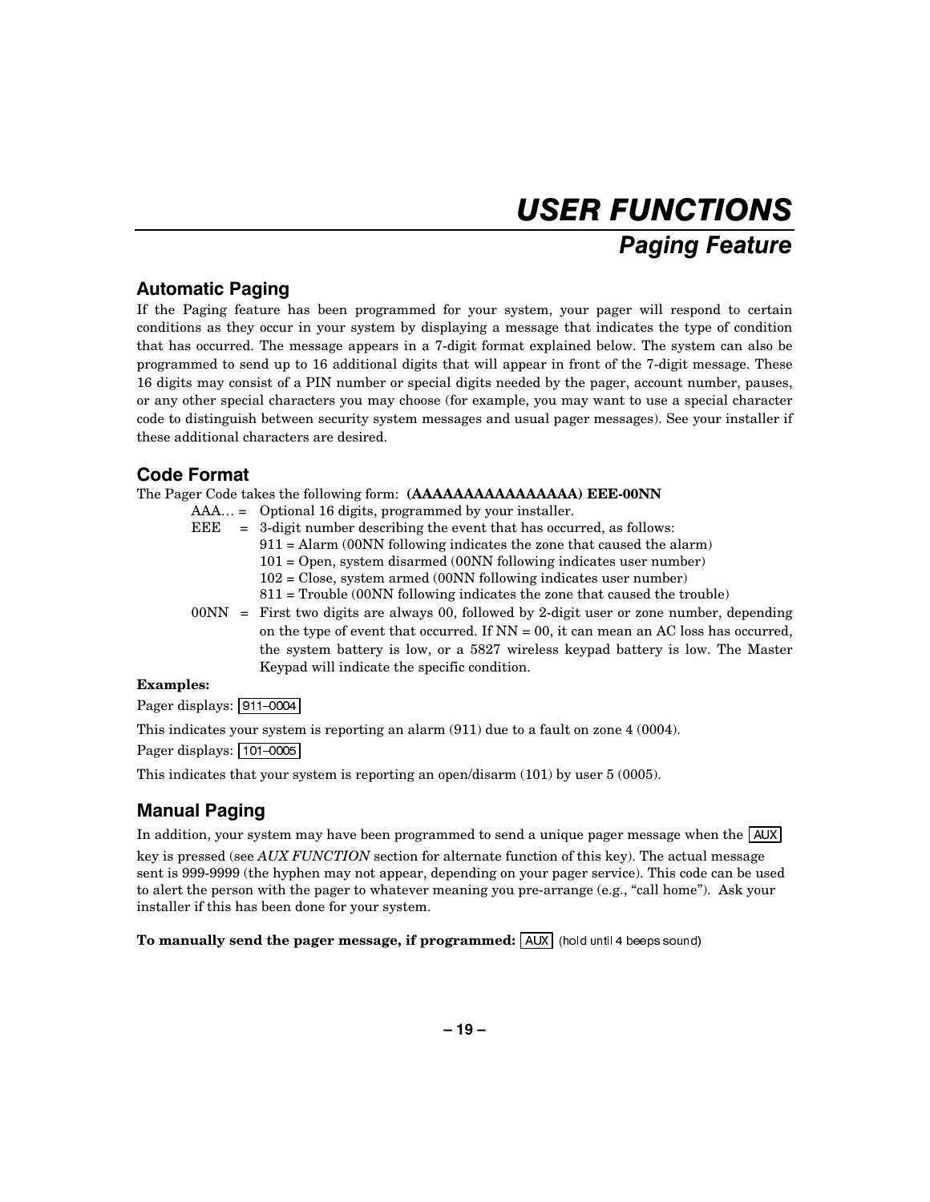# USER FUNCTIONS

## Paging Feature

### Automatic Paging

If the Paging feature has been programmed for your system, your pager will respond to certain conditions as they occur in your system by displaying a message that indicates the type of condition that has occurred. The message appears in a 7-digit format explained below. The system can also be programmed to send up to 16 additional digits that will appear in front of the 7-digit message. These 16 digits may consist of a PIN number or special digits needed by the pager, account number, pauses, or any other special characters you may choose (for example, you may want to use a special character code to distinguish between security system messages and usual pager messages). See your installer if these additional characters are desired.

### Code Format

The Pager Code takes the following form: **(AAAAAAAAAAAAAAAA) EEE-00NN**

AAA… = Optional 16 digits, programmed by your installer.

EEE = 3-digit number describing the event that has occurred, as follows:
- 911 = Alarm (00NN following indicates the zone that caused the alarm)
- 101 = Open, system disarmed (00NN following indicates user number)
- 102 = Close, system armed (00NN following indicates user number)
- 811 = Trouble (00NN following indicates the zone that caused the trouble)

00NN = First two digits are always 00, followed by 2-digit user or zone number, depending on the type of event that occurred. If NN = 00, it can mean an AC loss has occurred, the system battery is low, or a 5827 wireless keypad battery is low. The Master Keypad will indicate the specific condition.

**Examples:**

Pager displays: [911–0004]

This indicates your system is reporting an alarm (911) due to a fault on zone 4 (0004).

Pager displays: [101–0005]

This indicates that your system is reporting an open/disarm (101) by user 5 (0005).

### Manual Paging

In addition, your system may have been programmed to send a unique pager message when the [AUX] key is pressed (see *AUX FUNCTION* section for alternate function of this key). The actual message sent is 999-9999 (the hyphen may not appear, depending on your pager service). This code can be used to alert the person with the pager to whatever meaning you pre-arrange (e.g., "call home"). Ask your installer if this has been done for your system.

**To manually send the pager message, if programmed:** [AUX] (hold until 4 beeps sound)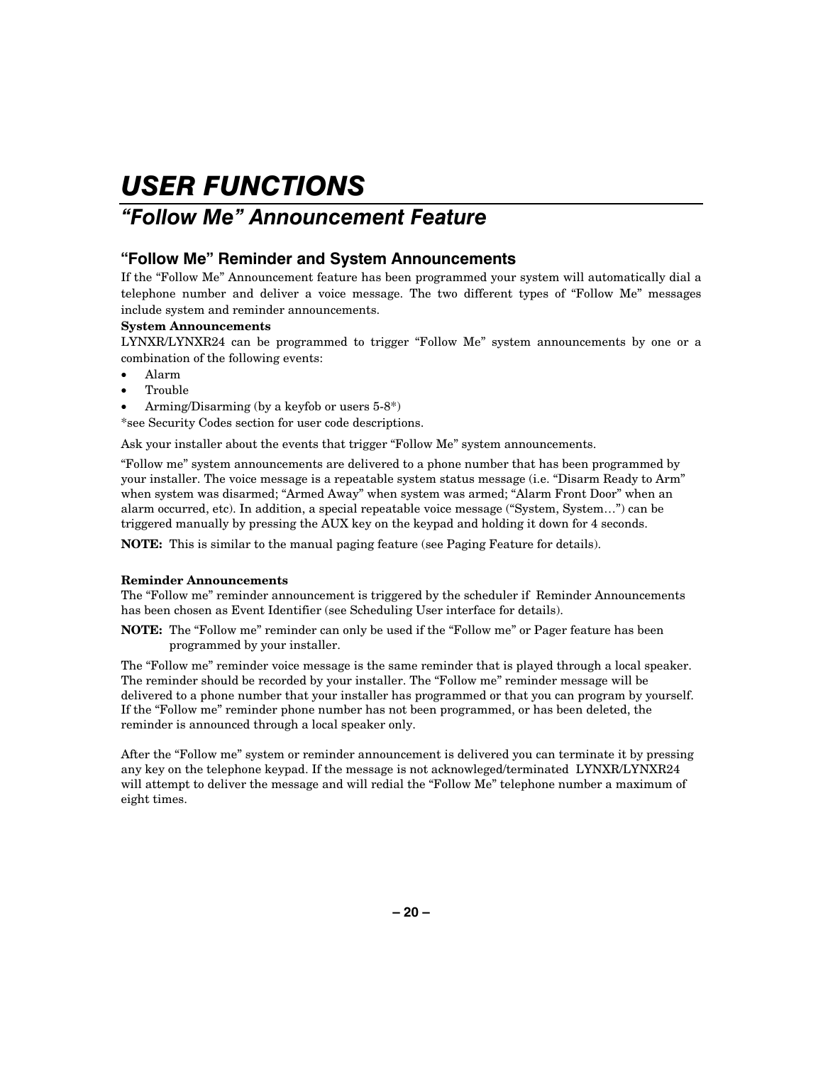# *USER FUNCTIONS*

## *"Follow Me" Announcement Feature*

### "Follow Me" Reminder and System Announcements

If the "Follow Me" Announcement feature has been programmed your system will automatically dial a telephone number and deliver a voice message. The two different types of "Follow Me" messages include system and reminder announcements.

**System Announcements**

LYNXR/LYNXR24 can be programmed to trigger "Follow Me" system announcements by one or a combination of the following events:

- Alarm
- Trouble
- Arming/Disarming (by a keyfob or users 5-8*)

*see Security Codes section for user code descriptions.

Ask your installer about the events that trigger "Follow Me" system announcements.

"Follow me" system announcements are delivered to a phone number that has been programmed by your installer. The voice message is a repeatable system status message (i.e. "Disarm Ready to Arm" when system was disarmed; "Armed Away" when system was armed; "Alarm Front Door" when an alarm occurred, etc). In addition, a special repeatable voice message ("System, System…") can be triggered manually by pressing the AUX key on the keypad and holding it down for 4 seconds.

**NOTE:** This is similar to the manual paging feature (see Paging Feature for details).

**Reminder Announcements**

The "Follow me" reminder announcement is triggered by the scheduler if Reminder Announcements has been chosen as Event Identifier (see Scheduling User interface for details).

**NOTE:** The "Follow me" reminder can only be used if the "Follow me" or Pager feature has been programmed by your installer.

The "Follow me" reminder voice message is the same reminder that is played through a local speaker. The reminder should be recorded by your installer. The "Follow me" reminder message will be delivered to a phone number that your installer has programmed or that you can program by yourself. If the "Follow me" reminder phone number has not been programmed, or has been deleted, the reminder is announced through a local speaker only.

After the "Follow me" system or reminder announcement is delivered you can terminate it by pressing any key on the telephone keypad. If the message is not acknowleged/terminated LYNXR/LYNXR24 will attempt to deliver the message and will redial the "Follow Me" telephone number a maximum of eight times.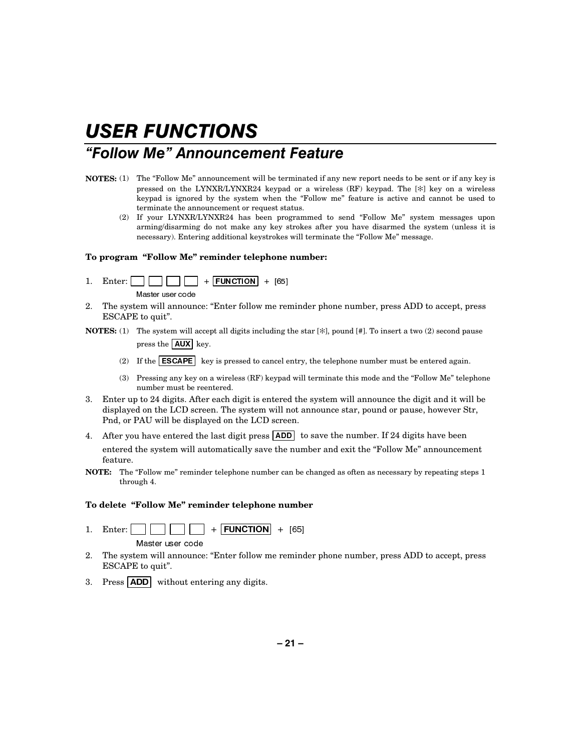# USER FUNCTIONS

## "Follow Me" Announcement Feature

**NOTES:** (1) The "Follow Me" announcement will be terminated if any new report needs to be sent or if any key is pressed on the LYNXR/LYNXR24 keypad or a wireless (RF) keypad. The [✻] key on a wireless keypad is ignored by the system when the "Follow me" feature is active and cannot be used to terminate the announcement or request status.

(2) If your LYNXR/LYNXR24 has been programmed to send "Follow Me" system messages upon arming/disarming do not make any key strokes after you have disarmed the system (unless it is necessary). Entering additional keystrokes will terminate the "Follow Me" message.

**To program "Follow Me" reminder telephone number:**

1. Enter: [ ] [ ] [ ] [ ] + **FUNCTION** + [65]
   Master user code
2. The system will announce: "Enter follow me reminder phone number, press ADD to accept, press ESCAPE to quit".

**NOTES:** (1) The system will accept all digits including the star [✻], pound [#]. To insert a two (2) second pause press the **AUX** key.

(2) If the **ESCAPE** key is pressed to cancel entry, the telephone number must be entered again.

(3) Pressing any key on a wireless (RF) keypad will terminate this mode and the "Follow Me" telephone number must be reentered.

3. Enter up to 24 digits. After each digit is entered the system will announce the digit and it will be displayed on the LCD screen. The system will not announce star, pound or pause, however Str, Pnd, or PAU will be displayed on the LCD screen.
4. After you have entered the last digit press **ADD** to save the number. If 24 digits have been entered the system will automatically save the number and exit the "Follow Me" announcement feature.

**NOTE:** The "Follow me" reminder telephone number can be changed as often as necessary by repeating steps 1 through 4.

**To delete "Follow Me" reminder telephone number**

1. Enter: [ ] [ ] [ ] [ ] + **FUNCTION** + [65]
   Master user code
2. The system will announce: "Enter follow me reminder phone number, press ADD to accept, press ESCAPE to quit".
3. Press **ADD** without entering any digits.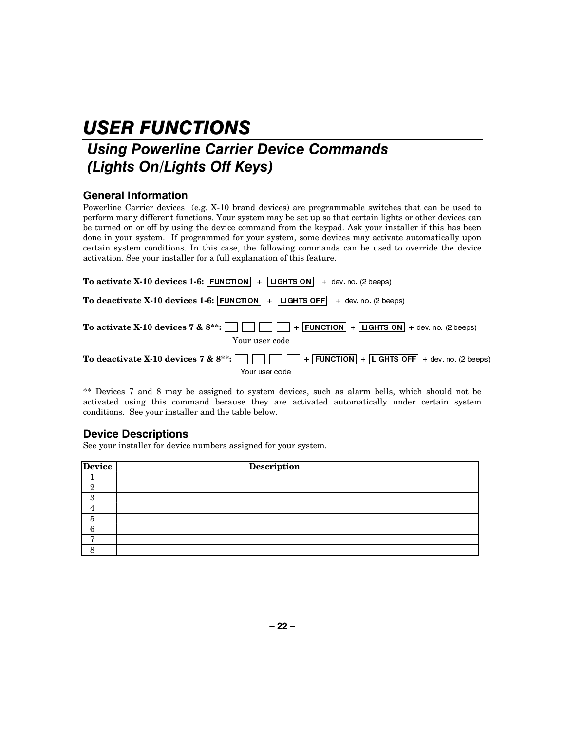# USER FUNCTIONS

## Using Powerline Carrier Device Commands (Lights On/Lights Off Keys)

### General Information

Powerline Carrier devices (e.g. X-10 brand devices) are programmable switches that can be used to perform many different functions. Your system may be set up so that certain lights or other devices can be turned on or off by using the device command from the keypad. Ask your installer if this has been done in your system. If programmed for your system, some devices may activate automatically upon certain system conditions. In this case, the following commands can be used to override the device activation. See your installer for a full explanation of this feature.

**To activate X-10 devices 1-6:** [FUNCTION] + [LIGHTS ON] + dev. no. (2 beeps)

**To deactivate X-10 devices 1-6:** [FUNCTION] + [LIGHTS OFF] + dev. no. (2 beeps)

**To activate X-10 devices 7 & 8\*\*:** [ ] [ ] [ ] [ ] (Your user code) + [FUNCTION] + [LIGHTS ON] + dev. no. (2 beeps)

**To deactivate X-10 devices 7 & 8\*\*:** [ ] [ ] [ ] [ ] (Your user code) + [FUNCTION] + [LIGHTS OFF] + dev. no. (2 beeps)

\*\* Devices 7 and 8 may be assigned to system devices, such as alarm bells, which should not be activated using this command because they are activated automatically under certain system conditions. See your installer and the table below.

### Device Descriptions

See your installer for device numbers assigned for your system.

| Device | Description |
|---|---|
| 1 | |
| 2 | |
| 3 | |
| 4 | |
| 5 | |
| 6 | |
| 7 | |
| 8 | |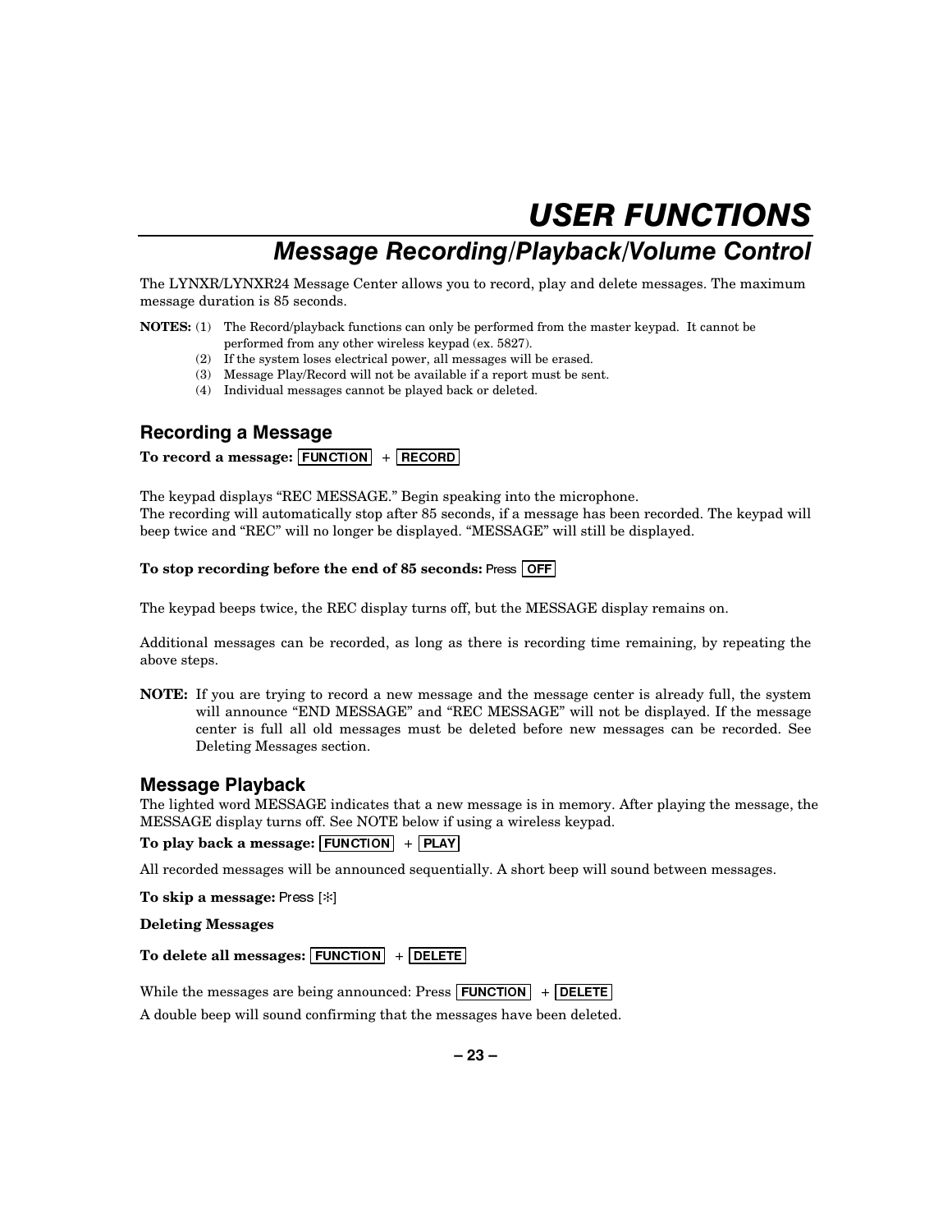# USER FUNCTIONS

## Message Recording/Playback/Volume Control

The LYNXR/LYNXR24 Message Center allows you to record, play and delete messages. The maximum message duration is 85 seconds.

**NOTES:** (1) The Record/playback functions can only be performed from the master keypad. It cannot be performed from any other wireless keypad (ex. 5827).
(2) If the system loses electrical power, all messages will be erased.
(3) Message Play/Record will not be available if a report must be sent.
(4) Individual messages cannot be played back or deleted.

### Recording a Message

**To record a message:** [FUNCTION] + [RECORD]

The keypad displays "REC MESSAGE." Begin speaking into the microphone.
The recording will automatically stop after 85 seconds, if a message has been recorded. The keypad will beep twice and "REC" will no longer be displayed. "MESSAGE" will still be displayed.

**To stop recording before the end of 85 seconds:** Press [OFF]

The keypad beeps twice, the REC display turns off, but the MESSAGE display remains on.

Additional messages can be recorded, as long as there is recording time remaining, by repeating the above steps.

**NOTE:** If you are trying to record a new message and the message center is already full, the system will announce "END MESSAGE" and "REC MESSAGE" will not be displayed. If the message center is full all old messages must be deleted before new messages can be recorded. See Deleting Messages section.

### Message Playback

The lighted word MESSAGE indicates that a new message is in memory. After playing the message, the MESSAGE display turns off. See NOTE below if using a wireless keypad.

**To play back a message:** [FUNCTION] + [PLAY]

All recorded messages will be announced sequentially. A short beep will sound between messages.

**To skip a message:** Press [✻]

**Deleting Messages**

**To delete all messages:** [FUNCTION] + [DELETE]

While the messages are being announced: Press [FUNCTION] + [DELETE]

A double beep will sound confirming that the messages have been deleted.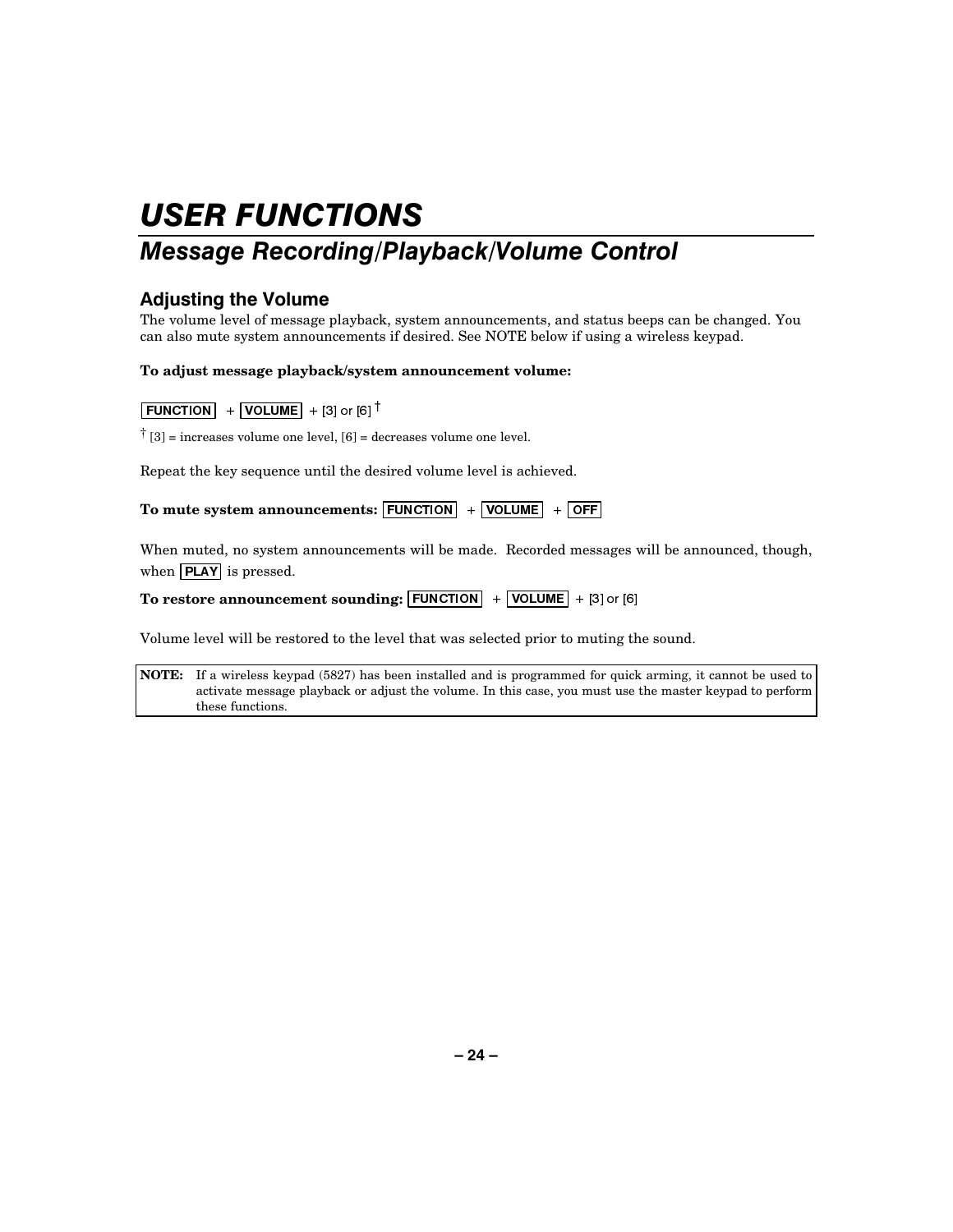# USER FUNCTIONS

## Message Recording/Playback/Volume Control

### Adjusting the Volume

The volume level of message playback, system announcements, and status beeps can be changed. You can also mute system announcements if desired. See NOTE below if using a wireless keypad.

**To adjust message playback/system announcement volume:**

FUNCTION + VOLUME + [3] or [6] †

† [3] = increases volume one level, [6] = decreases volume one level.

Repeat the key sequence until the desired volume level is achieved.

**To mute system announcements:** FUNCTION + VOLUME + OFF

When muted, no system announcements will be made. Recorded messages will be announced, though, when PLAY is pressed.

**To restore announcement sounding:** FUNCTION + VOLUME + [3] or [6]

Volume level will be restored to the level that was selected prior to muting the sound.

| NOTE: | If a wireless keypad (5827) has been installed and is programmed for quick arming, it cannot be used to activate message playback or adjust the volume. In this case, you must use the master keypad to perform these functions. |
|---|---|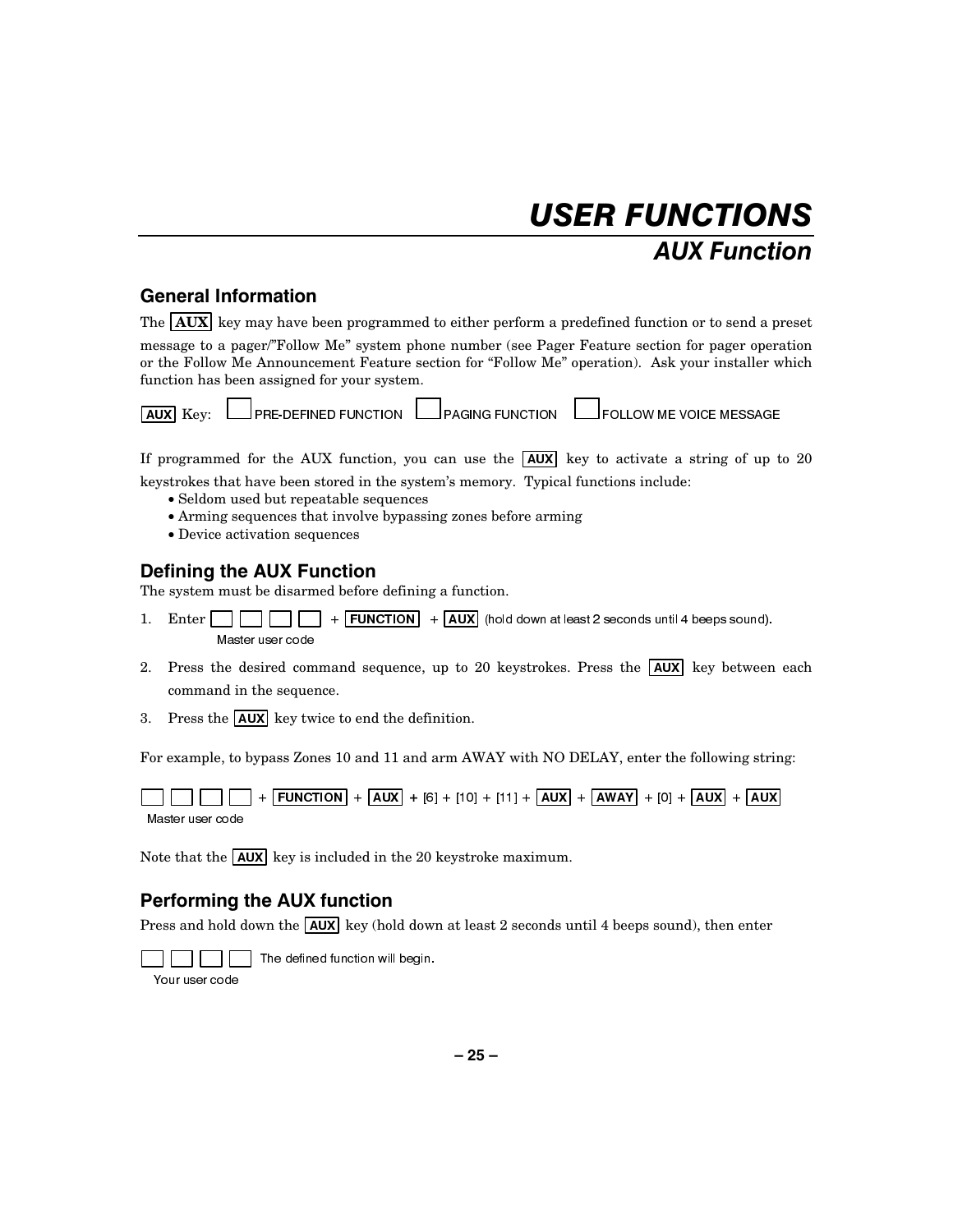// USER FUNCTIONS

## AUX Function

### General Information

The **AUX** key may have been programmed to either perform a predefined function or to send a preset message to a pager/"Follow Me" system phone number (see Pager Feature section for pager operation or the Follow Me Announcement Feature section for "Follow Me" operation). Ask your installer which function has been assigned for your system.

**AUX** Key: ☐ PRE-DEFINED FUNCTION ☐ PAGING FUNCTION ☐ FOLLOW ME VOICE MESSAGE

If programmed for the AUX function, you can use the **AUX** key to activate a string of up to 20 keystrokes that have been stored in the system's memory. Typical functions include:

- Seldom used but repeatable sequences
- Arming sequences that involve bypassing zones before arming
- Device activation sequences

### Defining the AUX Function

The system must be disarmed before defining a function.

1. Enter ☐ ☐ ☐ ☐ + **FUNCTION** + **AUX** (hold down at least 2 seconds until 4 beeps sound).
   Master user code
2. Press the desired command sequence, up to 20 keystrokes. Press the **AUX** key between each command in the sequence.
3. Press the **AUX** key twice to end the definition.

For example, to bypass Zones 10 and 11 and arm AWAY with NO DELAY, enter the following string:

☐ ☐ ☐ ☐ + **FUNCTION** + **AUX** + [6] + [10] + [11] + **AUX** + **AWAY** + [0] + **AUX** + **AUX**
Master user code

Note that the **AUX** key is included in the 20 keystroke maximum.

### Performing the AUX function

Press and hold down the **AUX** key (hold down at least 2 seconds until 4 beeps sound), then enter

☐ ☐ ☐ ☐ The defined function will begin.
Your user code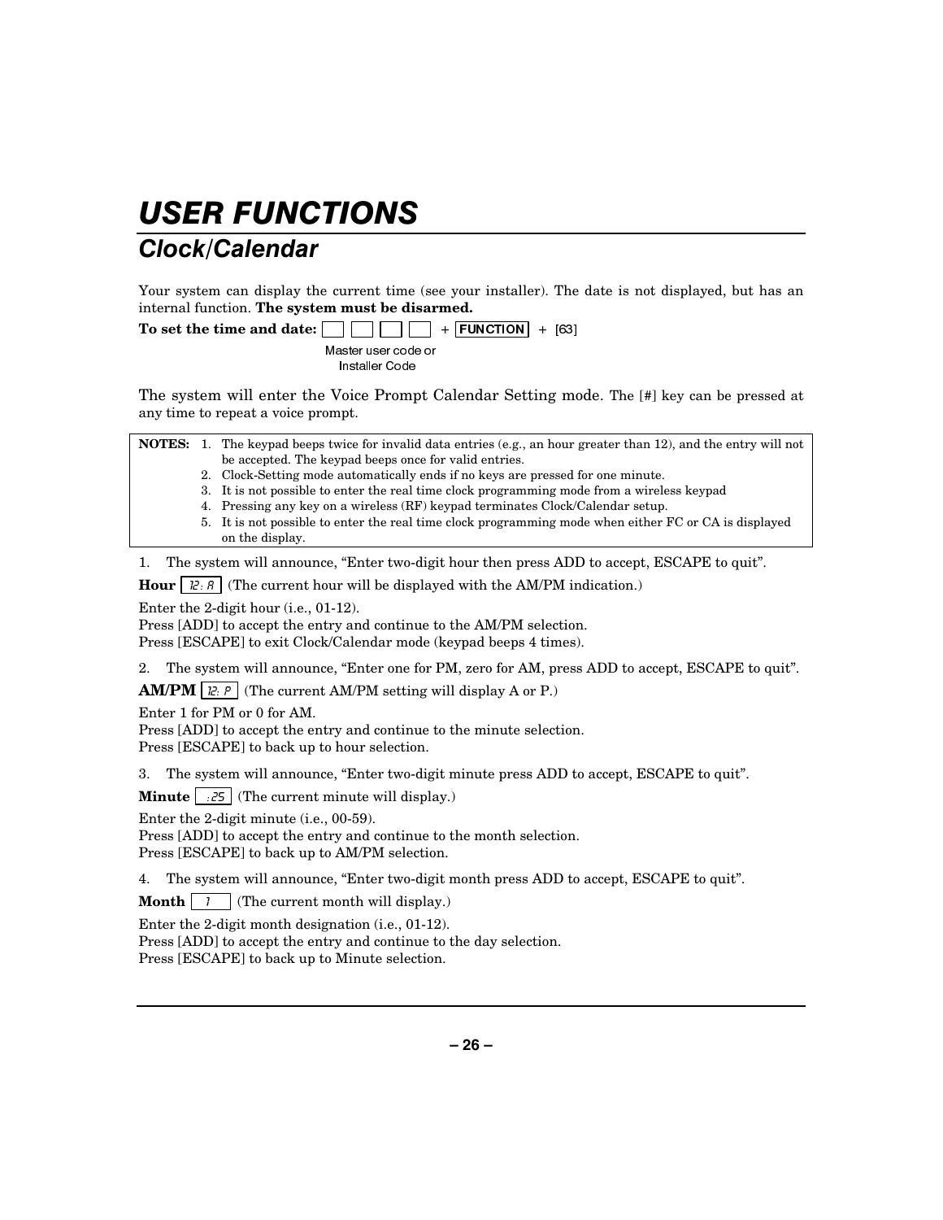# USER FUNCTIONS

## Clock/Calendar

Your system can display the current time (see your installer). The date is not displayed, but has an internal function. **The system must be disarmed.**

**To set the time and date:** [ ] [ ] [ ] [ ] + FUNCTION + [63]

Master user code or Installer Code

The system will enter the Voice Prompt Calendar Setting mode. The [#] key can be pressed at any time to repeat a voice prompt.

**NOTES:**
1. The keypad beeps twice for invalid data entries (e.g., an hour greater than 12), and the entry will not be accepted. The keypad beeps once for valid entries.
2. Clock-Setting mode automatically ends if no keys are pressed for one minute.
3. It is not possible to enter the real time clock programming mode from a wireless keypad
4. Pressing any key on a wireless (RF) keypad terminates Clock/Calendar setup.
5. It is not possible to enter the real time clock programming mode when either FC or CA is displayed on the display.

1. The system will announce, "Enter two-digit hour then press ADD to accept, ESCAPE to quit".

**Hour** [ 12: A ] (The current hour will be displayed with the AM/PM indication.)

Enter the 2-digit hour (i.e., 01-12).
Press [ADD] to accept the entry and continue to the AM/PM selection.
Press [ESCAPE] to exit Clock/Calendar mode (keypad beeps 4 times).

2. The system will announce, "Enter one for PM, zero for AM, press ADD to accept, ESCAPE to quit".

**AM/PM** [ 12: P ] (The current AM/PM setting will display A or P.)

Enter 1 for PM or 0 for AM.
Press [ADD] to accept the entry and continue to the minute selection.
Press [ESCAPE] to back up to hour selection.

3. The system will announce, "Enter two-digit minute press ADD to accept, ESCAPE to quit".

**Minute** [ :25 ] (The current minute will display.)

Enter the 2-digit minute (i.e., 00-59).
Press [ADD] to accept the entry and continue to the month selection.
Press [ESCAPE] to back up to AM/PM selection.

4. The system will announce, "Enter two-digit month press ADD to accept, ESCAPE to quit".

**Month** [ 1 ] (The current month will display.)

Enter the 2-digit month designation (i.e., 01-12).
Press [ADD] to accept the entry and continue to the day selection.
Press [ESCAPE] to back up to Minute selection.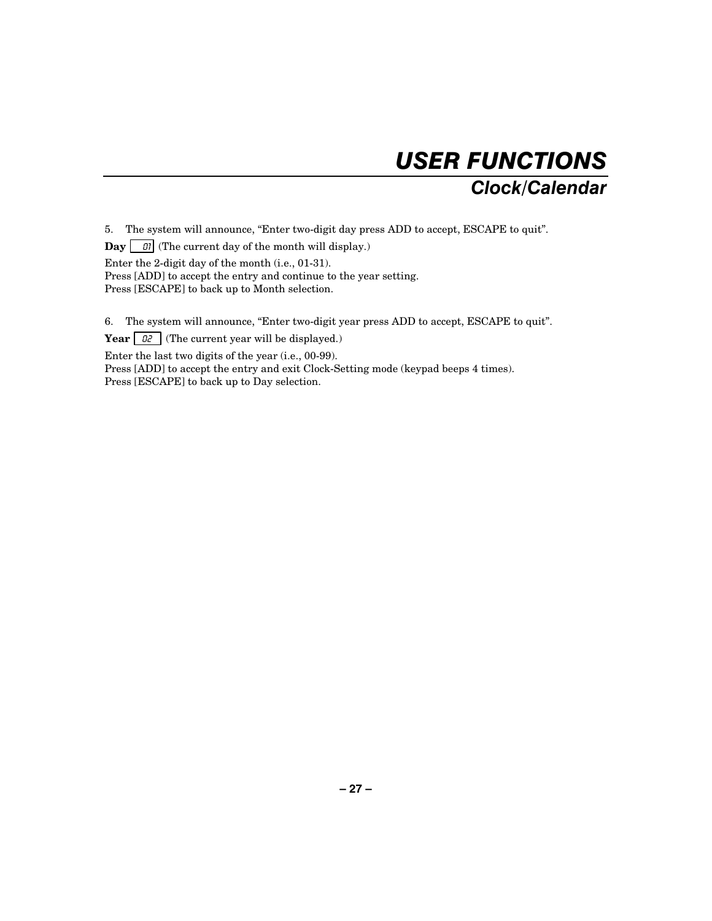# USER FUNCTIONS

## Clock/Calendar

5. The system will announce, “Enter two-digit day press ADD to accept, ESCAPE to quit”.

**Day** `01` (The current day of the month will display.)

Enter the 2-digit day of the month (i.e., 01-31).
Press [ADD] to accept the entry and continue to the year setting.
Press [ESCAPE] to back up to Month selection.

6. The system will announce, “Enter two-digit year press ADD to accept, ESCAPE to quit”.

**Year** `02` (The current year will be displayed.)

Enter the last two digits of the year (i.e., 00-99).
Press [ADD] to accept the entry and exit Clock-Setting mode (keypad beeps 4 times).
Press [ESCAPE] to back up to Day selection.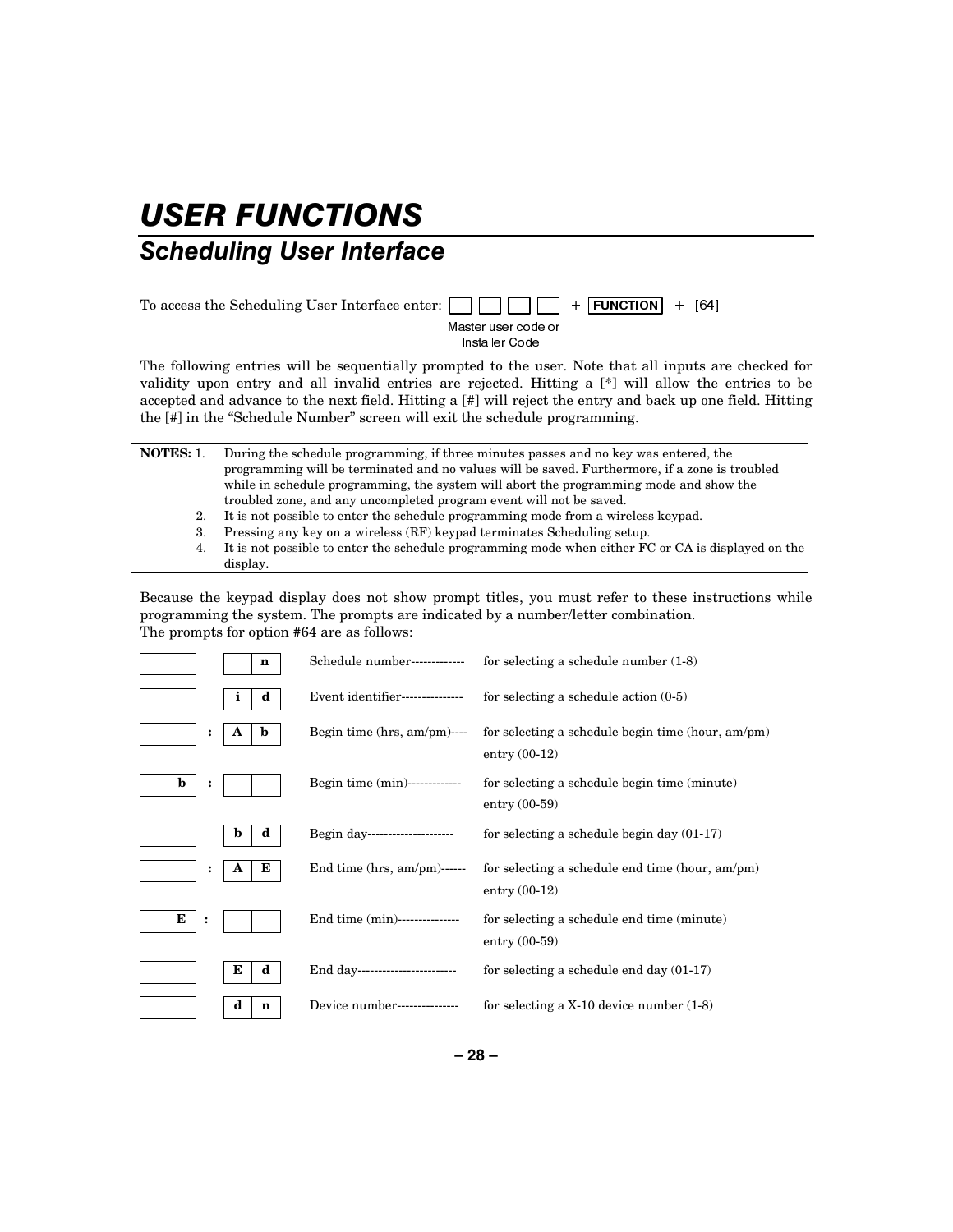# USER FUNCTIONS

## Scheduling User Interface

To access the Scheduling User Interface enter: [ ] [ ] [ ] [ ] + **FUNCTION** + [64]

Master user code or Installer Code

The following entries will be sequentially prompted to the user. Note that all inputs are checked for validity upon entry and all invalid entries are rejected. Hitting a [*] will allow the entries to be accepted and advance to the next field. Hitting a [#] will reject the entry and back up one field. Hitting the [#] in the "Schedule Number" screen will exit the schedule programming.

| **NOTES:** | |
|---|---|
| 1. | During the schedule programming, if three minutes passes and no key was entered, the programming will be terminated and no values will be saved. Furthermore, if a zone is troubled while in schedule programming, the system will abort the programming mode and show the troubled zone, and any uncompleted program event will not be saved. |
| 2. | It is not possible to enter the schedule programming mode from a wireless keypad. |
| 3. | Pressing any key on a wireless (RF) keypad terminates Scheduling setup. |
| 4. | It is not possible to enter the schedule programming mode when either FC or CA is displayed on the display. |

Because the keypad display does not show prompt titles, you must refer to these instructions while programming the system. The prompts are indicated by a number/letter combination.
The prompts for option #64 are as follows:

| Display | | Prompt | Description |
|---|---|---|---|
| [ ][ ] | [ ][n] | Schedule number------------- | for selecting a schedule number (1-8) |
| [ ][ ] | [i][d] | Event identifier--------------- | for selecting a schedule action (0-5) |
| [ ][ ] : | [A][b] | Begin time (hrs, am/pm)---- | for selecting a schedule begin time (hour, am/pm) entry (00-12) |
| [ ][b] : | [ ][ ] | Begin time (min)------------- | for selecting a schedule begin time (minute) entry (00-59) |
| [ ][ ] | [b][d] | Begin day--------------------- | for selecting a schedule begin day (01-17) |
| [ ][ ] : | [A][E] | End time (hrs, am/pm)------ | for selecting a schedule end time (hour, am/pm) entry (00-12) |
| [ ][E] : | [ ][ ] | End time (min)--------------- | for selecting a schedule end time (minute) entry (00-59) |
| [ ][ ] | [E][d] | End day------------------------ | for selecting a schedule end day (01-17) |
| [ ][ ] | [d][n] | Device number--------------- | for selecting a X-10 device number (1-8) |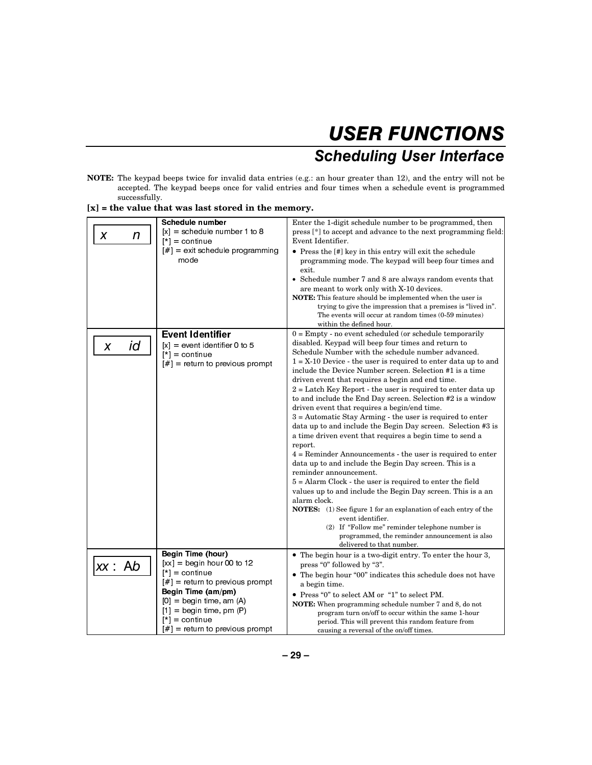# USER FUNCTIONS

## Scheduling User Interface

**NOTE:** The keypad beeps twice for invalid data entries (e.g.: an hour greater than 12), and the entry will not be accepted. The keypad beeps once for valid entries and four times when a schedule event is programmed successfully.

**[x] = the value that was last stored in the memory.**

| Display | Entry | Description |
|---|---|---|
| x n | **Schedule number**<br>[x] = schedule number 1 to 8<br>[*] = continue<br>[#] = exit schedule programming mode | Enter the 1-digit schedule number to be programmed, then press [*] to accept and advance to the next programming field: Event Identifier.<br>• Press the [#] key in this entry will exit the schedule programming mode. The keypad will beep four times and exit.<br>• Schedule number 7 and 8 are always random events that are meant to work only with X-10 devices.<br>**NOTE:** This feature should be implemented when the user is trying to give the impression that a premises is "lived in". The events will occur at random times (0-59 minutes) within the defined hour. |
| x id | **Event Identifier**<br>[x] = event identifier 0 to 5<br>[*] = continue<br>[#] = return to previous prompt | 0 = Empty - no event scheduled (or schedule temporarily disabled. Keypad will beep four times and return to Schedule Number with the schedule number advanced.<br>1 = X-10 Device - the user is required to enter data up to and include the Device Number screen. Selection #1 is a time driven event that requires a begin and end time.<br>2 = Latch Key Report - the user is required to enter data up to and include the End Day screen. Selection #2 is a window driven event that requires a begin/end time.<br>3 = Automatic Stay Arming - the user is required to enter data up to and include the Begin Day screen. Selection #3 is a time driven event that requires a begin time to send a report.<br>4 = Reminder Announcements - the user is required to enter data up to and include the Begin Day screen. This is a reminder announcement.<br>5 = Alarm Clock - the user is required to enter the field values up to and include the Begin Day screen. This is a an alarm clock.<br>**NOTES:** (1) See figure 1 for an explanation of each entry of the event identifier.<br>(2) If "Follow me" reminder telephone number is programmed, the reminder announcement is also delivered to that number. |
| xx : Ab | **Begin Time (hour)**<br>[xx] = begin hour 00 to 12<br>[*] = continue<br>[#] = return to previous prompt<br>**Begin Time (am/pm)**<br>[0] = begin time, am (A)<br>[1] = begin time, pm (P)<br>[*] = continue<br>[#] = return to previous prompt | • The begin hour is a two-digit entry. To enter the hour 3, press "0" followed by "3".<br>• The begin hour "00" indicates this schedule does not have a begin time.<br>• Press "0" to select AM or "1" to select PM.<br>**NOTE:** When programming schedule number 7 and 8, do not program turn on/off to occur within the same 1-hour period. This will prevent this random feature from causing a reversal of the on/off times. |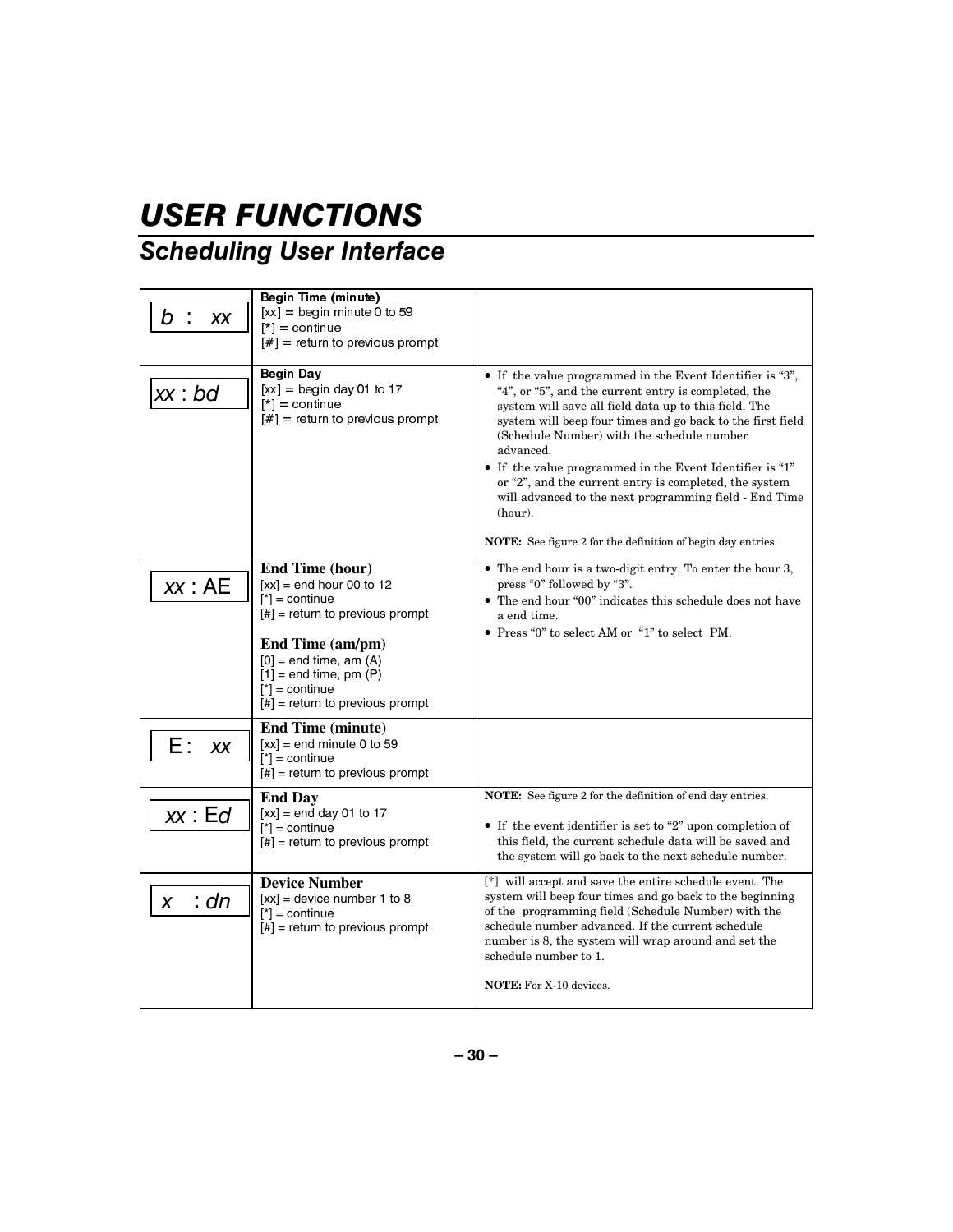# USER FUNCTIONS

## Scheduling User Interface

| | | |
|---|---|---|
| b : xx | **Begin Time (minute)**<br>[xx] = begin minute 0 to 59<br>[*] = continue<br>[#] = return to previous prompt | |
| xx : bd | **Begin Day**<br>[xx] = begin day 01 to 17<br>[*] = continue<br>[#] = return to previous prompt | • If the value programmed in the Event Identifier is "3", "4", or "5", and the current entry is completed, the system will save all field data up to this field. The system will beep four times and go back to the first field (Schedule Number) with the schedule number advanced.<br>• If the value programmed in the Event Identifier is "1" or "2", and the current entry is completed, the system will advanced to the next programming field - End Time (hour).<br><br>**NOTE:** See figure 2 for the definition of begin day entries. |
| xx : AE | **End Time (hour)**<br>[xx] = end hour 00 to 12<br>[*] = continue<br>[#] = return to previous prompt<br><br>**End Time (am/pm)**<br>[0] = end time, am (A)<br>[1] = end time, pm (P)<br>[*] = continue<br>[#] = return to previous prompt | • The end hour is a two-digit entry. To enter the hour 3, press "0" followed by "3".<br>• The end hour "00" indicates this schedule does not have a end time.<br>• Press "0" to select AM or "1" to select PM. |
| E : xx | **End Time (minute)**<br>[xx] = end minute 0 to 59<br>[*] = continue<br>[#] = return to previous prompt | |
| xx : Ed | **End Day**<br>[xx] = end day 01 to 17<br>[*] = continue<br>[#] = return to previous prompt | **NOTE:** See figure 2 for the definition of end day entries.<br><br>• If the event identifier is set to "2" upon completion of this field, the current schedule data will be saved and the system will go back to the next schedule number. |
| x : dn | **Device Number**<br>[xx] = device number 1 to 8<br>[*] = continue<br>[#] = return to previous prompt | [*] will accept and save the entire schedule event. The system will beep four times and go back to the beginning of the programming field (Schedule Number) with the schedule number advanced. If the current schedule number is 8, the system will wrap around and set the schedule number to 1.<br><br>**NOTE:** For X-10 devices. |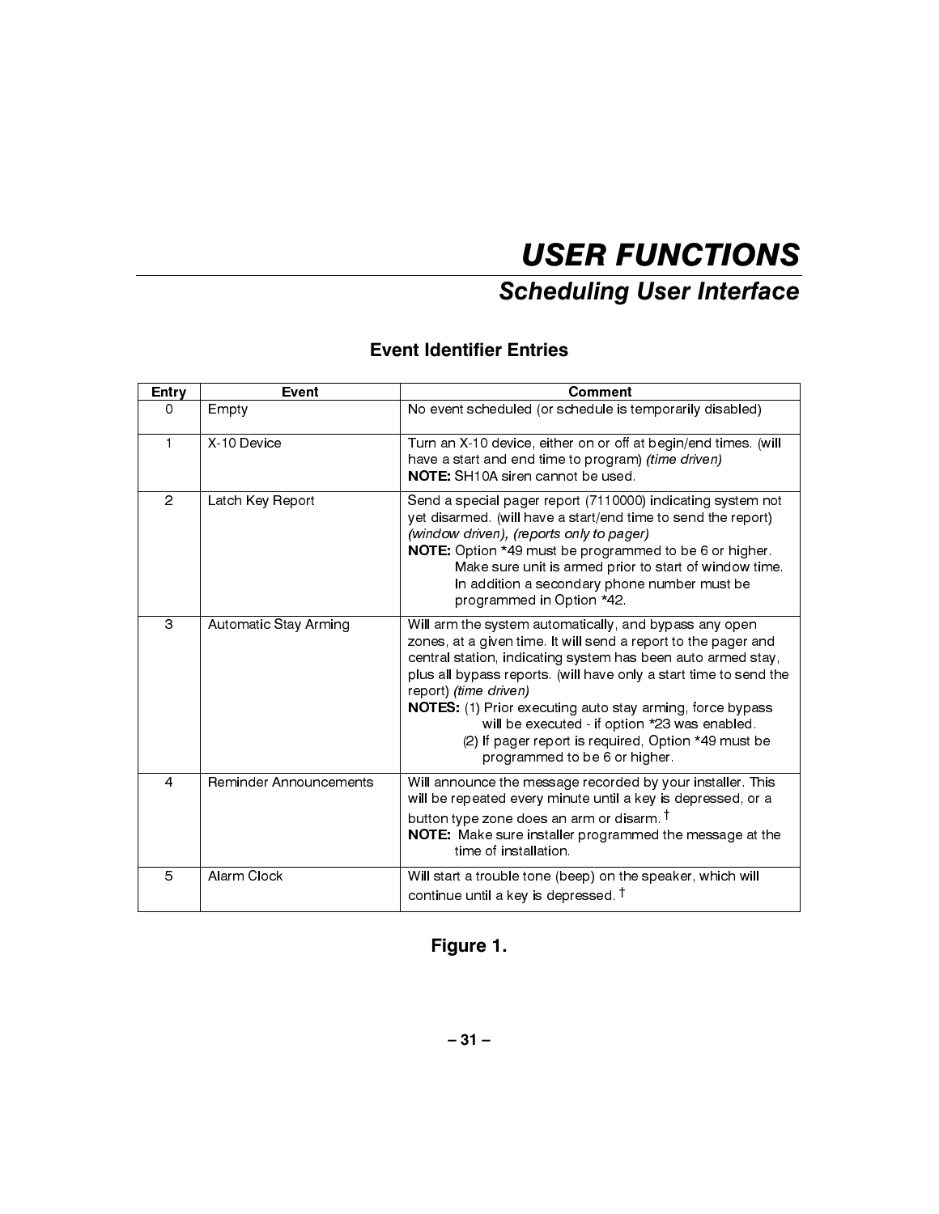# USER FUNCTIONS

## Scheduling User Interface

### Event Identifier Entries

| Entry | Event | Comment |
|---|---|---|
| 0 | Empty | No event scheduled (or schedule is temporarily disabled) |
| 1 | X-10 Device | Turn an X-10 device, either on or off at begin/end times. (will have a start and end time to program) *(time driven)*<br>**NOTE:** SH10A siren cannot be used. |
| 2 | Latch Key Report | Send a special pager report (7110000) indicating system not yet disarmed. (will have a start/end time to send the report) *(window driven), (reports only to pager)*<br>**NOTE:** Option *49 must be programmed to be 6 or higher. Make sure unit is armed prior to start of window time. In addition a secondary phone number must be programmed in Option *42. |
| 3 | Automatic Stay Arming | Will arm the system automatically, and bypass any open zones, at a given time. It will send a report to the pager and central station, indicating system has been auto armed stay, plus all bypass reports. (will have only a start time to send the report) *(time driven)*<br>**NOTES:** (1) Prior executing auto stay arming, force bypass will be executed - if option *23 was enabled.<br>(2) If pager report is required, Option *49 must be programmed to be 6 or higher. |
| 4 | Reminder Announcements | Will announce the message recorded by your installer. This will be repeated every minute until a key is depressed, or a button type zone does an arm or disarm. †<br>**NOTE:** Make sure installer programmed the message at the time of installation. |
| 5 | Alarm Clock | Will start a trouble tone (beep) on the speaker, which will continue until a key is depressed. † |

**Figure 1.**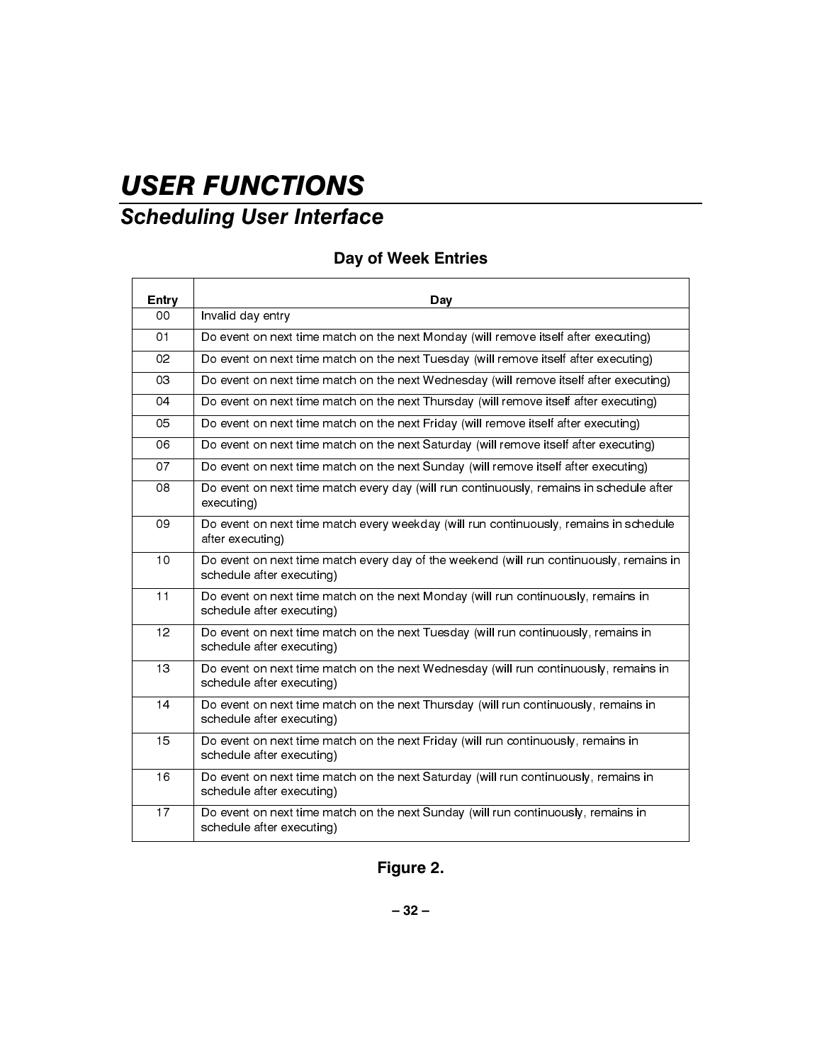# USER FUNCTIONS

## Scheduling User Interface

### Day of Week Entries

| Entry | Day |
|---|---|
| 00 | Invalid day entry |
| 01 | Do event on next time match on the next Monday (will remove itself after executing) |
| 02 | Do event on next time match on the next Tuesday (will remove itself after executing) |
| 03 | Do event on next time match on the next Wednesday (will remove itself after executing) |
| 04 | Do event on next time match on the next Thursday (will remove itself after executing) |
| 05 | Do event on next time match on the next Friday (will remove itself after executing) |
| 06 | Do event on next time match on the next Saturday (will remove itself after executing) |
| 07 | Do event on next time match on the next Sunday (will remove itself after executing) |
| 08 | Do event on next time match every day (will run continuously, remains in schedule after executing) |
| 09 | Do event on next time match every weekday (will run continuously, remains in schedule after executing) |
| 10 | Do event on next time match every day of the weekend (will run continuously, remains in schedule after executing) |
| 11 | Do event on next time match on the next Monday (will run continuously, remains in schedule after executing) |
| 12 | Do event on next time match on the next Tuesday (will run continuously, remains in schedule after executing) |
| 13 | Do event on next time match on the next Wednesday (will run continuously, remains in schedule after executing) |
| 14 | Do event on next time match on the next Thursday (will run continuously, remains in schedule after executing) |
| 15 | Do event on next time match on the next Friday (will run continuously, remains in schedule after executing) |
| 16 | Do event on next time match on the next Saturday (will run continuously, remains in schedule after executing) |
| 17 | Do event on next time match on the next Sunday (will run continuously, remains in schedule after executing) |

**Figure 2.**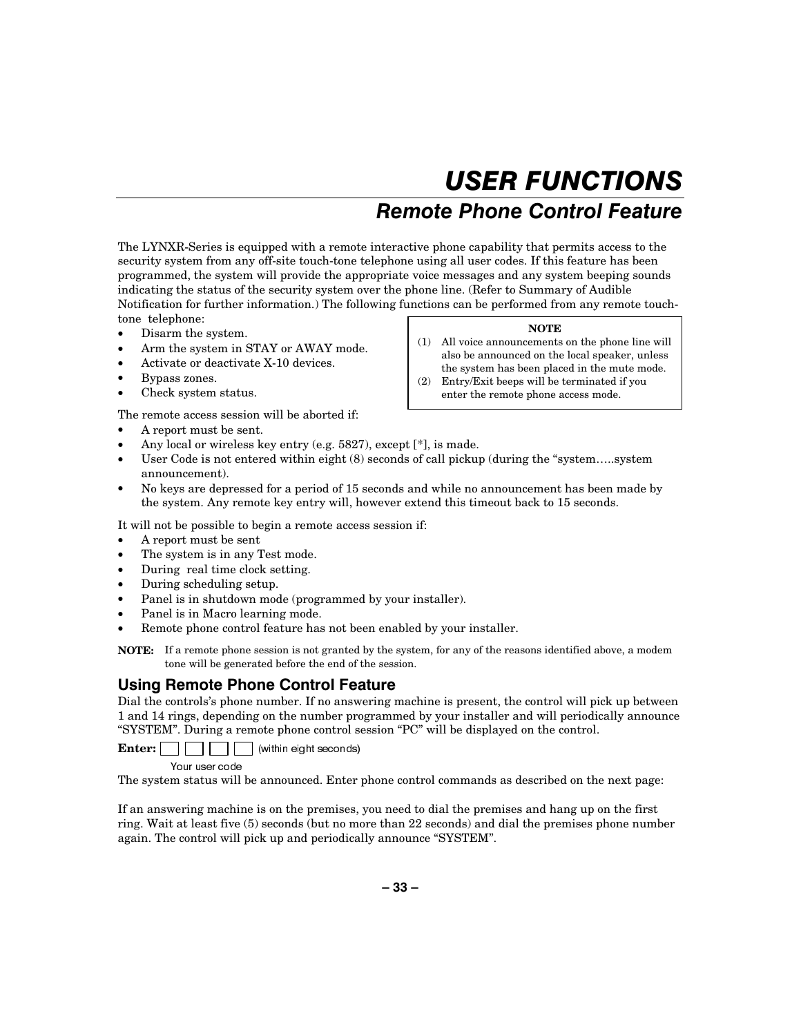# USER FUNCTIONS

## Remote Phone Control Feature

The LYNXR-Series is equipped with a remote interactive phone capability that permits access to the security system from any off-site touch-tone telephone using all user codes. If this feature has been programmed, the system will provide the appropriate voice messages and any system beeping sounds indicating the status of the security system over the phone line. (Refer to Summary of Audible Notification for further information.) The following functions can be performed from any remote touch-tone telephone:

- Disarm the system.
- Arm the system in STAY or AWAY mode.
- Activate or deactivate X-10 devices.
- Bypass zones.
- Check system status.

> **NOTE**
>
> (1) All voice announcements on the phone line will also be announced on the local speaker, unless the system has been placed in the mute mode.
>
> (2) Entry/Exit beeps will be terminated if you enter the remote phone access mode.

The remote access session will be aborted if:

- A report must be sent.
- Any local or wireless key entry (e.g. 5827), except [*], is made.
- User Code is not entered within eight (8) seconds of call pickup (during the "system…..system announcement).
- No keys are depressed for a period of 15 seconds and while no announcement has been made by the system. Any remote key entry will, however extend this timeout back to 15 seconds.

It will not be possible to begin a remote access session if:

- A report must be sent
- The system is in any Test mode.
- During real time clock setting.
- During scheduling setup.
- Panel is in shutdown mode (programmed by your installer).
- Panel is in Macro learning mode.
- Remote phone control feature has not been enabled by your installer.

**NOTE:** If a remote phone session is not granted by the system, for any of the reasons identified above, a modem tone will be generated before the end of the session.

### Using Remote Phone Control Feature

Dial the controls's phone number. If no answering machine is present, the control will pick up between 1 and 14 rings, depending on the number programmed by your installer and will periodically announce "SYSTEM". During a remote phone control session "PC" will be displayed on the control.

**Enter:** [ ] [ ] [ ] [ ] (within eight seconds)
Your user code

The system status will be announced. Enter phone control commands as described on the next page:

If an answering machine is on the premises, you need to dial the premises and hang up on the first ring. Wait at least five (5) seconds (but no more than 22 seconds) and dial the premises phone number again. The control will pick up and periodically announce "SYSTEM".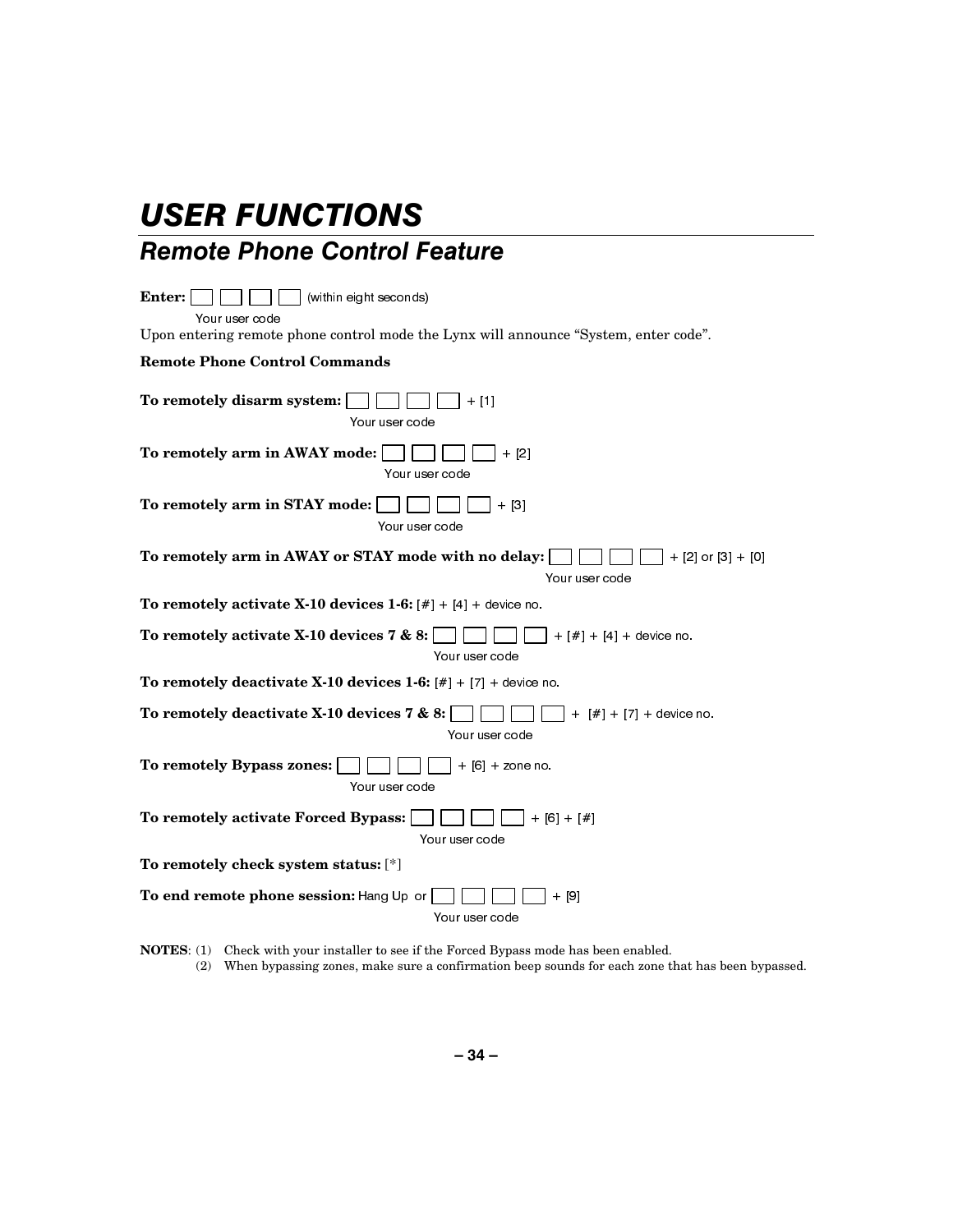# USER FUNCTIONS

## Remote Phone Control Feature

**Enter:** [ ] [ ] [ ] [ ] (within eight seconds)
Your user code

Upon entering remote phone control mode the Lynx will announce "System, enter code".

**Remote Phone Control Commands**

**To remotely disarm system:** [ ] [ ] [ ] [ ] + [1]
Your user code

**To remotely arm in AWAY mode:** [ ] [ ] [ ] [ ] + [2]
Your user code

**To remotely arm in STAY mode:** [ ] [ ] [ ] [ ] + [3]
Your user code

**To remotely arm in AWAY or STAY mode with no delay:** [ ] [ ] [ ] [ ] + [2] or [3] + [0]
Your user code

**To remotely activate X-10 devices 1-6:** [#] + [4] + device no.

**To remotely activate X-10 devices 7 & 8:** [ ] [ ] [ ] [ ] + [#] + [4] + device no.
Your user code

**To remotely deactivate X-10 devices 1-6:** [#] + [7] + device no.

**To remotely deactivate X-10 devices 7 & 8:** [ ] [ ] [ ] [ ] + [#] + [7] + device no.
Your user code

**To remotely Bypass zones:** [ ] [ ] [ ] [ ] + [6] + zone no.
Your user code

**To remotely activate Forced Bypass:** [ ] [ ] [ ] [ ] + [6] + [#]
Your user code

**To remotely check system status:** [*]

**To end remote phone session:** Hang Up or [ ] [ ] [ ] [ ] + [9]
Your user code

**NOTES**: (1) Check with your installer to see if the Forced Bypass mode has been enabled.
(2) When bypassing zones, make sure a confirmation beep sounds for each zone that has been bypassed.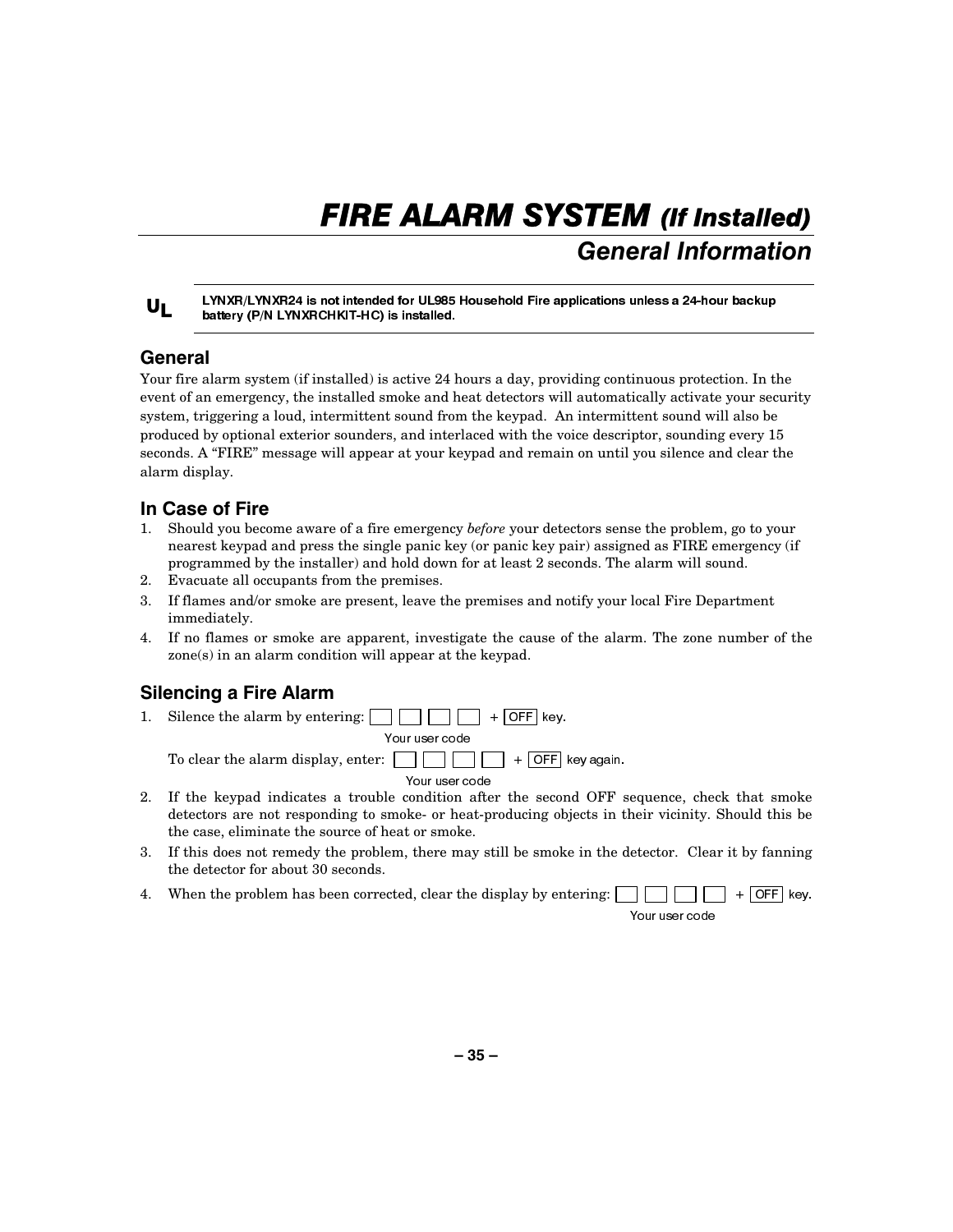# ***FIRE ALARM SYSTEM (If Installed)***

## *General Information*

**UL** **LYNXR/LYNXR24 is not intended for UL985 Household Fire applications unless a 24-hour backup battery (P/N LYNXRCHKIT-HC) is installed.**

### General

Your fire alarm system (if installed) is active 24 hours a day, providing continuous protection. In the event of an emergency, the installed smoke and heat detectors will automatically activate your security system, triggering a loud, intermittent sound from the keypad. An intermittent sound will also be produced by optional exterior sounders, and interlaced with the voice descriptor, sounding every 15 seconds. A "FIRE" message will appear at your keypad and remain on until you silence and clear the alarm display.

### In Case of Fire

1. Should you become aware of a fire emergency *before* your detectors sense the problem, go to your nearest keypad and press the single panic key (or panic key pair) assigned as FIRE emergency (if programmed by the installer) and hold down for at least 2 seconds. The alarm will sound.
2. Evacuate all occupants from the premises.
3. If flames and/or smoke are present, leave the premises and notify your local Fire Department immediately.
4. If no flames or smoke are apparent, investigate the cause of the alarm. The zone number of the zone(s) in an alarm condition will appear at the keypad.

### Silencing a Fire Alarm

1. Silence the alarm by entering: [ ] [ ] [ ] [ ] (Your user code) + [OFF] key.

   To clear the alarm display, enter: [ ] [ ] [ ] [ ] (Your user code) + [OFF] key again.
2. If the keypad indicates a trouble condition after the second OFF sequence, check that smoke detectors are not responding to smoke- or heat-producing objects in their vicinity. Should this be the case, eliminate the source of heat or smoke.
3. If this does not remedy the problem, there may still be smoke in the detector. Clear it by fanning the detector for about 30 seconds.
4. When the problem has been corrected, clear the display by entering: [ ] [ ] [ ] [ ] (Your user code) + [OFF] key.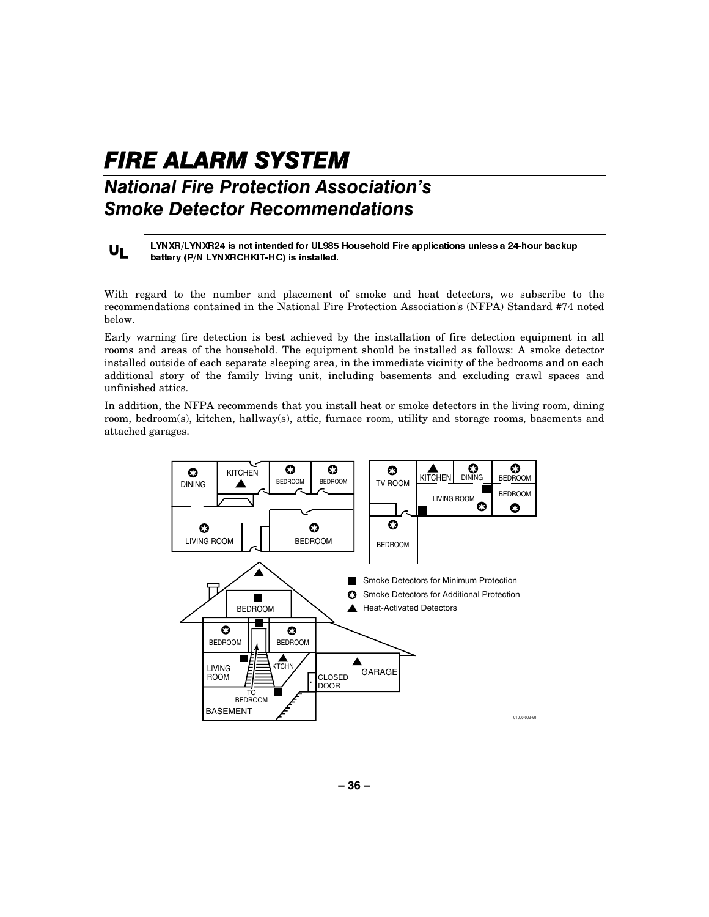# FIRE ALARM SYSTEM

## National Fire Protection Association's Smoke Detector Recommendations

**UL** — **LYNXR/LYNXR24 is not intended for UL985 Household Fire applications unless a 24-hour backup battery (P/N LYNXRCHKIT-HC) is installed.**

With regard to the number and placement of smoke and heat detectors, we subscribe to the recommendations contained in the National Fire Protection Association's (NFPA) Standard #74 noted below.

Early warning fire detection is best achieved by the installation of fire detection equipment in all rooms and areas of the household. The equipment should be installed as follows: A smoke detector installed outside of each separate sleeping area, in the immediate vicinity of the bedrooms and on each additional story of the family living unit, including basements and excluding crawl spaces and unfinished attics.

In addition, the NFPA recommends that you install heat or smoke detectors in the living room, dining room, bedroom(s), kitchen, hallway(s), attic, furnace room, utility and storage rooms, basements and attached garages.

■ Smoke Detectors for Minimum Protection

✪ Smoke Detectors for Additional Protection

▲ Heat-Activated Detectors

01000-002-V0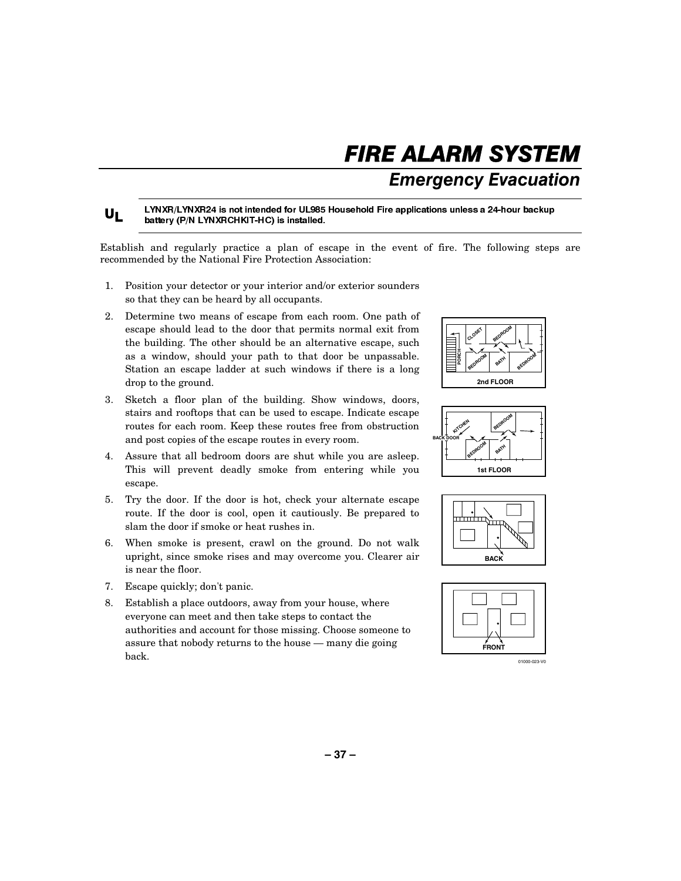# FIRE ALARM SYSTEM

## Emerqency Evacuation

**UL** **LYNXR/LYNXR24 is not intended for UL985 Household Fire applications unless a 24-hour backup battery (P/N LYNXRCHKIT-HC) is installed.**

Establish and regularly practice a plan of escape in the event of fire. The following steps are recommended by the National Fire Protection Association:

1. Position your detector or your interior and/or exterior sounders so that they can be heard by all occupants.
2. Determine two means of escape from each room. One path of escape should lead to the door that permits normal exit from the building. The other should be an alternative escape, such as a window, should your path to that door be unpassable. Station an escape ladder at such windows if there is a long drop to the ground.
3. Sketch a floor plan of the building. Show windows, doors, stairs and rooftops that can be used to escape. Indicate escape routes for each room. Keep these routes free from obstruction and post copies of the escape routes in every room.
4. Assure that all bedroom doors are shut while you are asleep. This will prevent deadly smoke from entering while you escape.
5. Try the door. If the door is hot, check your alternate escape route. If the door is cool, open it cautiously. Be prepared to slam the door if smoke or heat rushes in.
6. When smoke is present, crawl on the ground. Do not walk upright, since smoke rises and may overcome you. Clearer air is near the floor.
7. Escape quickly; don't panic.
8. Establish a place outdoors, away from your house, where everyone can meet and then take steps to contact the authorities and account for those missing. Choose someone to assure that nobody returns to the house — many die going back.

2nd FLOOR

1st FLOOR

BACK

FRONT

01000-023-V0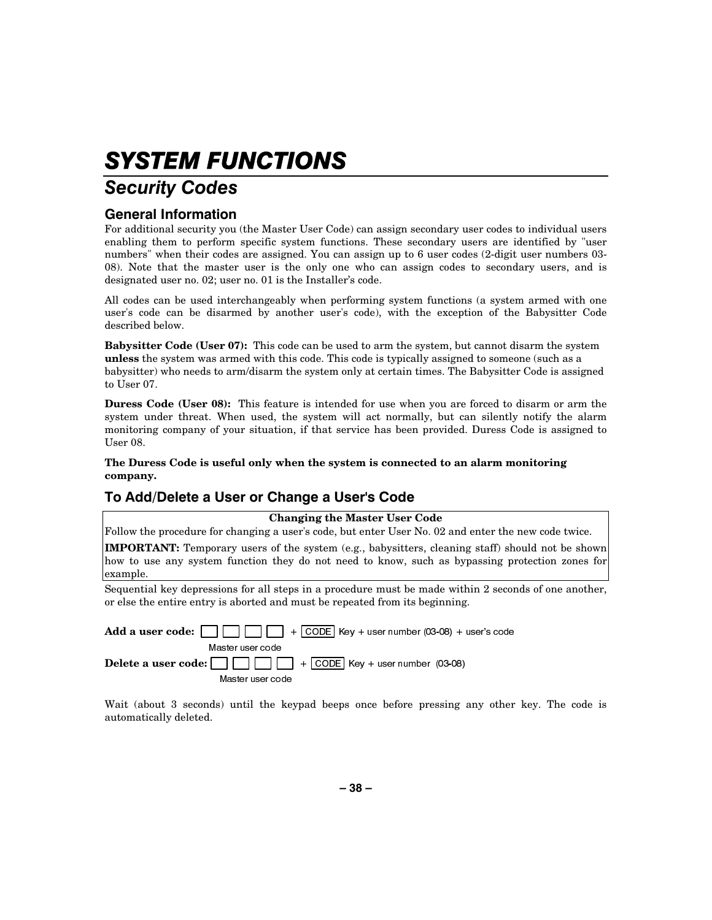# SYSTEM FUNCTIONS

## Security Codes

### General Information

For additional security you (the Master User Code) can assign secondary user codes to individual users enabling them to perform specific system functions. These secondary users are identified by "user numbers" when their codes are assigned. You can assign up to 6 user codes (2-digit user numbers 03-08). Note that the master user is the only one who can assign codes to secondary users, and is designated user no. 02; user no. 01 is the Installer's code.

All codes can be used interchangeably when performing system functions (a system armed with one user's code can be disarmed by another user's code), with the exception of the Babysitter Code described below.

**Babysitter Code (User 07):** This code can be used to arm the system, but cannot disarm the system **unless** the system was armed with this code. This code is typically assigned to someone (such as a babysitter) who needs to arm/disarm the system only at certain times. The Babysitter Code is assigned to User 07.

**Duress Code (User 08):** This feature is intended for use when you are forced to disarm or arm the system under threat. When used, the system will act normally, but can silently notify the alarm monitoring company of your situation, if that service has been provided. Duress Code is assigned to User 08.

**The Duress Code is useful only when the system is connected to an alarm monitoring company.**

### To Add/Delete a User or Change a User's Code

**Changing the Master User Code**

Follow the procedure for changing a user's code, but enter User No. 02 and enter the new code twice.

**IMPORTANT:** Temporary users of the system (e.g., babysitters, cleaning staff) should not be shown how to use any system function they do not need to know, such as bypassing protection zones for example.

Sequential key depressions for all steps in a procedure must be made within 2 seconds of one another, or else the entire entry is aborted and must be repeated from its beginning.

**Add a user code:** [ ] [ ] [ ] [ ] (Master user code) + [CODE] Key + user number (03-08) + user's code

**Delete a user code:** [ ] [ ] [ ] [ ] (Master user code) + [CODE] Key + user number (03-08)

Wait (about 3 seconds) until the keypad beeps once before pressing any other key. The code is automatically deleted.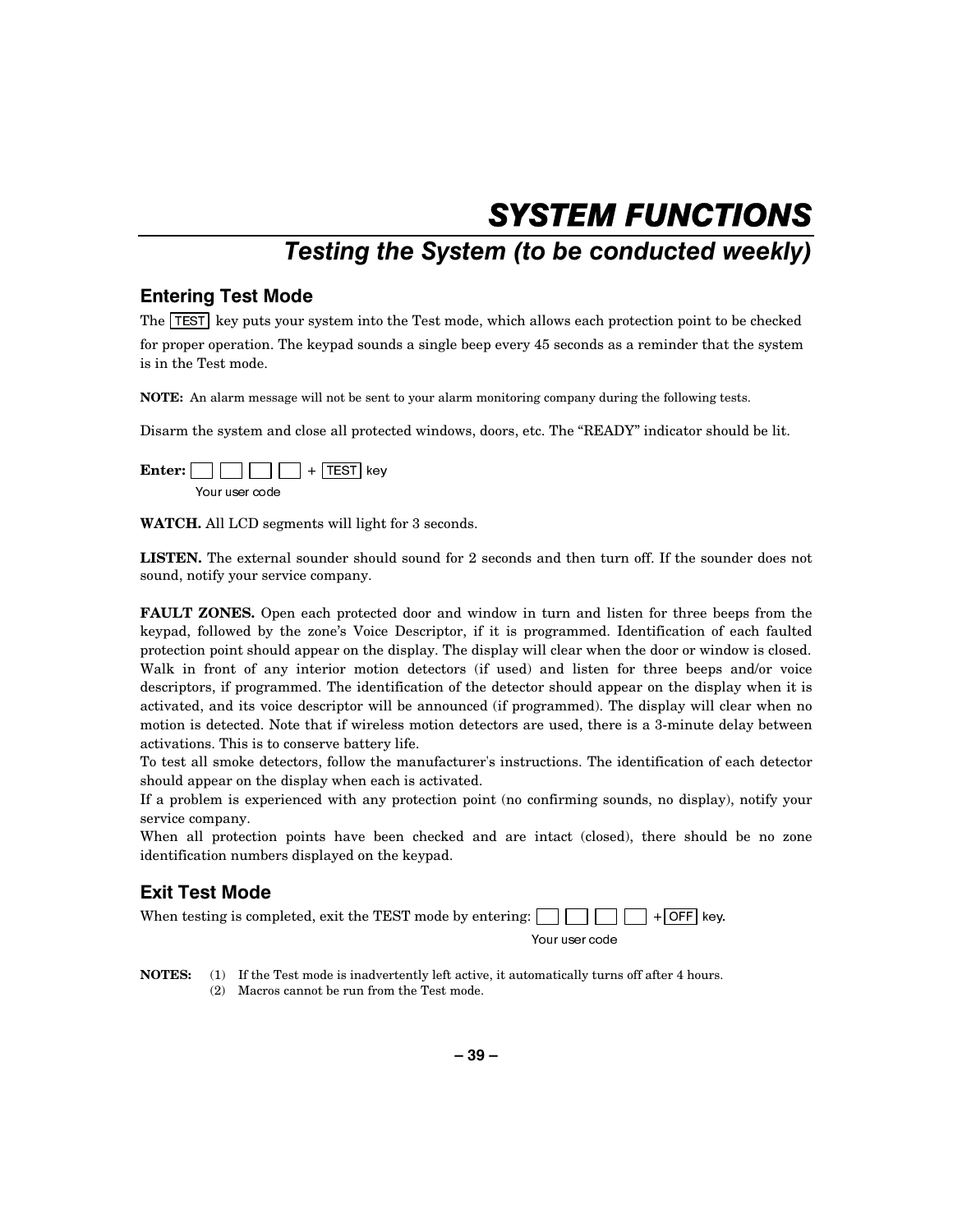# SYSTEM FUNCTIONS

## *Testing the System (to be conducted weekly)*

### Entering Test Mode

The [TEST] key puts your system into the Test mode, which allows each protection point to be checked for proper operation. The keypad sounds a single beep every 45 seconds as a reminder that the system is in the Test mode.

**NOTE:** An alarm message will not be sent to your alarm monitoring company during the following tests.

Disarm the system and close all protected windows, doors, etc. The "READY" indicator should be lit.

**Enter:** [ ] [ ] [ ] [ ] + [TEST] key
Your user code

**WATCH.** All LCD segments will light for 3 seconds.

**LISTEN.** The external sounder should sound for 2 seconds and then turn off. If the sounder does not sound, notify your service company.

**FAULT ZONES.** Open each protected door and window in turn and listen for three beeps from the keypad, followed by the zone's Voice Descriptor, if it is programmed. Identification of each faulted protection point should appear on the display. The display will clear when the door or window is closed. Walk in front of any interior motion detectors (if used) and listen for three beeps and/or voice descriptors, if programmed. The identification of the detector should appear on the display when it is activated, and its voice descriptor will be announced (if programmed). The display will clear when no motion is detected. Note that if wireless motion detectors are used, there is a 3-minute delay between activations. This is to conserve battery life.
To test all smoke detectors, follow the manufacturer's instructions. The identification of each detector should appear on the display when each is activated.
If a problem is experienced with any protection point (no confirming sounds, no display), notify your service company.
When all protection points have been checked and are intact (closed), there should be no zone identification numbers displayed on the keypad.

### Exit Test Mode

When testing is completed, exit the TEST mode by entering: [ ] [ ] [ ] [ ] + [OFF] key.
Your user code

**NOTES:** (1) If the Test mode is inadvertently left active, it automatically turns off after 4 hours.
(2) Macros cannot be run from the Test mode.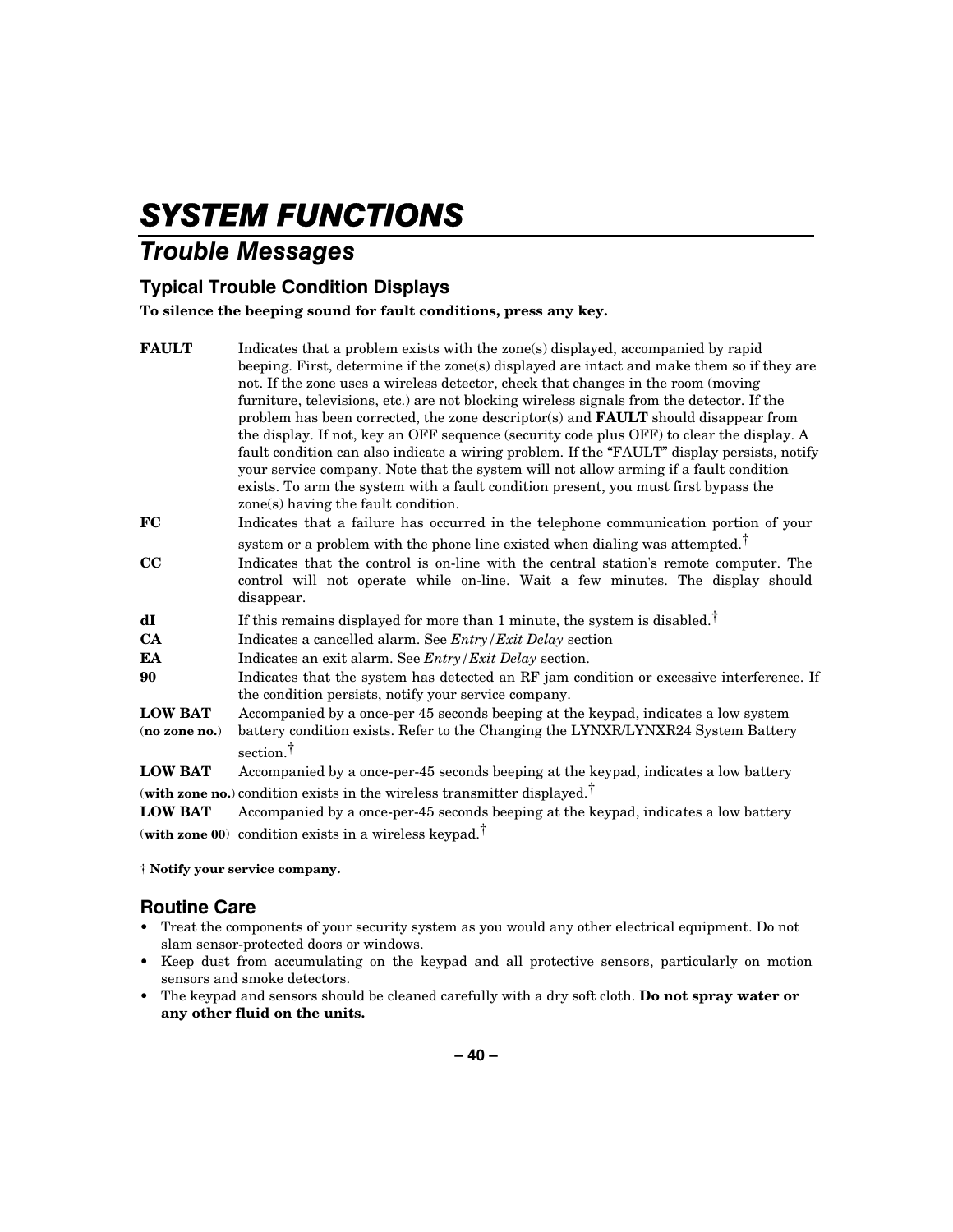# SYSTEM FUNCTIONS

## Trouble Messages

### Typical Trouble Condition Displays

**To silence the beeping sound for fault conditions, press any key.**

| | |
|---|---|
| **FAULT** | Indicates that a problem exists with the zone(s) displayed, accompanied by rapid beeping. First, determine if the zone(s) displayed are intact and make them so if they are not. If the zone uses a wireless detector, check that changes in the room (moving furniture, televisions, etc.) are not blocking wireless signals from the detector. If the problem has been corrected, the zone descriptor(s) and **FAULT** should disappear from the display. If not, key an OFF sequence (security code plus OFF) to clear the display. A fault condition can also indicate a wiring problem. If the "FAULT" display persists, notify your service company. Note that the system will not allow arming if a fault condition exists. To arm the system with a fault condition present, you must first bypass the zone(s) having the fault condition. |
| **FC** | Indicates that a failure has occurred in the telephone communication portion of your system or a problem with the phone line existed when dialing was attempted.† |
| **CC** | Indicates that the control is on-line with the central station's remote computer. The control will not operate while on-line. Wait a few minutes. The display should disappear. |
| **dI** | If this remains displayed for more than 1 minute, the system is disabled.† |
| **CA** | Indicates a cancelled alarm. See *Entry/Exit Delay* section |
| **EA** | Indicates an exit alarm. See *Entry/Exit Delay* section. |
| **90** | Indicates that the system has detected an RF jam condition or excessive interference. If the condition persists, notify your service company. |
| **LOW BAT** (**no zone no.**) | Accompanied by a once-per 45 seconds beeping at the keypad, indicates a low system battery condition exists. Refer to the Changing the LYNXR/LYNXR24 System Battery section.† |
| **LOW BAT** (**with zone no.**) | Accompanied by a once-per-45 seconds beeping at the keypad, indicates a low battery condition exists in the wireless transmitter displayed.† |
| **LOW BAT** (**with zone 00**) | Accompanied by a once-per-45 seconds beeping at the keypad, indicates a low battery condition exists in a wireless keypad.† |

† **Notify your service company.**

### Routine Care

- Treat the components of your security system as you would any other electrical equipment. Do not slam sensor-protected doors or windows.
- Keep dust from accumulating on the keypad and all protective sensors, particularly on motion sensors and smoke detectors.
- The keypad and sensors should be cleaned carefully with a dry soft cloth. **Do not spray water or any other fluid on the units.**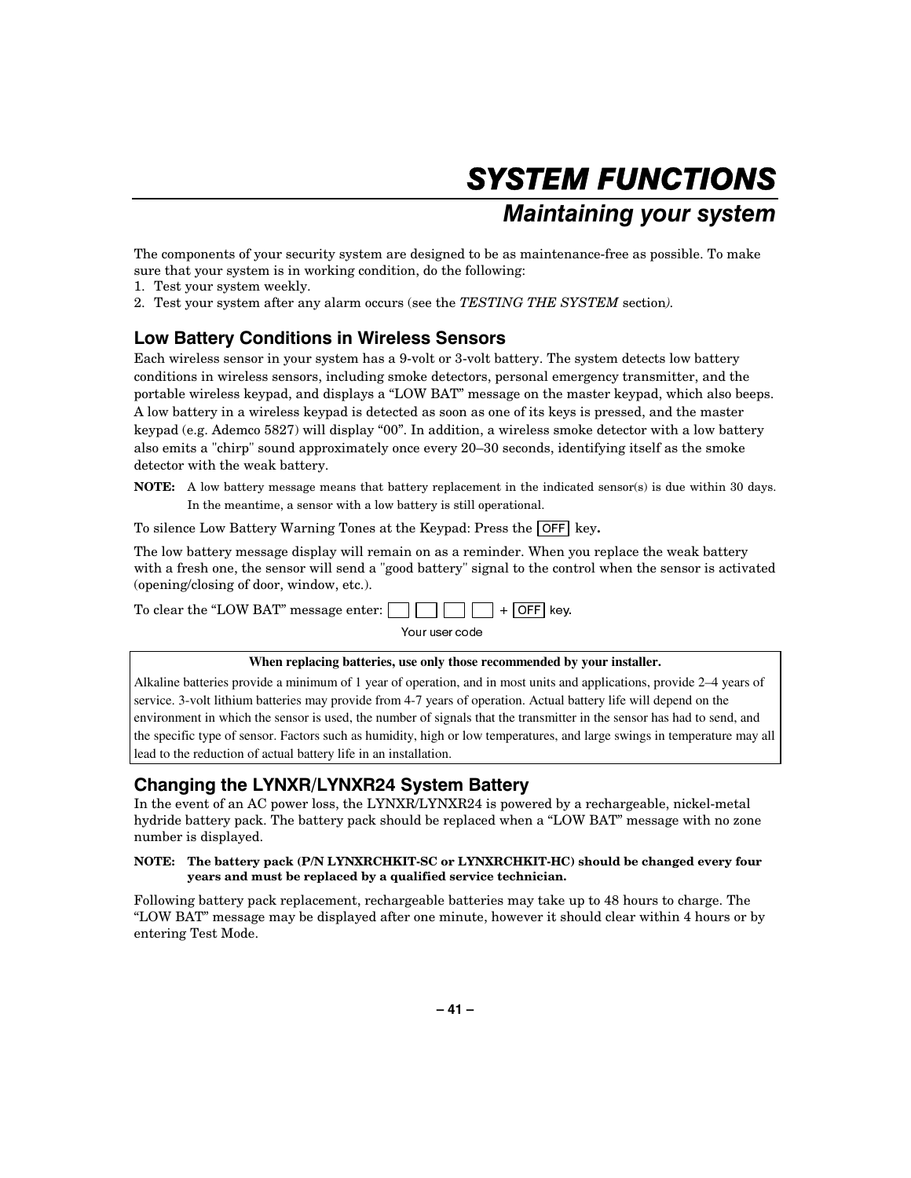# SYSTEM FUNCTIONS

## Maintaining your system

The components of your security system are designed to be as maintenance-free as possible. To make sure that your system is in working condition, do the following:

1. Test your system weekly.
2. Test your system after any alarm occurs (see the *TESTING THE SYSTEM* section).

### Low Battery Conditions in Wireless Sensors

Each wireless sensor in your system has a 9-volt or 3-volt battery. The system detects low battery conditions in wireless sensors, including smoke detectors, personal emergency transmitter, and the portable wireless keypad, and displays a "LOW BAT" message on the master keypad, which also beeps. A low battery in a wireless keypad is detected as soon as one of its keys is pressed, and the master keypad (e.g. Ademco 5827) will display "00". In addition, a wireless smoke detector with a low battery also emits a "chirp" sound approximately once every 20–30 seconds, identifying itself as the smoke detector with the weak battery.

**NOTE:** A low battery message means that battery replacement in the indicated sensor(s) is due within 30 days. In the meantime, a sensor with a low battery is still operational.

To silence Low Battery Warning Tones at the Keypad: Press the [OFF] key**.**

The low battery message display will remain on as a reminder. When you replace the weak battery with a fresh one, the sensor will send a "good battery" signal to the control when the sensor is activated (opening/closing of door, window, etc.).

To clear the "LOW BAT" message enter: [ ] [ ] [ ] [ ] + [OFF] key.

Your user code

> **When replacing batteries, use only those recommended by your installer.**
>
> Alkaline batteries provide a minimum of 1 year of operation, and in most units and applications, provide 2–4 years of service. 3-volt lithium batteries may provide from 4-7 years of operation. Actual battery life will depend on the environment in which the sensor is used, the number of signals that the transmitter in the sensor has had to send, and the specific type of sensor. Factors such as humidity, high or low temperatures, and large swings in temperature may all lead to the reduction of actual battery life in an installation.

### Changing the LYNXR/LYNXR24 System Battery

In the event of an AC power loss, the LYNXR/LYNXR24 is powered by a rechargeable, nickel-metal hydride battery pack. The battery pack should be replaced when a "LOW BAT" message with no zone number is displayed.

**NOTE: The battery pack (P/N LYNXRCHKIT-SC or LYNXRCHKIT-HC) should be changed every four years and must be replaced by a qualified service technician.**

Following battery pack replacement, rechargeable batteries may take up to 48 hours to charge. The "LOW BAT" message may be displayed after one minute, however it should clear within 4 hours or by entering Test Mode.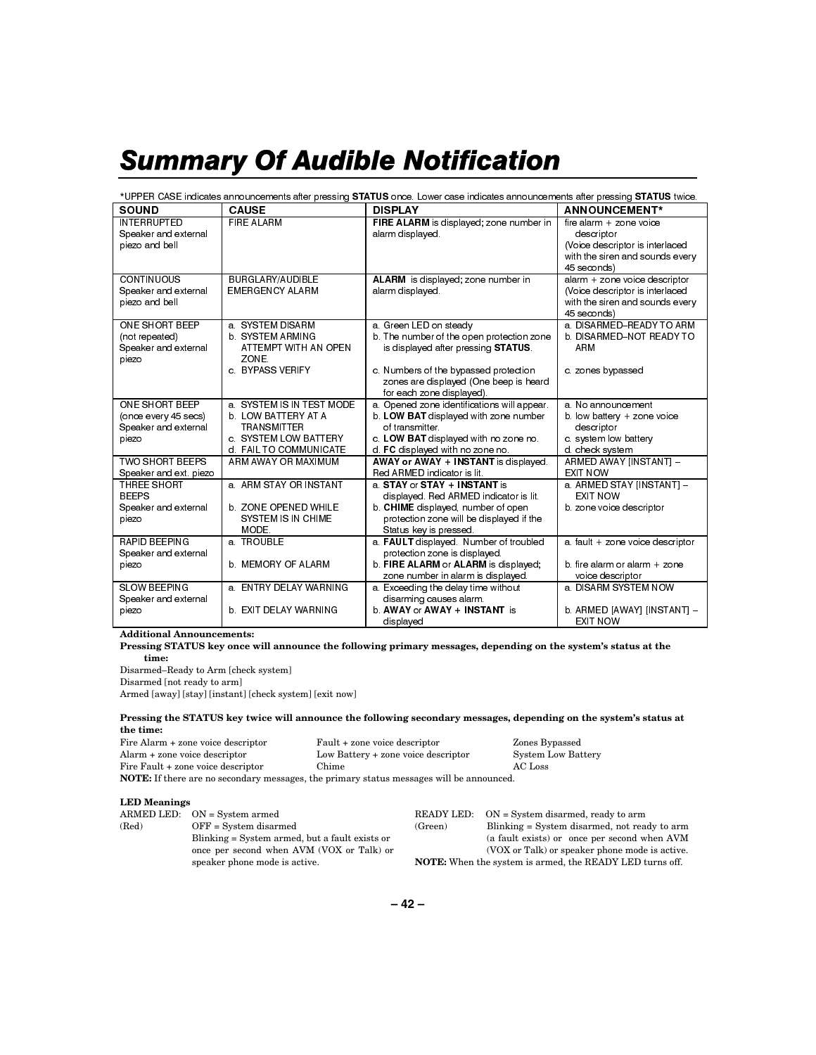# Summary Of Audible Notification

*UPPER CASE indicates announcements after pressing **STATUS** once. Lower case indicates announcements after pressing **STATUS** twice.

| SOUND | CAUSE | DISPLAY | ANNOUNCEMENT* |
|---|---|---|---|
| INTERRUPTED Speaker and external piezo and bell | FIRE ALARM | **FIRE ALARM** is displayed; zone number in alarm displayed. | fire alarm + zone voice descriptor (Voice descriptor is interlaced with the siren and sounds every 45 seconds) |
| CONTINUOUS Speaker and external piezo and bell | BURGLARY/AUDIBLE EMERGENCY ALARM | **ALARM** is displayed; zone number in alarm displayed. | alarm + zone voice descriptor (Voice descriptor is interlaced with the siren and sounds every 45 seconds) |
| ONE SHORT BEEP (not repeated) Speaker and external piezo | a. SYSTEM DISARM<br>b. SYSTEM ARMING ATTEMPT WITH AN OPEN ZONE.<br>c. BYPASS VERIFY | a. Green LED on steady<br>b. The number of the open protection zone is displayed after pressing **STATUS**.<br>c. Numbers of the bypassed protection zones are displayed (One beep is heard for each zone displayed). | a. DISARMED–READY TO ARM<br>b. DISARMED–NOT READY TO ARM<br>c. zones bypassed |
| ONE SHORT BEEP (once every 45 secs) Speaker and external piezo | a. SYSTEM IS IN TEST MODE<br>b. LOW BATTERY AT A TRANSMITTER<br>c. SYSTEM LOW BATTERY<br>d. FAIL TO COMMUNICATE | a. Opened zone identifications will appear.<br>b. **LOW BAT** displayed with zone number of transmitter.<br>c. **LOW BAT** displayed with no zone no.<br>d. **FC** displayed with no zone no. | a. No announcement<br>b. low battery + zone voice descriptor<br>c. system low battery<br>d. check system |
| TWO SHORT BEEPS Speaker and ext. piezo | ARM AWAY OR MAXIMUM | **AWAY or AWAY + INSTANT** is displayed. Red ARMED indicator is lit. | ARMED AWAY [INSTANT] – EXIT NOW |
| THREE SHORT BEEPS Speaker and external piezo | a. ARM STAY OR INSTANT<br>b. ZONE OPENED WHILE SYSTEM IS IN CHIME MODE. | a. **STAY** or **STAY + INSTANT** is displayed. Red ARMED indicator is lit.<br>b. **CHIME** displayed, number of open protection zone will be displayed if the Status key is pressed. | a. ARMED STAY [INSTANT] – EXIT NOW<br>b. zone voice descriptor |
| RAPID BEEPING Speaker and external piezo | a. TROUBLE<br>b. MEMORY OF ALARM | a. **FAULT** displayed. Number of troubled protection zone is displayed.<br>b. **FIRE ALARM** or **ALARM** is displayed; zone number in alarm is displayed. | a. fault + zone voice descriptor<br>b. fire alarm or alarm + zone voice descriptor |
| SLOW BEEPING Speaker and external piezo | a. ENTRY DELAY WARNING<br>b. EXIT DELAY WARNING | a. Exceeding the delay time without disarming causes alarm.<br>b. **AWAY** or **AWAY + INSTANT** is displayed | a. DISARM SYSTEM NOW<br>b. ARMED [AWAY] [INSTANT] – EXIT NOW |

**Additional Announcements:**

**Pressing STATUS key once will announce the following primary messages, depending on the system's status at the time:**

Disarmed–Ready to Arm [check system]
Disarmed [not ready to arm]
Armed [away] [stay] [instant] [check system] [exit now]

**Pressing the STATUS key twice will announce the following secondary messages, depending on the system's status at the time:**

Fire Alarm + zone voice descriptor
Alarm + zone voice descriptor
Fire Fault + zone voice descriptor
Fault + zone voice descriptor
Low Battery + zone voice descriptor
Chime
Zones Bypassed
System Low Battery
AC Loss

**NOTE:** If there are no secondary messages, the primary status messages will be announced.

**LED Meanings**

ARMED LED (Red):
- ON = System armed
- OFF = System disarmed
- Blinking = System armed, but a fault exists or once per second when AVM (VOX or Talk) or speaker phone mode is active.

READY LED (Green):
- ON = System disarmed, ready to arm
- Blinking = System disarmed, not ready to arm (a fault exists) or once per second when AVM (VOX or Talk) or speaker phone mode is active.

**NOTE:** When the system is armed, the READY LED turns off.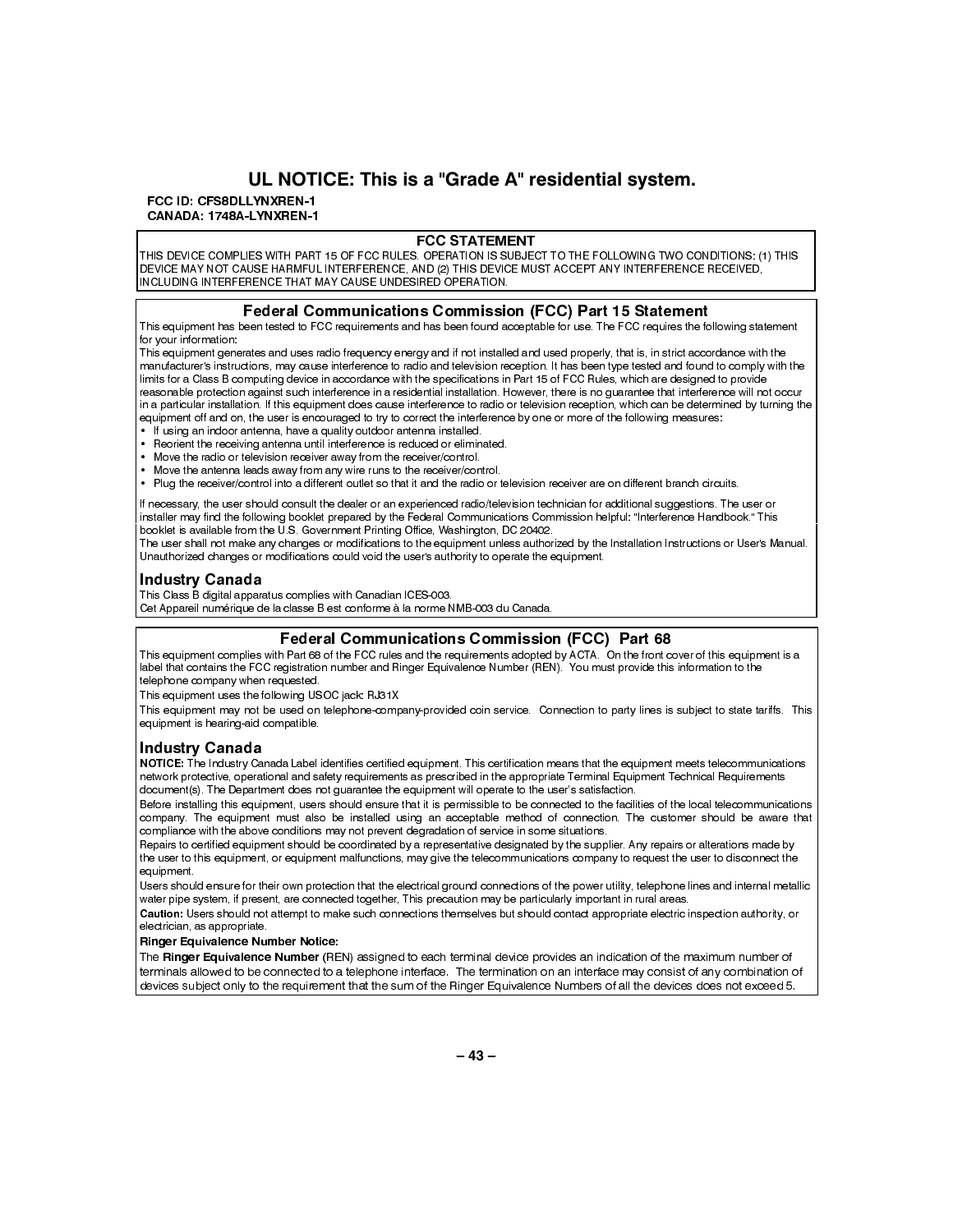# UL NOTICE: This is a "Grade A" residential system.

**FCC ID: CFS8DLLYNXREN-1**
**CANADA: 1748A-LYNXREN-1**

## FCC STATEMENT

THIS DEVICE COMPLIES WITH PART 15 OF FCC RULES. OPERATION IS SUBJECT TO THE FOLLOWING TWO CONDITIONS: (1) THIS DEVICE MAY NOT CAUSE HARMFUL INTERFERENCE, AND (2) THIS DEVICE MUST ACCEPT ANY INTERFERENCE RECEIVED, INCLUDING INTERFERENCE THAT MAY CAUSE UNDESIRED OPERATION.

## Federal Communications Commission (FCC) Part 15 Statement

This equipment has been tested to FCC requirements and has been found acceptable for use. The FCC requires the following statement for your information:

This equipment generates and uses radio frequency energy and if not installed and used properly, that is, in strict accordance with the manufacturer's instructions, may cause interference to radio and television reception. It has been type tested and found to comply with the limits for a Class B computing device in accordance with the specifications in Part 15 of FCC Rules, which are designed to provide reasonable protection against such interference in a residential installation. However, there is no guarantee that interference will not occur in a particular installation. If this equipment does cause interference to radio or television reception, which can be determined by turning the equipment off and on, the user is encouraged to try to correct the interference by one or more of the following measures:

- If using an indoor antenna, have a quality outdoor antenna installed.
- Reorient the receiving antenna until interference is reduced or eliminated.
- Move the radio or television receiver away from the receiver/control.
- Move the antenna leads away from any wire runs to the receiver/control.
- Plug the receiver/control into a different outlet so that it and the radio or television receiver are on different branch circuits.

If necessary, the user should consult the dealer or an experienced radio/television technician for additional suggestions. The user or installer may find the following booklet prepared by the Federal Communications Commission helpful: "Interference Handbook." This booklet is available from the U.S. Government Printing Office, Washington, DC 20402.

The user shall not make any changes or modifications to the equipment unless authorized by the Installation Instructions or User's Manual. Unauthorized changes or modifications could void the user's authority to operate the equipment.

### Industry Canada

This Class B digital apparatus complies with Canadian ICES-003.
Cet Appareil numérique de la classe B est conforme à la norme NMB-003 du Canada.

## Federal Communications Commission (FCC) Part 68

This equipment complies with Part 68 of the FCC rules and the requirements adopted by ACTA. On the front cover of this equipment is a label that contains the FCC registration number and Ringer Equivalence Number (REN). You must provide this information to the telephone company when requested.

This equipment uses the following USOC jack: RJ31X

This equipment may not be used on telephone-company-provided coin service. Connection to party lines is subject to state tariffs. This equipment is hearing-aid compatible.

### Industry Canada

**NOTICE:** The Industry Canada Label identifies certified equipment. This certification means that the equipment meets telecommunications network protective, operational and safety requirements as prescribed in the appropriate Terminal Equipment Technical Requirements document(s). The Department does not guarantee the equipment will operate to the user's satisfaction.

Before installing this equipment, users should ensure that it is permissible to be connected to the facilities of the local telecommunications company. The equipment must also be installed using an acceptable method of connection. The customer should be aware that compliance with the above conditions may not prevent degradation of service in some situations.

Repairs to certified equipment should be coordinated by a representative designated by the supplier. Any repairs or alterations made by the user to this equipment, or equipment malfunctions, may give the telecommunications company to request the user to disconnect the equipment.

Users should ensure for their own protection that the electrical ground connections of the power utility, telephone lines and internal metallic water pipe system, if present, are connected together, This precaution may be particularly important in rural areas.

**Caution:** Users should not attempt to make such connections themselves but should contact appropriate electric inspection authority, or electrician, as appropriate.

**Ringer Equivalence Number Notice:**

The **Ringer Equivalence Number** (REN) assigned to each terminal device provides an indication of the maximum number of terminals allowed to be connected to a telephone interface. The termination on an interface may consist of any combination of devices subject only to the requirement that the sum of the Ringer Equivalence Numbers of all the devices does not exceed 5.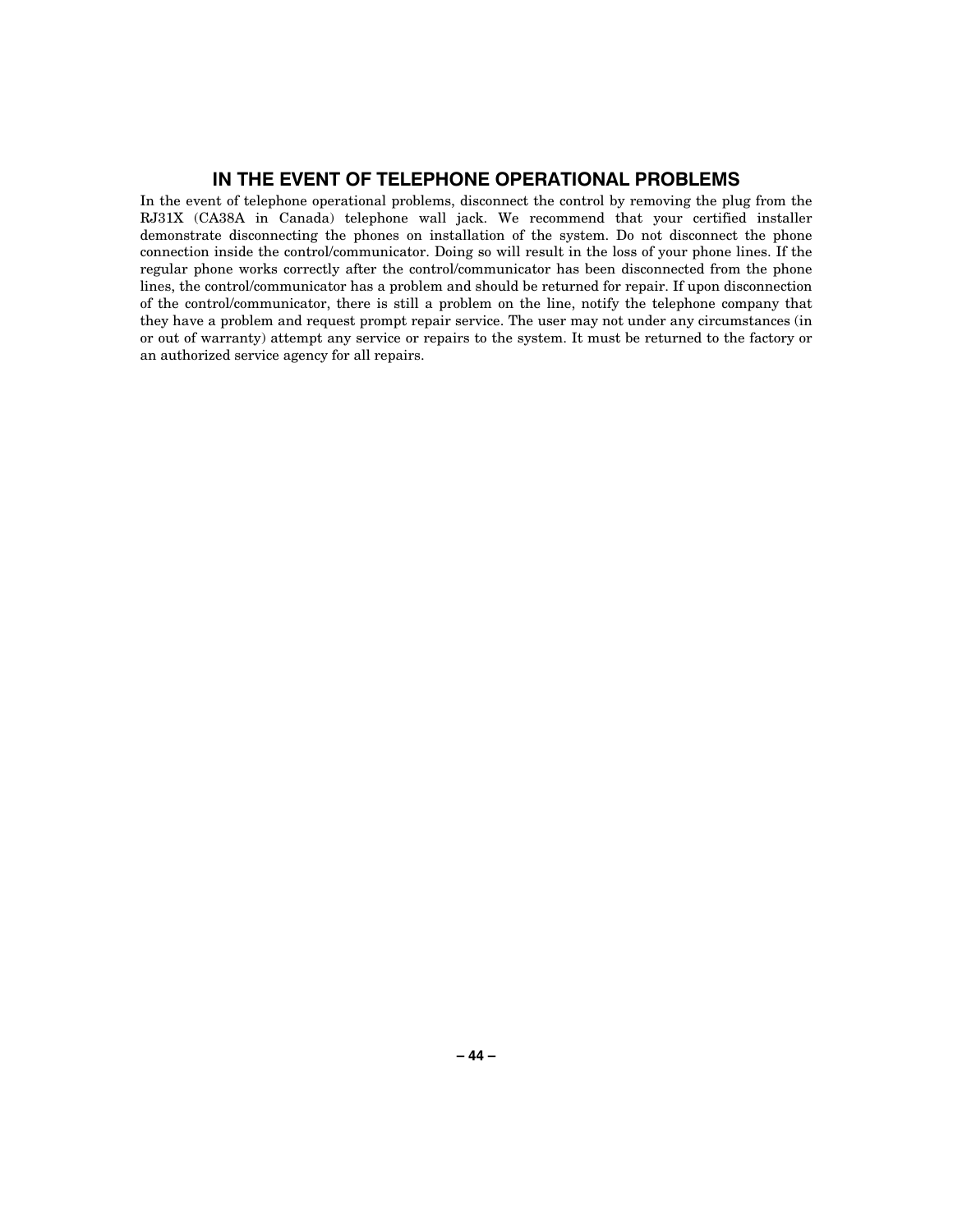## IN THE EVENT OF TELEPHONE OPERATIONAL PROBLEMS

In the event of telephone operational problems, disconnect the control by removing the plug from the RJ31X (CA38A in Canada) telephone wall jack. We recommend that your certified installer demonstrate disconnecting the phones on installation of the system. Do not disconnect the phone connection inside the control/communicator. Doing so will result in the loss of your phone lines. If the regular phone works correctly after the control/communicator has been disconnected from the phone lines, the control/communicator has a problem and should be returned for repair. If upon disconnection of the control/communicator, there is still a problem on the line, notify the telephone company that they have a problem and request prompt repair service. The user may not under any circumstances (in or out of warranty) attempt any service or repairs to the system. It must be returned to the factory or an authorized service agency for all repairs.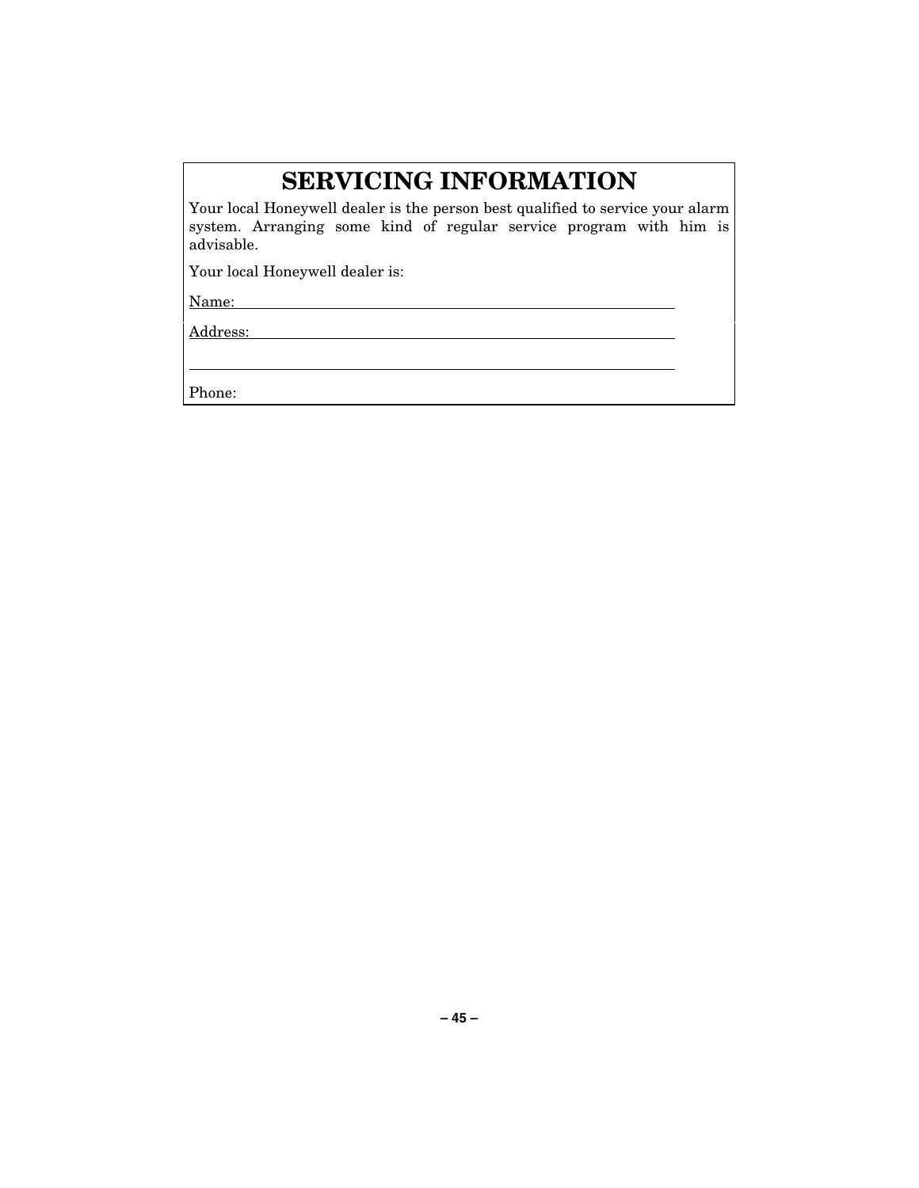# SERVICING INFORMATION

Your local Honeywell dealer is the person best qualified to service your alarm system. Arranging some kind of regular service program with him is advisable.

Your local Honeywell dealer is:

Name: ______________________________________________

Address: ____________________________________________

____________________________________________________

Phone: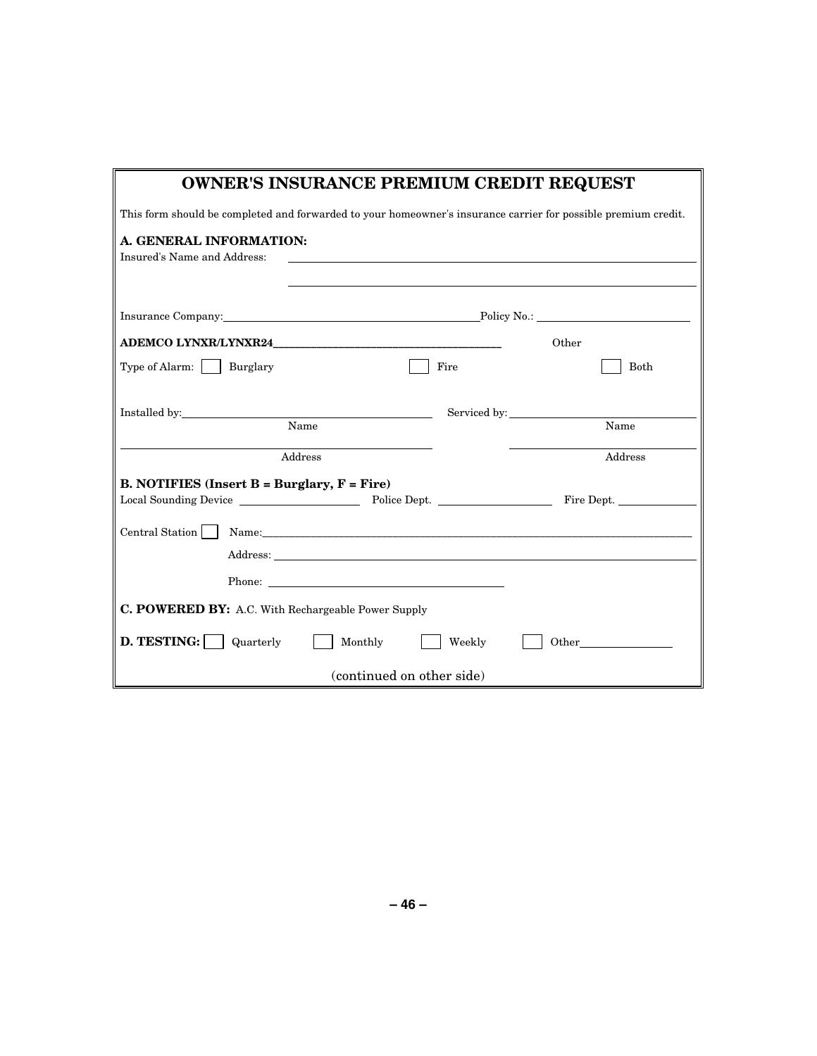# OWNER'S INSURANCE PREMIUM CREDIT REQUEST

This form should be completed and forwarded to your homeowner's insurance carrier for possible premium credit.

**A. GENERAL INFORMATION:**

Insured's Name and Address: ____________________________________________

____________________________________________

Insurance Company: ______________________ Policy No.: ______________________

**ADEMCO LYNXR/LYNXR24**______________________ Other

Type of Alarm: ☐ Burglary ☐ Fire ☐ Both

Installed by: ______________________ Serviced by: ______________________
Name Name

______________________ ______________________
Address Address

**B. NOTIFIES (Insert B = Burglary, F = Fire)**

Local Sounding Device ____________ Police Dept. ____________ Fire Dept. ____________

Central Station ☐ Name: ______________________________________________

Address: ______________________________________________

Phone: ______________________

**C. POWERED BY:** A.C. With Rechargeable Power Supply

**D. TESTING:** ☐ Quarterly ☐ Monthly ☐ Weekly ☐ Other__________

(continued on other side)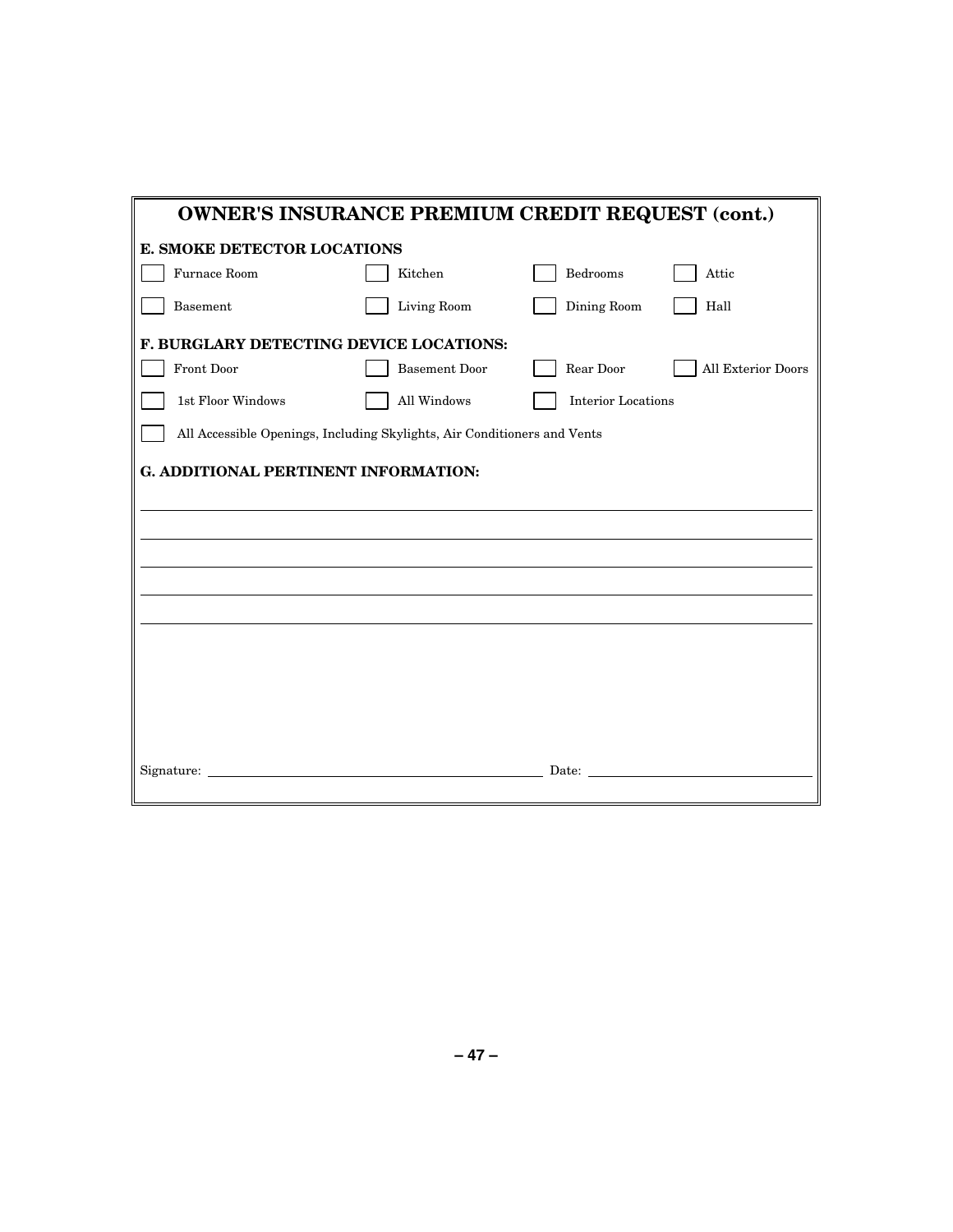## OWNER'S INSURANCE PREMIUM CREDIT REQUEST (cont.)

**E. SMOKE DETECTOR LOCATIONS**

- [ ] Furnace Room
- [ ] Kitchen
- [ ] Bedrooms
- [ ] Attic
- [ ] Basement
- [ ] Living Room
- [ ] Dining Room
- [ ] Hall

**F. BURGLARY DETECTING DEVICE LOCATIONS:**

- [ ] Front Door
- [ ] Basement Door
- [ ] Rear Door
- [ ] All Exterior Doors
- [ ] 1st Floor Windows
- [ ] All Windows
- [ ] Interior Locations
- [ ] All Accessible Openings, Including Skylights, Air Conditioners and Vents

**G. ADDITIONAL PERTINENT INFORMATION:**

______________________________________________________________________

______________________________________________________________________

______________________________________________________________________

______________________________________________________________________

______________________________________________________________________

Signature: ______________________________ Date: ____________________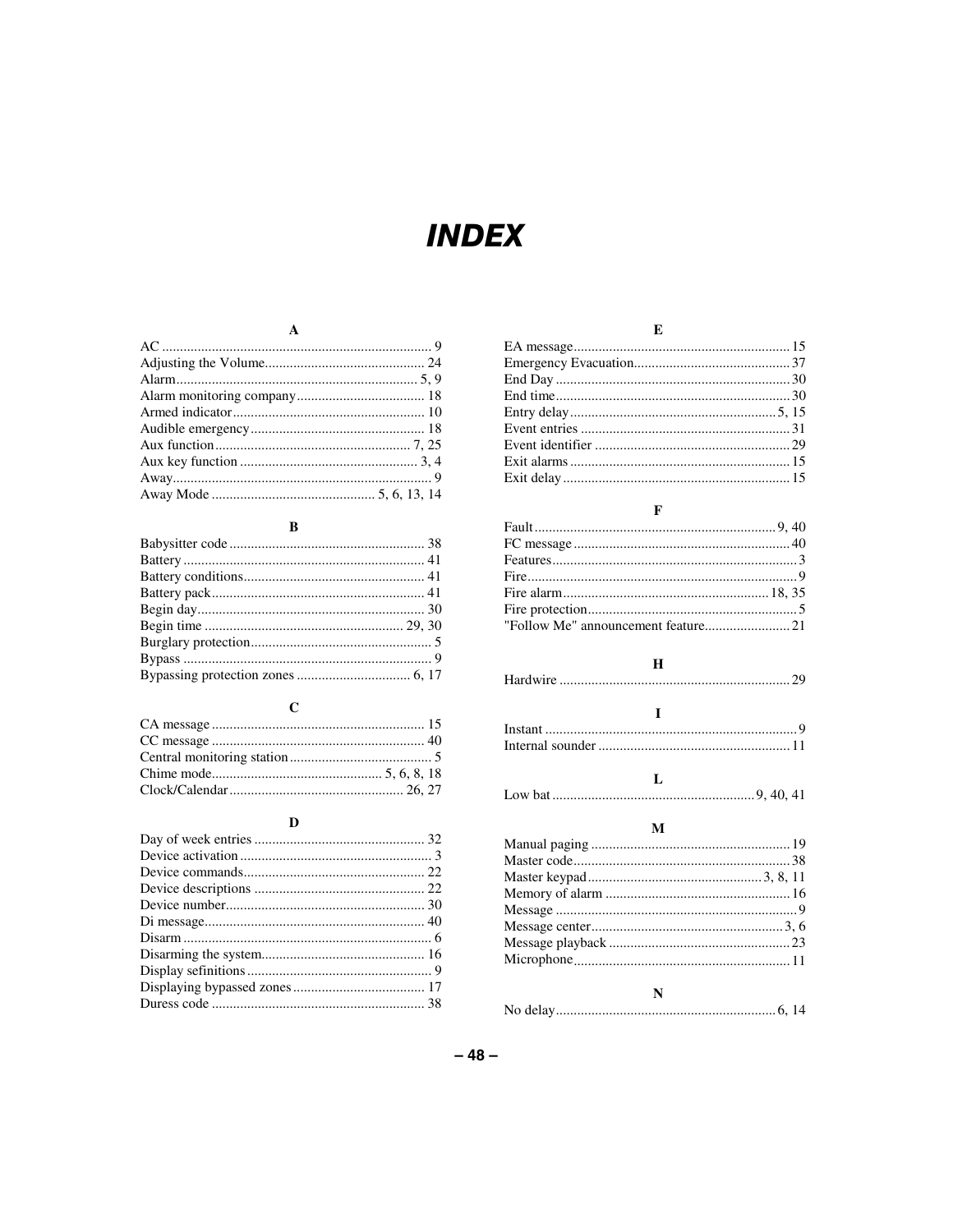# INDEX

### A

AC ... 9
Adjusting the Volume ... 24
Alarm ... 5, 9
Alarm monitoring company ... 18
Armed indicator ... 10
Audible emergency ... 18
Aux function ... 7, 25
Aux key function ... 3, 4
Away ... 9
Away Mode ... 5, 6, 13, 14

### B

Babysitter code ... 38
Battery ... 41
Battery conditions ... 41
Battery pack ... 41
Begin day ... 30
Begin time ... 29, 30
Burglary protection ... 5
Bypass ... 9
Bypassing protection zones ... 6, 17

### C

CA message ... 15
CC message ... 40
Central monitoring station ... 5
Chime mode ... 5, 6, 8, 18
Clock/Calendar ... 26, 27

### D

Day of week entries ... 32
Device activation ... 3
Device commands ... 22
Device descriptions ... 22
Device number ... 30
Di message ... 40
Disarm ... 6
Disarming the system ... 16
Display sefinitions ... 9
Displaying bypassed zones ... 17
Duress code ... 38

### E

EA message ... 15
Emergency Evacuation ... 37
End Day ... 30
End time ... 30
Entry delay ... 5, 15
Event entries ... 31
Event identifier ... 29
Exit alarms ... 15
Exit delay ... 15

### F

Fault ... 9, 40
FC message ... 40
Features ... 3
Fire ... 9
Fire alarm ... 18, 35
Fire protection ... 5
"Follow Me" announcement feature ... 21

### H

Hardwire ... 29

### I

Instant ... 9
Internal sounder ... 11

### L

Low bat ... 9, 40, 41

### M

Manual paging ... 19
Master code ... 38
Master keypad ... 3, 8, 11
Memory of alarm ... 16
Message ... 9
Message center ... 3, 6
Message playback ... 23
Microphone ... 11

### N

No delay ... 6, 14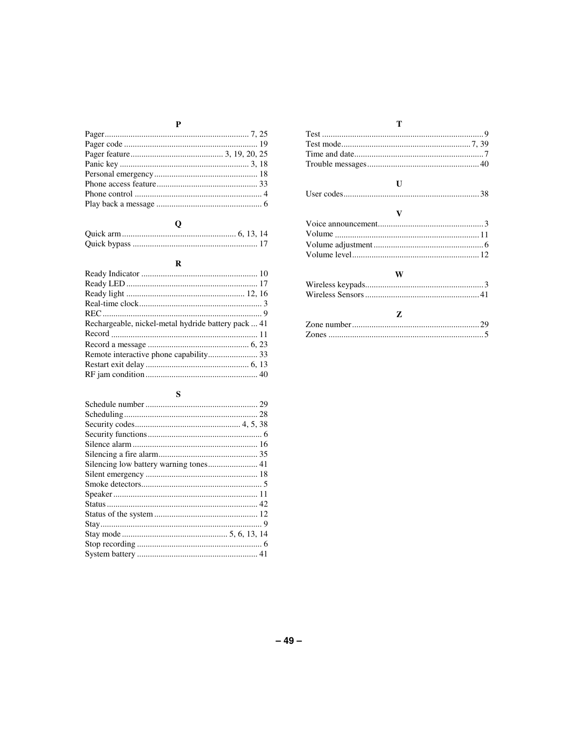## P

Pager .................................................................. 7, 25
Pager code ............................................................. 19
Pager feature ........................................... 3, 19, 20, 25
Panic key ............................................................ 3, 18
Personal emergency ................................................ 18
Phone access feature ............................................... 33
Phone control ........................................................... 4
Play back a message ................................................. 6

## Q

Quick arm ..................................................... 6, 13, 14
Quick bypass .......................................................... 17

## R

Ready Indicator ...................................................... 10
Ready LED ............................................................. 17
Ready light ....................................................... 12, 16
Real-time clock ......................................................... 3
REC .......................................................................... 9
Rechargeable, nickel-metal hydride battery pack ... 41
Record ................................................................... 11
Record a message ............................................... 6, 23
Remote interactive phone capability ....................... 33
Restart exit delay ................................................ 6, 13
RF jam condition .................................................... 40

## S

Schedule number .................................................... 29
Scheduling .............................................................. 28
Security codes ................................................. 4, 5, 38
Security functions ..................................................... 6
Silence alarm .......................................................... 16
Silencing a fire alarm .............................................. 35
Silencing low battery warning tones ....................... 41
Silent emergency .................................................... 18
Smoke detectors ........................................................ 5
Speaker .................................................................. 11
Status ..................................................................... 42
Status of the system ................................................ 12
Stay .......................................................................... 9
Stay mode ................................................. 5, 6, 13, 14
Stop recording .......................................................... 6
System battery ........................................................ 41

## T

Test .......................................................................... 9
Test mode ............................................................ 7, 39
Time and date ........................................................... 7
Trouble messages .................................................... 40

## U

User codes .............................................................. 38

## V

Voice announcement ................................................. 3
Volume .................................................................. 11
Volume adjustment ................................................... 6
Volume level ........................................................... 12

## W

Wireless keypads ....................................................... 3
Wireless Sensors ..................................................... 41

## Z

Zone number ........................................................... 29
Zones ....................................................................... 5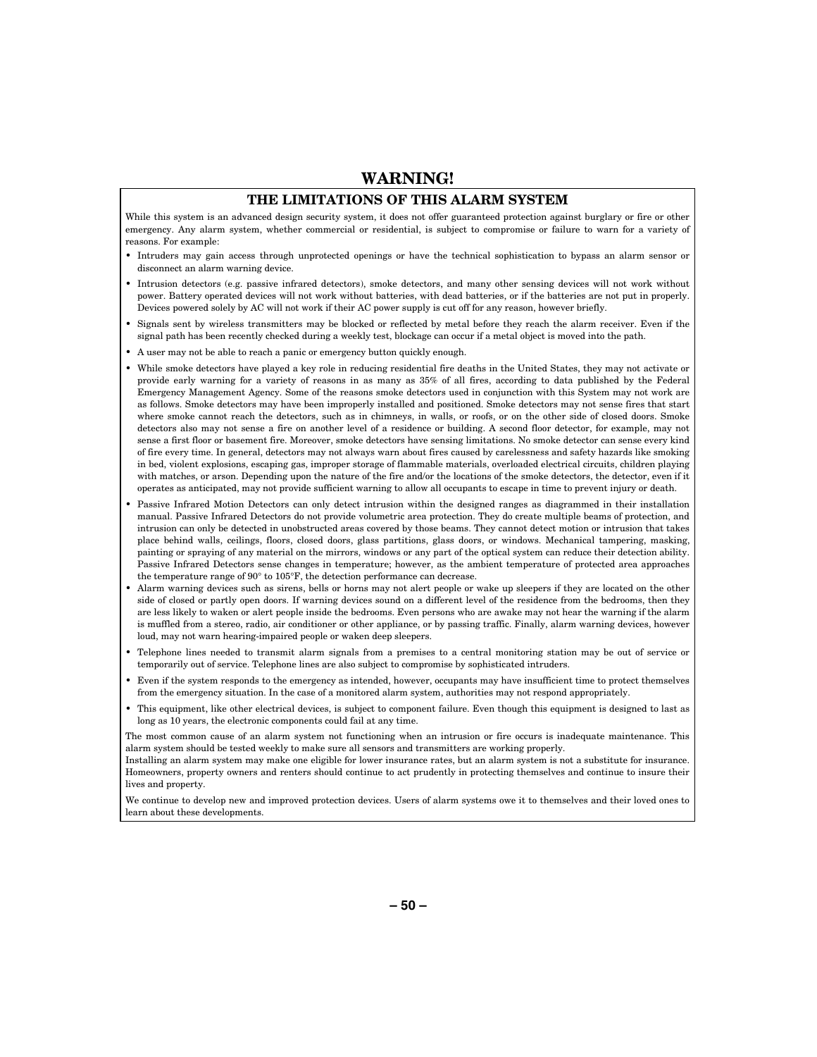# WARNING!

## THE LIMITATIONS OF THIS ALARM SYSTEM

While this system is an advanced design security system, it does not offer guaranteed protection against burglary or fire or other emergency. Any alarm system, whether commercial or residential, is subject to compromise or failure to warn for a variety of reasons. For example:

- Intruders may gain access through unprotected openings or have the technical sophistication to bypass an alarm sensor or disconnect an alarm warning device.
- Intrusion detectors (e.g. passive infrared detectors), smoke detectors, and many other sensing devices will not work without power. Battery operated devices will not work without batteries, with dead batteries, or if the batteries are not put in properly. Devices powered solely by AC will not work if their AC power supply is cut off for any reason, however briefly.
- Signals sent by wireless transmitters may be blocked or reflected by metal before they reach the alarm receiver. Even if the signal path has been recently checked during a weekly test, blockage can occur if a metal object is moved into the path.
- A user may not be able to reach a panic or emergency button quickly enough.
- While smoke detectors have played a key role in reducing residential fire deaths in the United States, they may not activate or provide early warning for a variety of reasons in as many as 35% of all fires, according to data published by the Federal Emergency Management Agency. Some of the reasons smoke detectors used in conjunction with this System may not work are as follows. Smoke detectors may have been improperly installed and positioned. Smoke detectors may not sense fires that start where smoke cannot reach the detectors, such as in chimneys, in walls, or roofs, or on the other side of closed doors. Smoke detectors also may not sense a fire on another level of a residence or building. A second floor detector, for example, may not sense a first floor or basement fire. Moreover, smoke detectors have sensing limitations. No smoke detector can sense every kind of fire every time. In general, detectors may not always warn about fires caused by carelessness and safety hazards like smoking in bed, violent explosions, escaping gas, improper storage of flammable materials, overloaded electrical circuits, children playing with matches, or arson. Depending upon the nature of the fire and/or the locations of the smoke detectors, the detector, even if it operates as anticipated, may not provide sufficient warning to allow all occupants to escape in time to prevent injury or death.
- Passive Infrared Motion Detectors can only detect intrusion within the designed ranges as diagrammed in their installation manual. Passive Infrared Detectors do not provide volumetric area protection. They do create multiple beams of protection, and intrusion can only be detected in unobstructed areas covered by those beams. They cannot detect motion or intrusion that takes place behind walls, ceilings, floors, closed doors, glass partitions, glass doors, or windows. Mechanical tampering, masking, painting or spraying of any material on the mirrors, windows or any part of the optical system can reduce their detection ability. Passive Infrared Detectors sense changes in temperature; however, as the ambient temperature of protected area approaches the temperature range of 90° to 105°F, the detection performance can decrease.
- Alarm warning devices such as sirens, bells or horns may not alert people or wake up sleepers if they are located on the other side of closed or partly open doors. If warning devices sound on a different level of the residence from the bedrooms, then they are less likely to waken or alert people inside the bedrooms. Even persons who are awake may not hear the warning if the alarm is muffled from a stereo, radio, air conditioner or other appliance, or by passing traffic. Finally, alarm warning devices, however loud, may not warn hearing-impaired people or waken deep sleepers.
- Telephone lines needed to transmit alarm signals from a premises to a central monitoring station may be out of service or temporarily out of service. Telephone lines are also subject to compromise by sophisticated intruders.
- Even if the system responds to the emergency as intended, however, occupants may have insufficient time to protect themselves from the emergency situation. In the case of a monitored alarm system, authorities may not respond appropriately.
- This equipment, like other electrical devices, is subject to component failure. Even though this equipment is designed to last as long as 10 years, the electronic components could fail at any time.

The most common cause of an alarm system not functioning when an intrusion or fire occurs is inadequate maintenance. This alarm system should be tested weekly to make sure all sensors and transmitters are working properly.

Installing an alarm system may make one eligible for lower insurance rates, but an alarm system is not a substitute for insurance. Homeowners, property owners and renters should continue to act prudently in protecting themselves and continue to insure their lives and property.

We continue to develop new and improved protection devices. Users of alarm systems owe it to themselves and their loved ones to learn about these developments.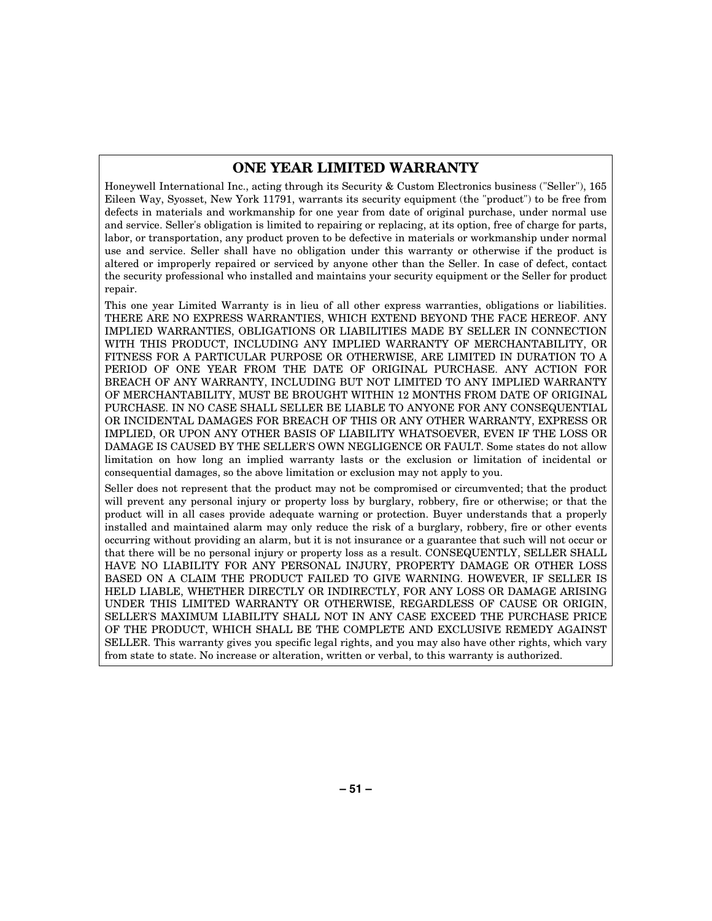## ONE YEAR LIMITED WARRANTY

Honeywell International Inc., acting through its Security & Custom Electronics business ("Seller"), 165 Eileen Way, Syosset, New York 11791, warrants its security equipment (the "product") to be free from defects in materials and workmanship for one year from date of original purchase, under normal use and service. Seller's obligation is limited to repairing or replacing, at its option, free of charge for parts, labor, or transportation, any product proven to be defective in materials or workmanship under normal use and service. Seller shall have no obligation under this warranty or otherwise if the product is altered or improperly repaired or serviced by anyone other than the Seller. In case of defect, contact the security professional who installed and maintains your security equipment or the Seller for product repair.

This one year Limited Warranty is in lieu of all other express warranties, obligations or liabilities. THERE ARE NO EXPRESS WARRANTIES, WHICH EXTEND BEYOND THE FACE HEREOF. ANY IMPLIED WARRANTIES, OBLIGATIONS OR LIABILITIES MADE BY SELLER IN CONNECTION WITH THIS PRODUCT, INCLUDING ANY IMPLIED WARRANTY OF MERCHANTABILITY, OR FITNESS FOR A PARTICULAR PURPOSE OR OTHERWISE, ARE LIMITED IN DURATION TO A PERIOD OF ONE YEAR FROM THE DATE OF ORIGINAL PURCHASE. ANY ACTION FOR BREACH OF ANY WARRANTY, INCLUDING BUT NOT LIMITED TO ANY IMPLIED WARRANTY OF MERCHANTABILITY, MUST BE BROUGHT WITHIN 12 MONTHS FROM DATE OF ORIGINAL PURCHASE. IN NO CASE SHALL SELLER BE LIABLE TO ANYONE FOR ANY CONSEQUENTIAL OR INCIDENTAL DAMAGES FOR BREACH OF THIS OR ANY OTHER WARRANTY, EXPRESS OR IMPLIED, OR UPON ANY OTHER BASIS OF LIABILITY WHATSOEVER, EVEN IF THE LOSS OR DAMAGE IS CAUSED BY THE SELLER'S OWN NEGLIGENCE OR FAULT. Some states do not allow limitation on how long an implied warranty lasts or the exclusion or limitation of incidental or consequential damages, so the above limitation or exclusion may not apply to you.

Seller does not represent that the product may not be compromised or circumvented; that the product will prevent any personal injury or property loss by burglary, robbery, fire or otherwise; or that the product will in all cases provide adequate warning or protection. Buyer understands that a properly installed and maintained alarm may only reduce the risk of a burglary, robbery, fire or other events occurring without providing an alarm, but it is not insurance or a guarantee that such will not occur or that there will be no personal injury or property loss as a result. CONSEQUENTLY, SELLER SHALL HAVE NO LIABILITY FOR ANY PERSONAL INJURY, PROPERTY DAMAGE OR OTHER LOSS BASED ON A CLAIM THE PRODUCT FAILED TO GIVE WARNING. HOWEVER, IF SELLER IS HELD LIABLE, WHETHER DIRECTLY OR INDIRECTLY, FOR ANY LOSS OR DAMAGE ARISING UNDER THIS LIMITED WARRANTY OR OTHERWISE, REGARDLESS OF CAUSE OR ORIGIN, SELLER'S MAXIMUM LIABILITY SHALL NOT IN ANY CASE EXCEED THE PURCHASE PRICE OF THE PRODUCT, WHICH SHALL BE THE COMPLETE AND EXCLUSIVE REMEDY AGAINST SELLER. This warranty gives you specific legal rights, and you may also have other rights, which vary from state to state. No increase or alteration, written or verbal, to this warranty is authorized.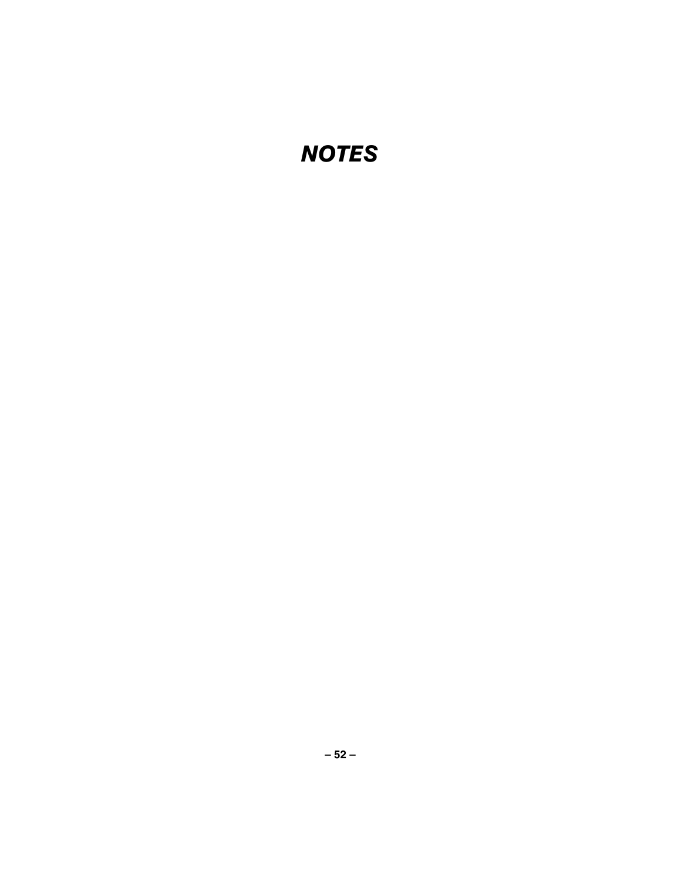# *NOTES*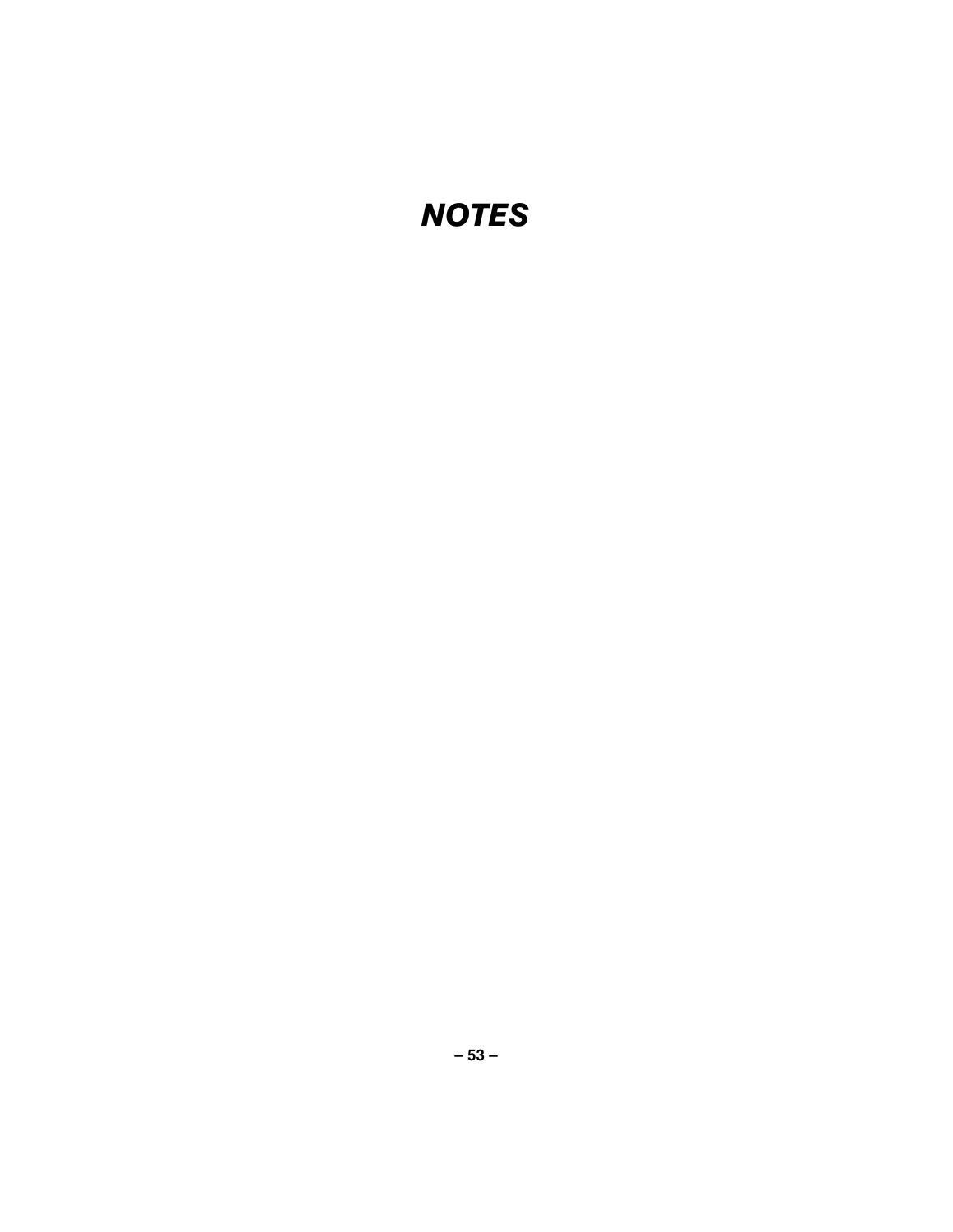# *NOTES*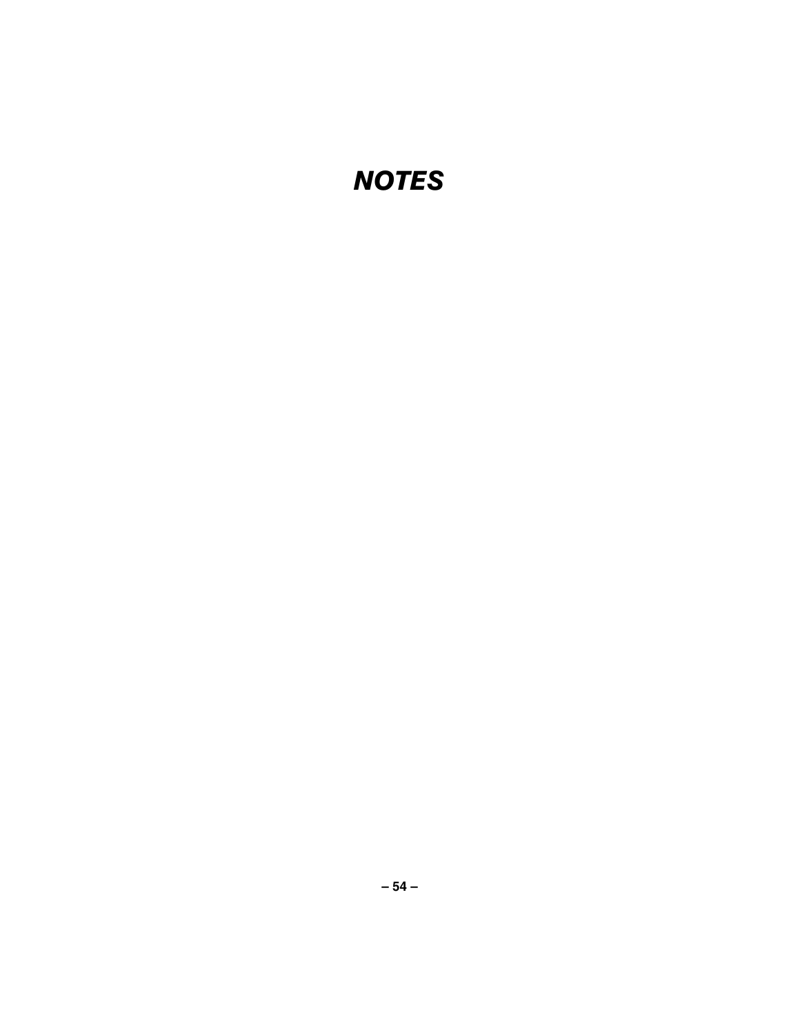# *NOTES*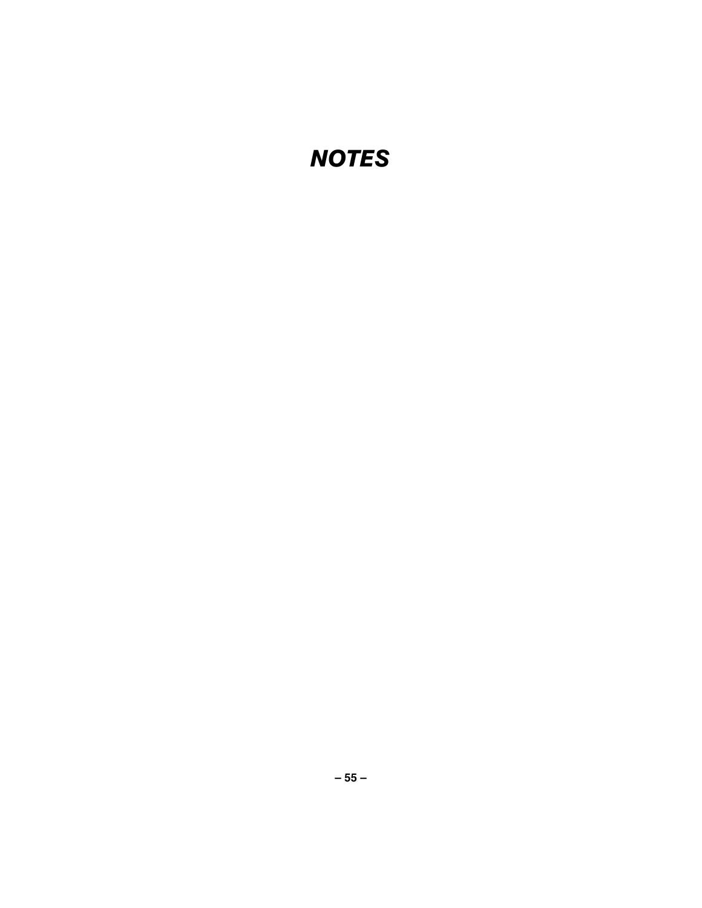# *NOTES*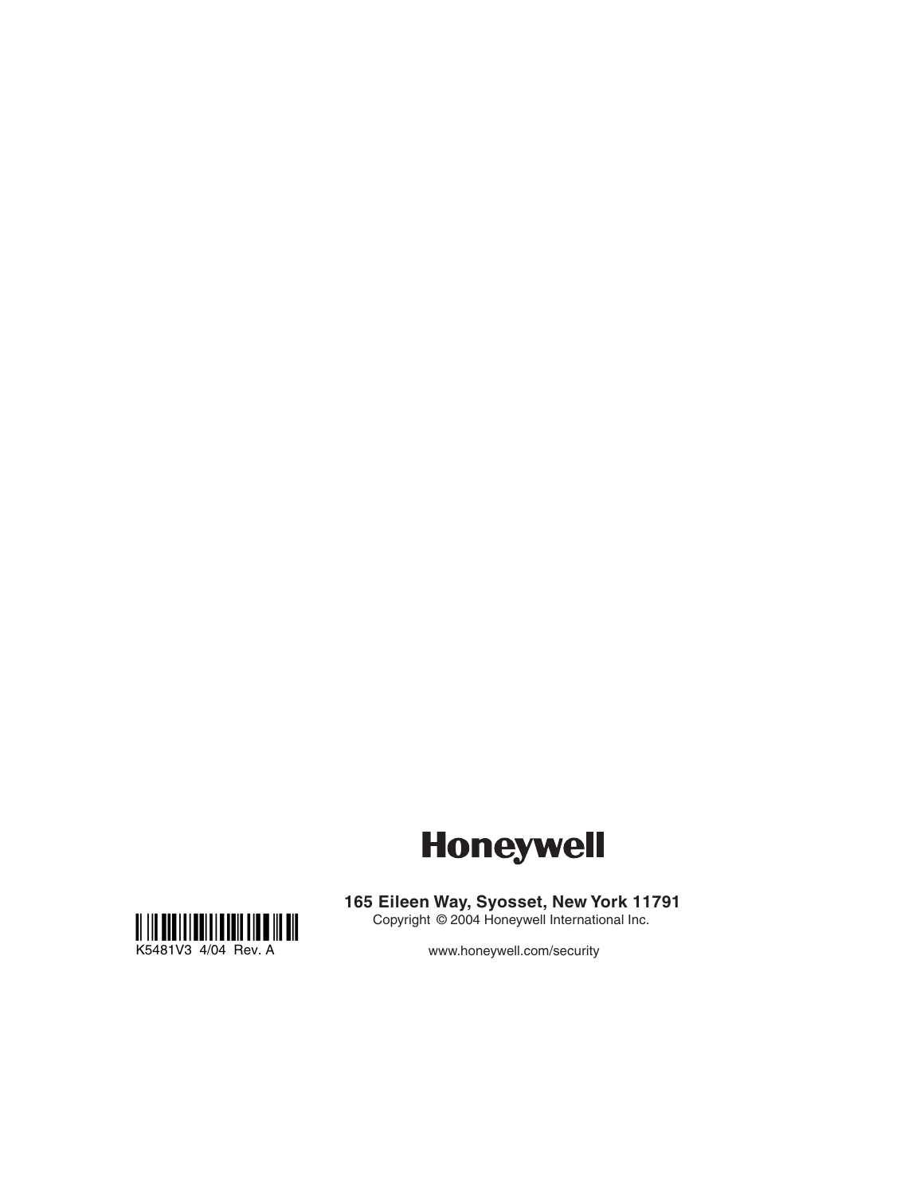**Honeywell**

**165 Eileen Way, Syosset, New York 11791**

Copyright © 2004 Honeywell International Inc.

www.honeywell.com/security

K5481V3 4/04 Rev. A